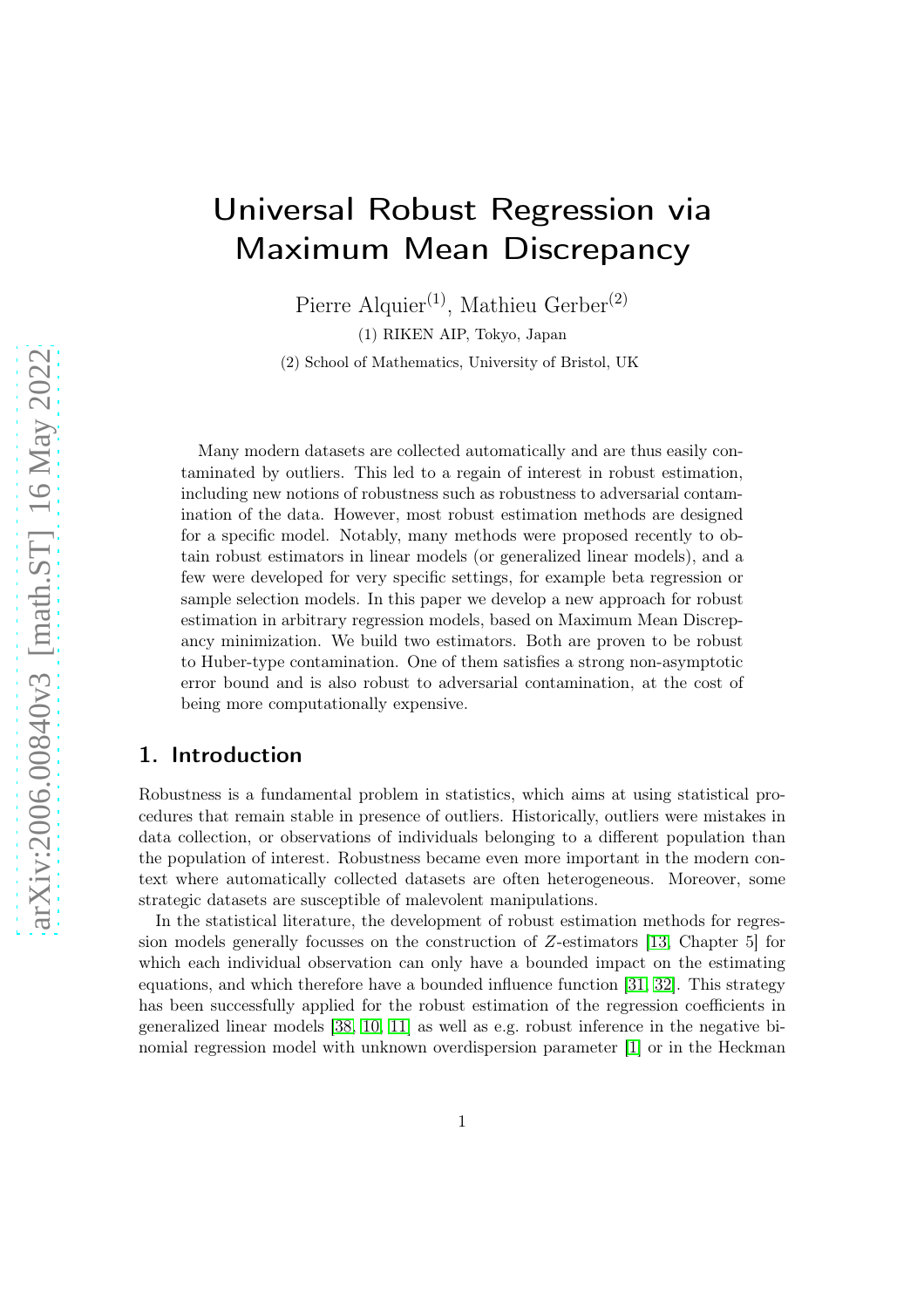# Universal Robust Regression via Maximum Mean Discrepancy

Pierre Alquier[(1)], Mathieu Gerber[(2)]

(1) RIKEN AIP, Tokyo, Japan

(2) School of Mathematics, University of Bristol, UK

Many modern datasets are collected automatically and are thus easily contaminated by outliers. This led to a regain of interest in robust estimation, including new notions of robustness such as robustness to adversarial contamination of the data. However, most robust estimation methods are designed for a specific model. Notably, many methods were proposed recently to obtain robust estimators in linear models (or generalized linear models), and a few were developed for very specific settings, for example beta regression or sample selection models. In this paper we develop a new approach for robust estimation in arbitrary regression models, based on Maximum Mean Discrepancy minimization. We build two estimators. Both are proven to be robust to Huber-type contamination. One of them satisfies a strong non-asymptotic error bound and is also robust to adversarial contamination, at the cost of being more computationally expensive.

## 1. Introduction

Robustness is a fundamental problem in statistics, which aims at using statistical procedures that remain stable in presence of outliers. Historically, outliers were mistakes in data collection, or observations of individuals belonging to a different population than the population of interest. Robustness became even more important in the modern context where automatically collected datasets are often heterogeneous. Moreover, some strategic datasets are susceptible of malevolent manipulations.

In the statistical literature, the development of robust estimation methods for regression models generally focusses on the construction of $Z$-estimators [13, Chapter 5] for which each individual observation can only have a bounded impact on the estimating equations, and which therefore have a bounded influence function [31, 32]. This strategy has been successfully applied for the robust estimation of the regression coefficients in generalized linear models [38, 10, 11] as well as e.g. robust inference in the negative binomial regression model with unknown overdispersion parameter [1] or in the Heckman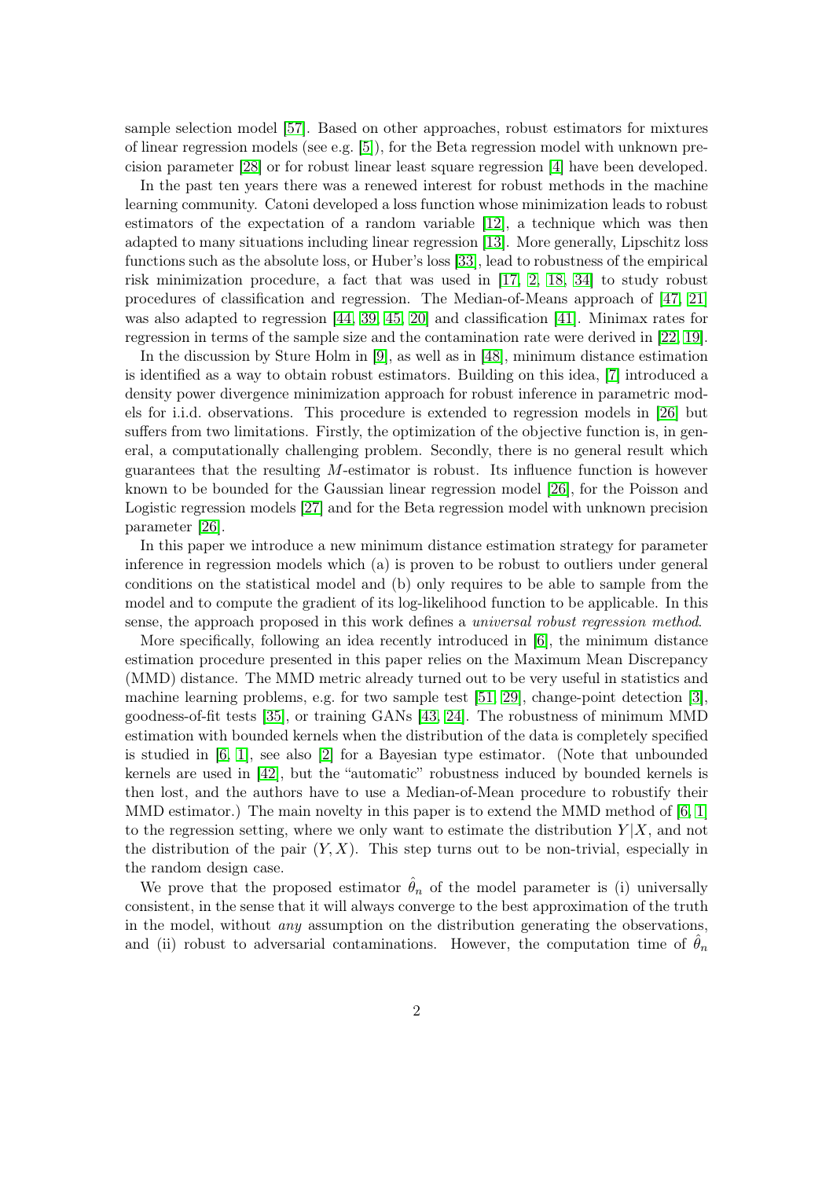sample selection model [57]. Based on other approaches, robust estimators for mixtures of linear regression models (see e.g. [5]), for the Beta regression model with unknown precision parameter [28] or for robust linear least square regression [4] have been developed.

In the past ten years there was a renewed interest for robust methods in the machine learning community. Catoni developed a loss function whose minimization leads to robust estimators of the expectation of a random variable [12], a technique which was then adapted to many situations including linear regression [13]. More generally, Lipschitz loss functions such as the absolute loss, or Huber's loss [33], lead to robustness of the empirical risk minimization procedure, a fact that was used in [17, 2, 18, 34] to study robust procedures of classification and regression. The Median-of-Means approach of [47, 21] was also adapted to regression [44, 39, 45, 20] and classification [41]. Minimax rates for regression in terms of the sample size and the contamination rate were derived in [22, 19].

In the discussion by Sture Holm in [9], as well as in [48], minimum distance estimation is identified as a way to obtain robust estimators. Building on this idea, [7] introduced a density power divergence minimization approach for robust inference in parametric models for i.i.d. observations. This procedure is extended to regression models in [26] but suffers from two limitations. Firstly, the optimization of the objective function is, in general, a computationally challenging problem. Secondly, there is no general result which guarantees that the resulting $M$-estimator is robust. Its influence function is however known to be bounded for the Gaussian linear regression model [26], for the Poisson and Logistic regression models [27] and for the Beta regression model with unknown precision parameter [26].

In this paper we introduce a new minimum distance estimation strategy for parameter inference in regression models which (a) is proven to be robust to outliers under general conditions on the statistical model and (b) only requires to be able to sample from the model and to compute the gradient of its log-likelihood function to be applicable. In this sense, the approach proposed in this work defines a *universal robust regression method*.

More specifically, following an idea recently introduced in [6], the minimum distance estimation procedure presented in this paper relies on the Maximum Mean Discrepancy (MMD) distance. The MMD metric already turned out to be very useful in statistics and machine learning problems, e.g. for two sample test [51, 29], change-point detection [3], goodness-of-fit tests [35], or training GANs [43, 24]. The robustness of minimum MMD estimation with bounded kernels when the distribution of the data is completely specified is studied in [6, 1], see also [2] for a Bayesian type estimator. (Note that unbounded kernels are used in [42], but the "automatic" robustness induced by bounded kernels is then lost, and the authors have to use a Median-of-Mean procedure to robustify their MMD estimator.) The main novelty in this paper is to extend the MMD method of [6, 1] to the regression setting, where we only want to estimate the distribution $Y|X$, and not the distribution of the pair $(Y, X)$. This step turns out to be non-trivial, especially in the random design case.

We prove that the proposed estimator $\hat{\theta}_n$ of the model parameter is (i) universally consistent, in the sense that it will always converge to the best approximation of the truth in the model, without *any* assumption on the distribution generating the observations, and (ii) robust to adversarial contaminations. However, the computation time of $\hat{\theta}_n$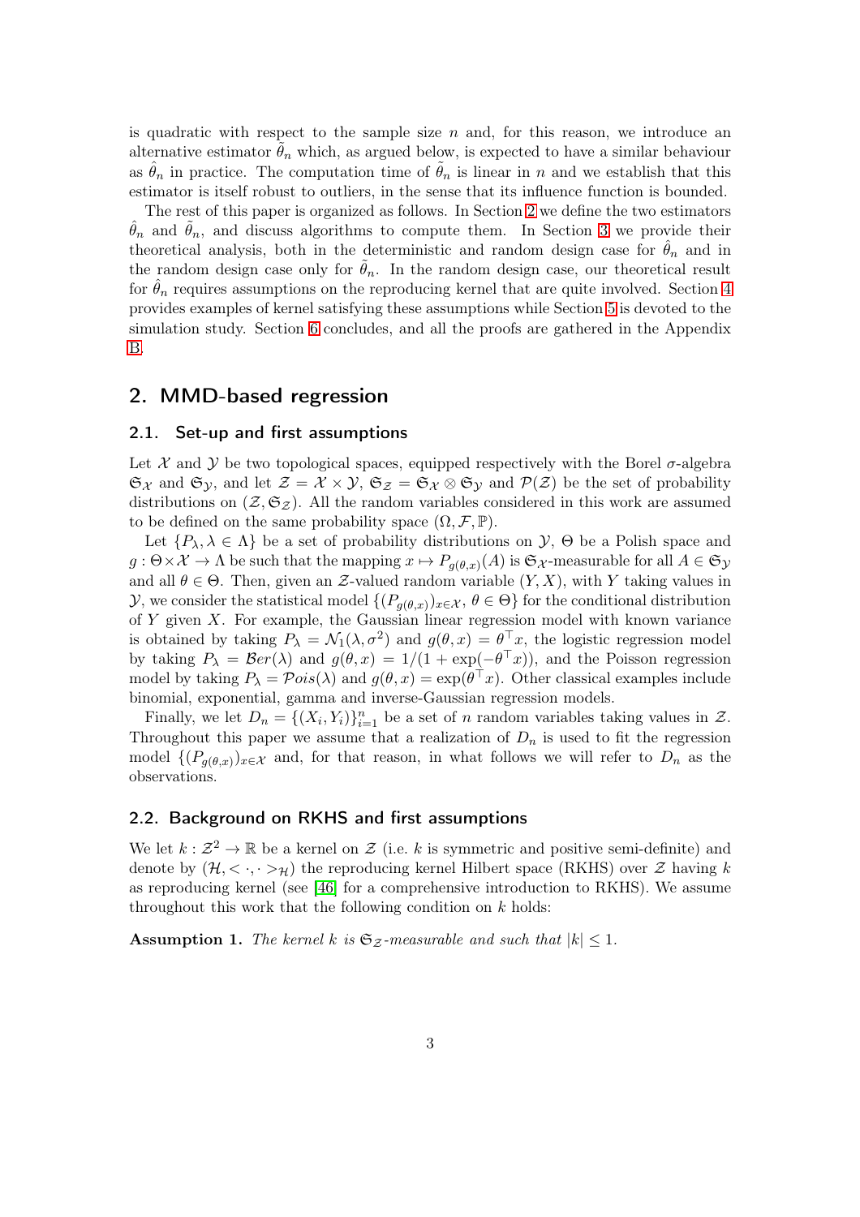is quadratic with respect to the sample size $n$ and, for this reason, we introduce an alternative estimator $\tilde{\theta}_n$ which, as argued below, is expected to have a similar behaviour as $\hat{\theta}_n$ in practice. The computation time of $\tilde{\theta}_n$ is linear in $n$ and we establish that this estimator is itself robust to outliers, in the sense that its influence function is bounded.

The rest of this paper is organized as follows. In Section 2 we define the two estimators $\hat{\theta}_n$ and $\tilde{\theta}_n$, and discuss algorithms to compute them. In Section 3 we provide their theoretical analysis, both in the deterministic and random design case for $\hat{\theta}_n$ and in the random design case only for $\tilde{\theta}_n$. In the random design case, our theoretical result for $\hat{\theta}_n$ requires assumptions on the reproducing kernel that are quite involved. Section 4 provides examples of kernel satisfying these assumptions while Section 5 is devoted to the simulation study. Section 6 concludes, and all the proofs are gathered in the Appendix B.

## 2. MMD-based regression

### 2.1. Set-up and first assumptions

Let $\mathcal{X}$ and $\mathcal{Y}$ be two topological spaces, equipped respectively with the Borel $\sigma$-algebra $\mathfrak{S}_{\mathcal{X}}$ and $\mathfrak{S}_{\mathcal{Y}}$, and let $\mathcal{Z} = \mathcal{X} \times \mathcal{Y}$, $\mathfrak{S}_{\mathcal{Z}} = \mathfrak{S}_{\mathcal{X}} \otimes \mathfrak{S}_{\mathcal{Y}}$ and $\mathcal{P}(\mathcal{Z})$ be the set of probability distributions on $(\mathcal{Z}, \mathfrak{S}_{\mathcal{Z}})$. All the random variables considered in this work are assumed to be defined on the same probability space $(\Omega, \mathcal{F}, \mathbb{P})$.

Let $\{P_\lambda, \lambda \in \Lambda\}$ be a set of probability distributions on $\mathcal{Y}$, $\Theta$ be a Polish space and $g : \Theta \times \mathcal{X} \to \Lambda$ be such that the mapping $x \mapsto P_{g(\theta,x)}(A)$ is $\mathfrak{S}_{\mathcal{X}}$-measurable for all $A \in \mathfrak{S}_{\mathcal{Y}}$ and all $\theta \in \Theta$. Then, given an $\mathcal{Z}$-valued random variable $(Y, X)$, with $Y$ taking values in $\mathcal{Y}$, we consider the statistical model $\{(P_{g(\theta,x)})_{x\in\mathcal{X}}, \theta \in \Theta\}$ for the conditional distribution of $Y$ given $X$. For example, the Gaussian linear regression model with known variance is obtained by taking $P_\lambda = \mathcal{N}_1(\lambda, \sigma^2)$ and $g(\theta, x) = \theta^\top x$, the logistic regression model by taking $P_\lambda = \mathcal{B}er(\lambda)$ and $g(\theta, x) = 1/(1 + \exp(-\theta^\top x))$, and the Poisson regression model by taking $P_\lambda = \mathcal{P}ois(\lambda)$ and $g(\theta, x) = \exp(\theta^\top x)$. Other classical examples include binomial, exponential, gamma and inverse-Gaussian regression models.

Finally, we let $D_n = \{(X_i, Y_i)\}_{i=1}^n$ be a set of $n$ random variables taking values in $\mathcal{Z}$. Throughout this paper we assume that a realization of $D_n$ is used to fit the regression model $\{(P_{g(\theta,x)})_{x\in\mathcal{X}}$ and, for that reason, in what follows we will refer to $D_n$ as the observations.

### 2.2. Background on RKHS and first assumptions

We let $k : \mathcal{Z}^2 \to \mathbb{R}$ be a kernel on $\mathcal{Z}$ (i.e. $k$ is symmetric and positive semi-definite) and denote by $(\mathcal{H}, < \cdot, \cdot >_{\mathcal{H}})$ the reproducing kernel Hilbert space (RKHS) over $\mathcal{Z}$ having $k$ as reproducing kernel (see [46] for a comprehensive introduction to RKHS). We assume throughout this work that the following condition on $k$ holds:

**Assumption 1.** *The kernel $k$ is $\mathfrak{S}_{\mathcal{Z}}$-measurable and such that $|k| \leq 1$.*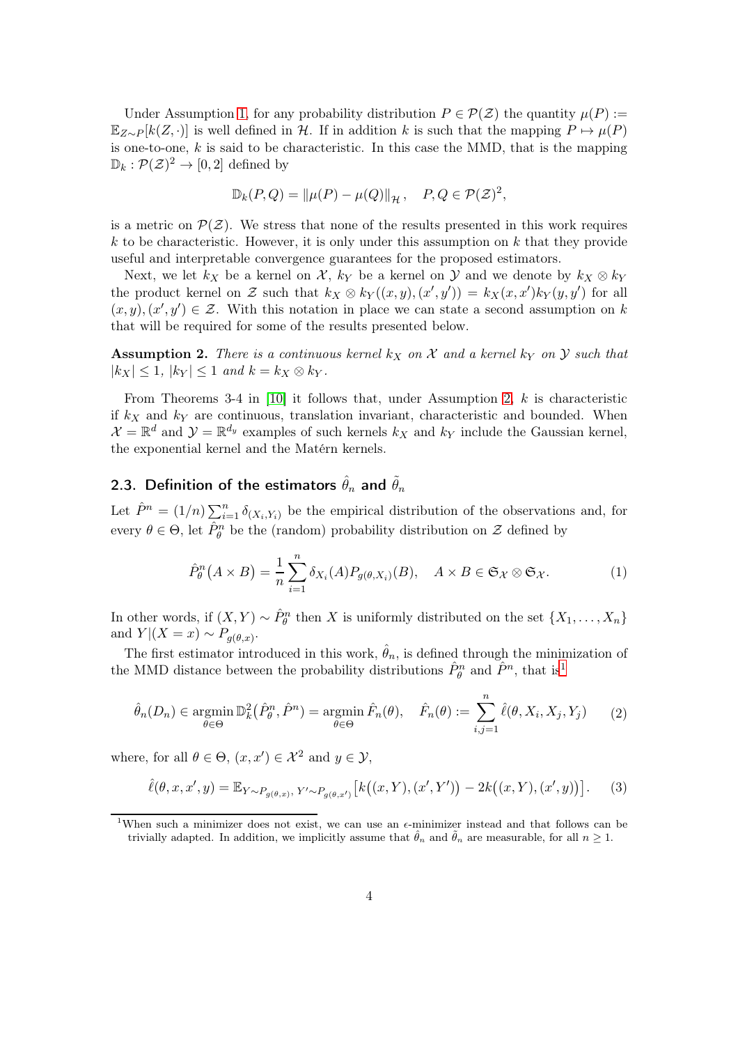Under Assumption 1, for any probability distribution $P \in \mathcal{P}(\mathcal{Z})$ the quantity $\mu(P) := \mathbb{E}_{Z\sim P}[k(Z,\cdot)]$ is well defined in $\mathcal{H}$. If in addition $k$ is such that the mapping $P \mapsto \mu(P)$ is one-to-one, $k$ is said to be characteristic. In this case the MMD, that is the mapping $\mathbb{D}_k : \mathcal{P}(\mathcal{Z})^2 \to [0,2]$ defined by

$$\mathbb{D}_k(P,Q) = \|\mu(P) - \mu(Q)\|_{\mathcal{H}}, \quad P,Q \in \mathcal{P}(\mathcal{Z})^2,$$

is a metric on $\mathcal{P}(\mathcal{Z})$. We stress that none of the results presented in this work requires $k$ to be characteristic. However, it is only under this assumption on $k$ that they provide useful and interpretable convergence guarantees for the proposed estimators.

Next, we let $k_X$ be a kernel on $\mathcal{X}$, $k_Y$ be a kernel on $\mathcal{Y}$ and we denote by $k_X \otimes k_Y$ the product kernel on $\mathcal{Z}$ such that $k_X \otimes k_Y((x,y),(x',y')) = k_X(x,x')k_Y(y,y')$ for all $(x,y),(x',y') \in \mathcal{Z}$. With this notation in place we can state a second assumption on $k$ that will be required for some of the results presented below.

**Assumption 2.** *There is a continuous kernel $k_X$ on $\mathcal{X}$ and a kernel $k_Y$ on $\mathcal{Y}$ such that $|k_X| \leq 1$, $|k_Y| \leq 1$ and $k = k_X \otimes k_Y$.*

From Theorems 3-4 in [10] it follows that, under Assumption 2, $k$ is characteristic if $k_X$ and $k_Y$ are continuous, translation invariant, characteristic and bounded. When $\mathcal{X} = \mathbb{R}^d$ and $\mathcal{Y} = \mathbb{R}^{d_y}$ examples of such kernels $k_X$ and $k_Y$ include the Gaussian kernel, the exponential kernel and the Matérn kernels.

## 2.3. Definition of the estimators $\hat{\theta}_n$ and $\tilde{\theta}_n$

Let $\hat{P}^n = (1/n)\sum_{i=1}^n \delta_{(X_i,Y_i)}$ be the empirical distribution of the observations and, for every $\theta \in \Theta$, let $\hat{P}^n_\theta$ be the (random) probability distribution on $\mathcal{Z}$ defined by

$$\hat{P}^n_\theta\big(A \times B\big) = \frac{1}{n}\sum_{i=1}^n \delta_{X_i}(A) P_{g(\theta,X_i)}(B), \quad A \times B \in \mathfrak{S}_{\mathcal{X}} \otimes \mathfrak{S}_{\mathcal{X}}. \tag{1}$$

In other words, if $(X,Y) \sim \hat{P}^n_\theta$ then $X$ is uniformly distributed on the set $\{X_1,\dots,X_n\}$ and $Y|(X=x) \sim P_{g(\theta,x)}$.

The first estimator introduced in this work, $\hat{\theta}_n$, is defined through the minimization of the MMD distance between the probability distributions $\hat{P}^n_\theta$ and $\hat{P}^n$, that is[1]

$$\hat{\theta}_n(D_n) \in \operatorname*{argmin}_{\theta\in\Theta} \mathbb{D}^2_k\big(\hat{P}^n_\theta, \hat{P}^n\big) = \operatorname*{argmin}_{\theta\in\Theta} \hat{F}_n(\theta), \quad \hat{F}_n(\theta) := \sum_{i,j=1}^n \hat{\ell}(\theta, X_i, X_j, Y_j) \tag{2}$$

where, for all $\theta \in \Theta$, $(x,x') \in \mathcal{X}^2$ and $y \in \mathcal{Y}$,

$$\hat{\ell}(\theta,x,x',y) = \mathbb{E}_{Y\sim P_{g(\theta,x)},\, Y'\sim P_{g(\theta,x')}}\big[k\big((x,Y),(x',Y')\big) - 2k\big((x,Y),(x',y)\big)\big]. \tag{3}$$

[1] When such a minimizer does not exist, we can use an $\epsilon$-minimizer instead and that follows can be trivially adapted. In addition, we implicitly assume that $\hat{\theta}_n$ and $\tilde{\theta}_n$ are measurable, for all $n \geq 1$.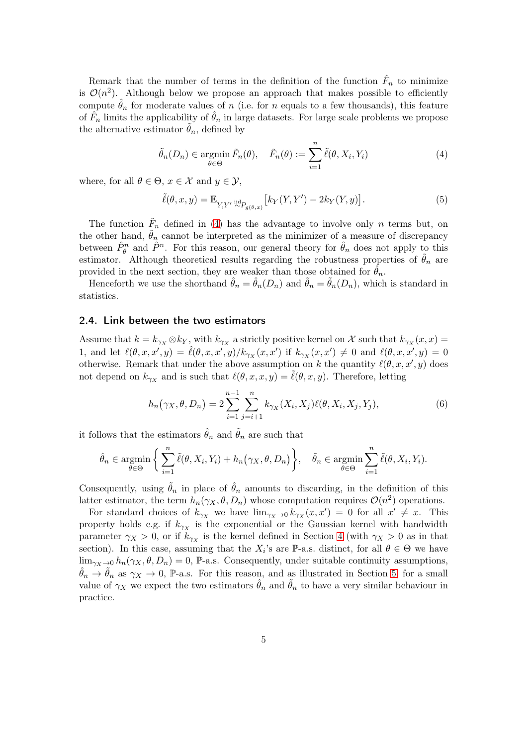Remark that the number of terms in the definition of the function $\hat{F}_n$ to minimize is $\mathcal{O}(n^2)$. Although below we propose an approach that makes possible to efficiently compute $\hat{\theta}_n$ for moderate values of $n$ (i.e. for $n$ equals to a few thousands), this feature of $\hat{F}_n$ limits the applicability of $\hat{\theta}_n$ in large datasets. For large scale problems we propose the alternative estimator $\tilde{\theta}_n$, defined by

$$\tilde{\theta}_n(D_n) \in \operatorname*{argmin}_{\theta\in\Theta} \tilde{F}_n(\theta), \quad \tilde{F}_n(\theta) := \sum_{i=1}^n \tilde{\ell}(\theta, X_i, Y_i) \tag{4}$$

where, for all $\theta \in \Theta$, $x \in \mathcal{X}$ and $y \in \mathcal{Y}$,

$$\tilde{\ell}(\theta, x, y) = \mathbb{E}_{Y,Y' \overset{\text{iid}}{\sim} P_{g(\theta,x)}}\big[k_Y(Y, Y') - 2k_Y(Y, y)\big]. \tag{5}$$

The function $\tilde{F}_n$ defined in (4) has the advantage to involve only $n$ terms but, on the other hand, $\tilde{\theta}_n$ cannot be interpreted as the minimizer of a measure of discrepancy between $\hat{P}^n_\theta$ and $\hat{P}^n$. For this reason, our general theory for $\hat{\theta}_n$ does not apply to this estimator. Although theoretical results regarding the robustness properties of $\tilde{\theta}_n$ are provided in the next section, they are weaker than those obtained for $\hat{\theta}_n$.

Henceforth we use the shorthand $\hat{\theta}_n = \hat{\theta}_n(D_n)$ and $\tilde{\theta}_n = \tilde{\theta}_n(D_n)$, which is standard in statistics.

### 2.4. Link between the two estimators

Assume that $k = k_{\gamma_X} \otimes k_Y$, with $k_{\gamma_X}$ a strictly positive kernel on $\mathcal{X}$ such that $k_{\gamma_X}(x, x) = 1$, and let $\ell(\theta, x, x', y) = \hat{\ell}(\theta, x, x', y)/k_{\gamma_X}(x, x')$ if $k_{\gamma_X}(x, x') \neq 0$ and $\ell(\theta, x, x', y) = 0$ otherwise. Remark that under the above assumption on $k$ the quantity $\ell(\theta, x, x', y)$ does not depend on $k_{\gamma_X}$ and is such that $\ell(\theta, x, x, y) = \tilde{\ell}(\theta, x, y)$. Therefore, letting

$$h_n\big(\gamma_X, \theta, D_n\big) = 2\sum_{i=1}^{n-1}\sum_{j=i+1}^{n} k_{\gamma_X}(X_i, X_j)\ell(\theta, X_i, X_j, Y_j), \tag{6}$$

it follows that the estimators $\hat{\theta}_n$ and $\tilde{\theta}_n$ are such that

$$\hat{\theta}_n \in \operatorname*{argmin}_{\theta\in\Theta} \bigg\{ \sum_{i=1}^n \tilde{\ell}(\theta, X_i, Y_i) + h_n\big(\gamma_X, \theta, D_n\big) \bigg\}, \quad \tilde{\theta}_n \in \operatorname*{argmin}_{\theta\in\Theta} \sum_{i=1}^n \tilde{\ell}(\theta, X_i, Y_i).$$

Consequently, using $\tilde{\theta}_n$ in place of $\hat{\theta}_n$ amounts to discarding, in the definition of this latter estimator, the term $h_n(\gamma_X, \theta, D_n)$ whose computation requires $\mathcal{O}(n^2)$ operations.

For standard choices of $k_{\gamma_X}$ we have $\lim_{\gamma_X\to 0} k_{\gamma_X}(x, x') = 0$ for all $x' \neq x$. This property holds e.g. if $k_{\gamma_X}$ is the exponential or the Gaussian kernel with bandwidth parameter $\gamma_X > 0$, or if $k_{\gamma_X}$ is the kernel defined in Section 4 (with $\gamma_X > 0$ as in that section). In this case, assuming that the $X_i$'s are $\mathbb{P}$-a.s. distinct, for all $\theta \in \Theta$ we have $\lim_{\gamma_X\to 0} h_n(\gamma_X, \theta, D_n) = 0$, $\mathbb{P}$-a.s. Consequently, under suitable continuity assumptions, $\hat{\theta}_n \to \tilde{\theta}_n$ as $\gamma_X \to 0$, $\mathbb{P}$-a.s. For this reason, and as illustrated in Section 5, for a small value of $\gamma_X$ we expect the two estimators $\hat{\theta}_n$ and $\tilde{\theta}_n$ to have a very similar behaviour in practice.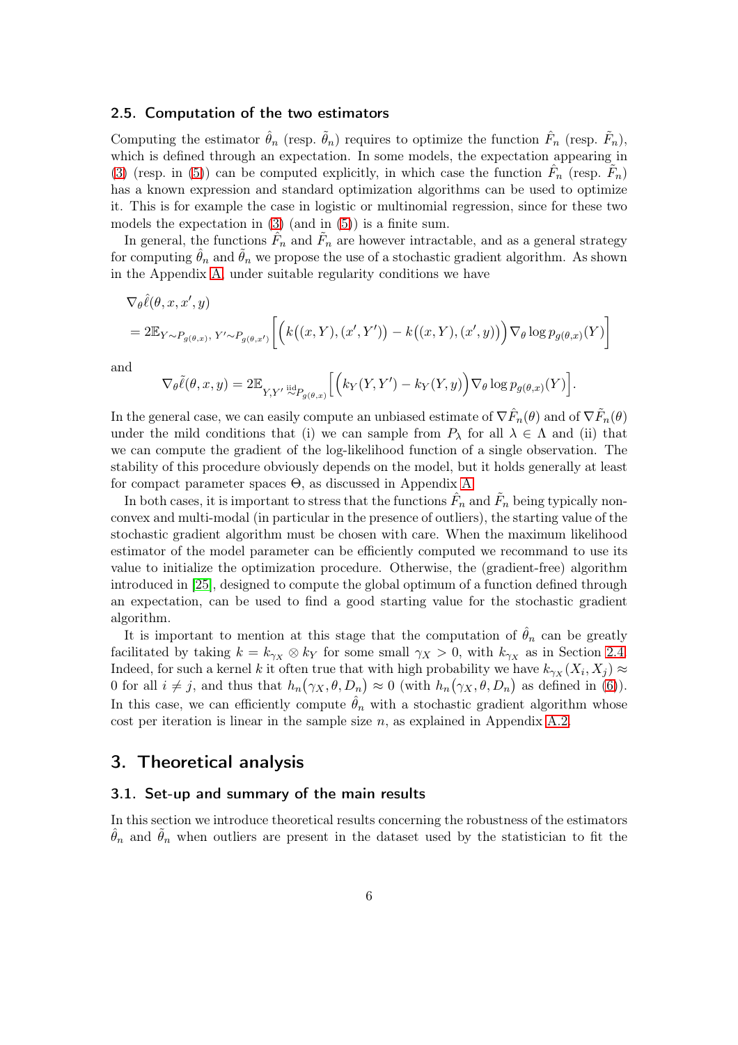### 2.5. Computation of the two estimators

Computing the estimator $\hat{\theta}_n$ (resp. $\tilde{\theta}_n$) requires to optimize the function $\hat{F}_n$ (resp. $\tilde{F}_n$), which is defined through an expectation. In some models, the expectation appearing in (3) (resp. in (5)) can be computed explicitly, in which case the function $\hat{F}_n$ (resp. $\tilde{F}_n$) has a known expression and standard optimization algorithms can be used to optimize it. This is for example the case in logistic or multinomial regression, since for these two models the expectation in (3) (and in (5)) is a finite sum.

In general, the functions $\hat{F}_n$ and $\tilde{F}_n$ are however intractable, and as a general strategy for computing $\hat{\theta}_n$ and $\tilde{\theta}_n$ we propose the use of a stochastic gradient algorithm. As shown in the Appendix A, under suitable regularity conditions we have

$$
\begin{aligned}
&\nabla_\theta \hat{\ell}(\theta, x, x', y) \\
&= 2\mathbb{E}_{Y\sim P_{g(\theta,x)},\, Y'\sim P_{g(\theta,x')}}\Big[\Big(k\big((x,Y),(x',Y')\big) - k\big((x,Y),(x',y)\big)\Big)\nabla_\theta \log p_{g(\theta,x)}(Y)\Big]
\end{aligned}
$$

and

$$
\nabla_\theta \tilde{\ell}(\theta, x, y) = 2\mathbb{E}_{Y,Y' \overset{\text{iid}}{\sim} P_{g(\theta,x)}}\Big[\Big(k_Y(Y,Y') - k_Y(Y,y)\Big)\nabla_\theta \log p_{g(\theta,x)}(Y)\Big].
$$

In the general case, we can easily compute an unbiased estimate of $\nabla \hat{F}_n(\theta)$ and of $\nabla \tilde{F}_n(\theta)$ under the mild conditions that (i) we can sample from $P_\lambda$ for all $\lambda \in \Lambda$ and (ii) that we can compute the gradient of the log-likelihood function of a single observation. The stability of this procedure obviously depends on the model, but it holds generally at least for compact parameter spaces $\Theta$, as discussed in Appendix A.

In both cases, it is important to stress that the functions $\hat{F}_n$ and $\tilde{F}_n$ being typically non-convex and multi-modal (in particular in the presence of outliers), the starting value of the stochastic gradient algorithm must be chosen with care. When the maximum likelihood estimator of the model parameter can be efficiently computed we recommand to use its value to initialize the optimization procedure. Otherwise, the (gradient-free) algorithm introduced in [25], designed to compute the global optimum of a function defined through an expectation, can be used to find a good starting value for the stochastic gradient algorithm.

It is important to mention at this stage that the computation of $\hat{\theta}_n$ can be greatly facilitated by taking $k = k_{\gamma_X} \otimes k_Y$ for some small $\gamma_X > 0$, with $k_{\gamma_X}$ as in Section 2.4. Indeed, for such a kernel $k$ it often true that with high probability we have $k_{\gamma_X}(X_i, X_j) \approx 0$ for all $i \neq j$, and thus that $h_n\big(\gamma_X, \theta, D_n\big) \approx 0$ (with $h_n\big(\gamma_X, \theta, D_n\big)$ as defined in (6)). In this case, we can efficiently compute $\hat{\theta}_n$ with a stochastic gradient algorithm whose cost per iteration is linear in the sample size $n$, as explained in Appendix A.2.

## 3. Theoretical analysis

### 3.1. Set-up and summary of the main results

In this section we introduce theoretical results concerning the robustness of the estimators $\hat{\theta}_n$ and $\tilde{\theta}_n$ when outliers are present in the dataset used by the statistician to fit the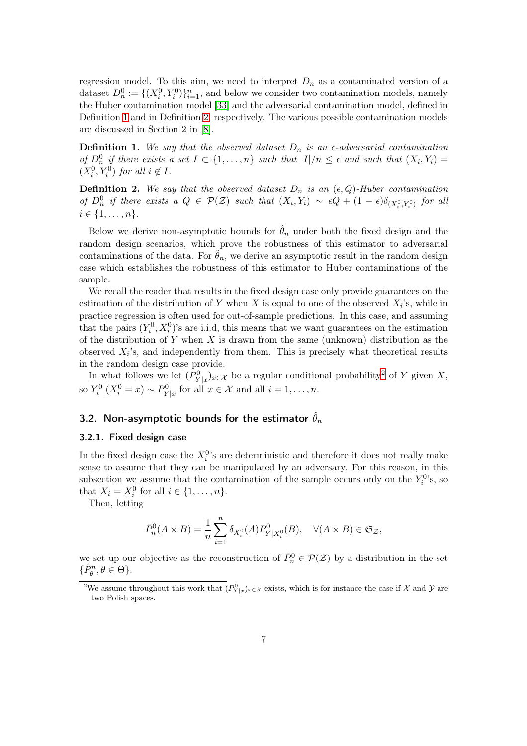regression model. To this aim, we need to interpret $D_n$ as a contaminated version of a dataset $D_n^0 := \{(X_i^0, Y_i^0)\}_{i=1}^n$, and below we consider two contamination models, namely the Huber contamination model [33] and the adversarial contamination model, defined in Definition 1 and in Definition 2, respectively. The various possible contamination models are discussed in Section 2 in [8].

**Definition 1.** *We say that the observed dataset $D_n$ is an $\epsilon$-adversarial contamination of $D_n^0$ if there exists a set $I \subset \{1, \dots, n\}$ such that $|I|/n \leq \epsilon$ and such that $(X_i, Y_i) = (X_i^0, Y_i^0)$ for all $i \notin I$.*

**Definition 2.** *We say that the observed dataset $D_n$ is an $(\epsilon, Q)$-Huber contamination of $D_n^0$ if there exists a $Q \in \mathcal{P}(\mathcal{Z})$ such that $(X_i, Y_i) \sim \epsilon Q + (1 - \epsilon)\delta_{(X_i^0, Y_i^0)}$ for all $i \in \{1, \dots, n\}$.*

Below we derive non-asymptotic bounds for $\hat{\theta}_n$ under both the fixed design and the random design scenarios, which prove the robustness of this estimator to adversarial contaminations of the data. For $\tilde{\theta}_n$, we derive an asymptotic result in the random design case which establishes the robustness of this estimator to Huber contaminations of the sample.

We recall the reader that results in the fixed design case only provide guarantees on the estimation of the distribution of $Y$ when $X$ is equal to one of the observed $X_i$'s, while in practice regression is often used for out-of-sample predictions. In this case, and assuming that the pairs $(Y_i^0, X_i^0)$'s are i.i.d, this means that we want guarantees on the estimation of the distribution of $Y$ when $X$ is drawn from the same (unknown) distribution as the observed $X_i$'s, and independently from them. This is precisely what theoretical results in the random design case provide.

In what follows we let $(P^0_{Y|x})_{x \in \mathcal{X}}$ be a regular conditional probability[2] of $Y$ given $X$, so $Y_i^0 | (X_i^0 = x) \sim P^0_{Y|x}$ for all $x \in \mathcal{X}$ and all $i = 1, \dots, n$.

## 3.2. Non-asymptotic bounds for the estimator $\hat{\theta}_n$

### 3.2.1. Fixed design case

In the fixed design case the $X_i^0$'s are deterministic and therefore it does not really make sense to assume that they can be manipulated by an adversary. For this reason, in this subsection we assume that the contamination of the sample occurs only on the $Y_i^0$'s, so that $X_i = X_i^0$ for all $i \in \{1, \dots, n\}$.

Then, letting

$$\bar{P}_n^0(A \times B) = \frac{1}{n} \sum_{i=1}^n \delta_{X_i^0}(A) P^0_{Y|X_i^0}(B), \quad \forall (A \times B) \in \mathfrak{S}_{\mathcal{Z}},$$

we set up our objective as the reconstruction of $\bar{P}_n^0 \in \mathcal{P}(\mathcal{Z})$ by a distribution in the set $\{\hat{P}_\theta^n, \theta \in \Theta\}$.

[2] We assume throughout this work that $(P^0_{Y|x})_{x \in \mathcal{X}}$ exists, which is for instance the case if $\mathcal{X}$ and $\mathcal{Y}$ are two Polish spaces.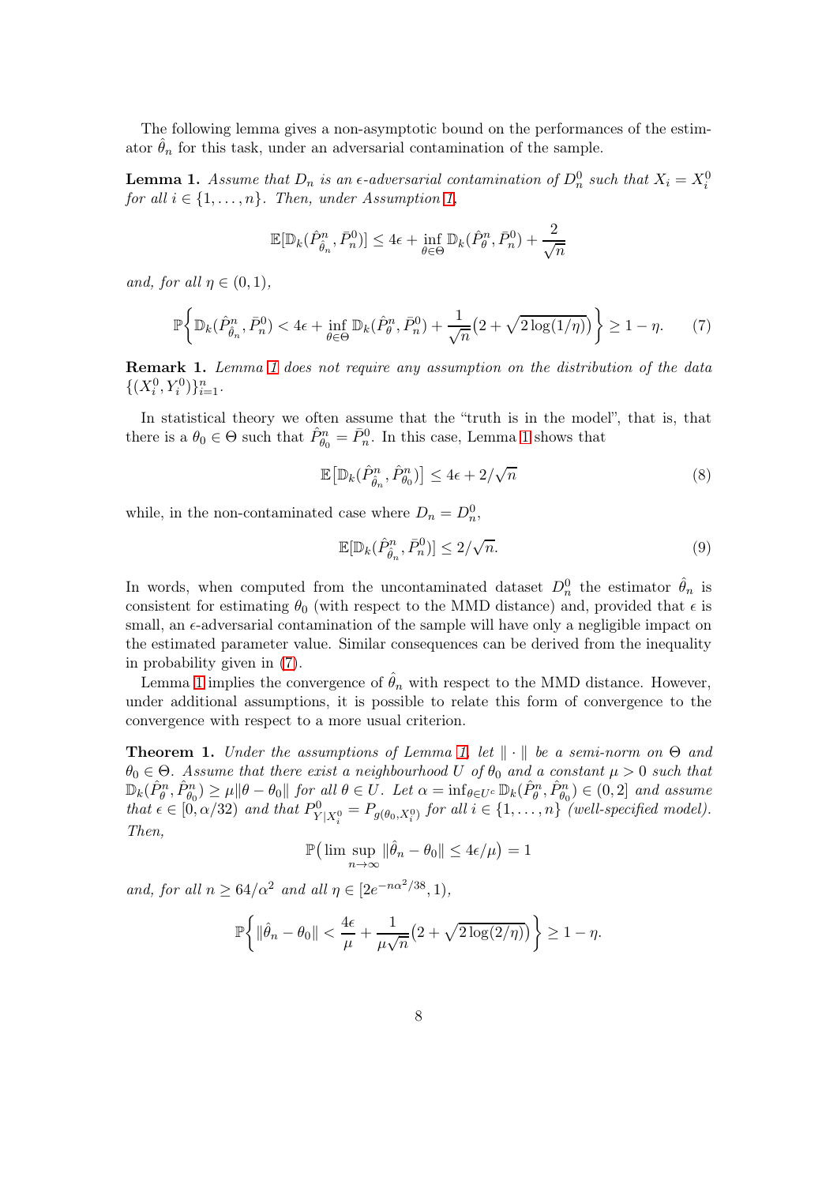The following lemma gives a non-asymptotic bound on the performances of the estimator $\hat{\theta}_n$ for this task, under an adversarial contamination of the sample.

**Lemma 1.** *Assume that $D_n$ is an $\epsilon$-adversarial contamination of $D_n^0$ such that $X_i = X_i^0$ for all $i \in \{1, \ldots, n\}$. Then, under Assumption 1,*

$$\mathbb{E}[\mathbb{D}_k(\hat{P}^n_{\hat{\theta}_n}, \bar{P}^0_n)] \leq 4\epsilon + \inf_{\theta \in \Theta} \mathbb{D}_k(\hat{P}^n_\theta, \bar{P}^0_n) + \frac{2}{\sqrt{n}}$$

*and, for all $\eta \in (0, 1)$,*

$$\mathbb{P}\left\{\mathbb{D}_k(\hat{P}^n_{\hat{\theta}_n}, \bar{P}^0_n) < 4\epsilon + \inf_{\theta \in \Theta} \mathbb{D}_k(\hat{P}^n_\theta, \bar{P}^0_n) + \frac{1}{\sqrt{n}}\big(2 + \sqrt{2\log(1/\eta)}\big)\right\} \geq 1 - \eta. \tag{7}$$

**Remark 1.** *Lemma 1 does not require any assumption on the distribution of the data $\{(X_i^0, Y_i^0)\}_{i=1}^n$.*

In statistical theory we often assume that the "truth is in the model", that is, that there is a $\theta_0 \in \Theta$ such that $\hat{P}^n_{\theta_0} = \bar{P}^0_n$. In this case, Lemma 1 shows that

$$\mathbb{E}\big[\mathbb{D}_k(\hat{P}^n_{\hat{\theta}_n}, \hat{P}^n_{\theta_0})\big] \leq 4\epsilon + 2/\sqrt{n} \tag{8}$$

while, in the non-contaminated case where $D_n = D_n^0$,

$$\mathbb{E}[\mathbb{D}_k(\hat{P}^n_{\hat{\theta}_n}, \bar{P}^0_n)] \leq 2/\sqrt{n}. \tag{9}$$

In words, when computed from the uncontaminated dataset $D_n^0$ the estimator $\hat{\theta}_n$ is consistent for estimating $\theta_0$ (with respect to the MMD distance) and, provided that $\epsilon$ is small, an $\epsilon$-adversarial contamination of the sample will have only a negligible impact on the estimated parameter value. Similar consequences can be derived from the inequality in probability given in (7).

Lemma 1 implies the convergence of $\hat{\theta}_n$ with respect to the MMD distance. However, under additional assumptions, it is possible to relate this form of convergence to the convergence with respect to a more usual criterion.

**Theorem 1.** *Under the assumptions of Lemma 1, let $\|\cdot\|$ be a semi-norm on $\Theta$ and $\theta_0 \in \Theta$. Assume that there exist a neighbourhood $U$ of $\theta_0$ and a constant $\mu > 0$ such that $\mathbb{D}_k(\hat{P}^n_\theta, \hat{P}^n_{\theta_0}) \geq \mu\|\theta - \theta_0\|$ for all $\theta \in U$. Let $\alpha = \inf_{\theta \in U^c} \mathbb{D}_k(\hat{P}^n_\theta, \hat{P}^n_{\theta_0}) \in (0, 2]$ and assume that $\epsilon \in [0, \alpha/32)$ and that $P^0_{Y|X_i^0} = P_{g(\theta_0, X_i^0)}$ for all $i \in \{1, \ldots, n\}$ (well-specified model). Then,*

$$\mathbb{P}\big(\limsup_{n\to\infty} \|\hat{\theta}_n - \theta_0\| \leq 4\epsilon/\mu\big) = 1$$

*and, for all $n \geq 64/\alpha^2$ and all $\eta \in [2e^{-n\alpha^2/38}, 1)$,*

$$\mathbb{P}\left\{\|\hat{\theta}_n - \theta_0\| < \frac{4\epsilon}{\mu} + \frac{1}{\mu\sqrt{n}}\big(2 + \sqrt{2\log(2/\eta)}\big)\right\} \geq 1 - \eta.$$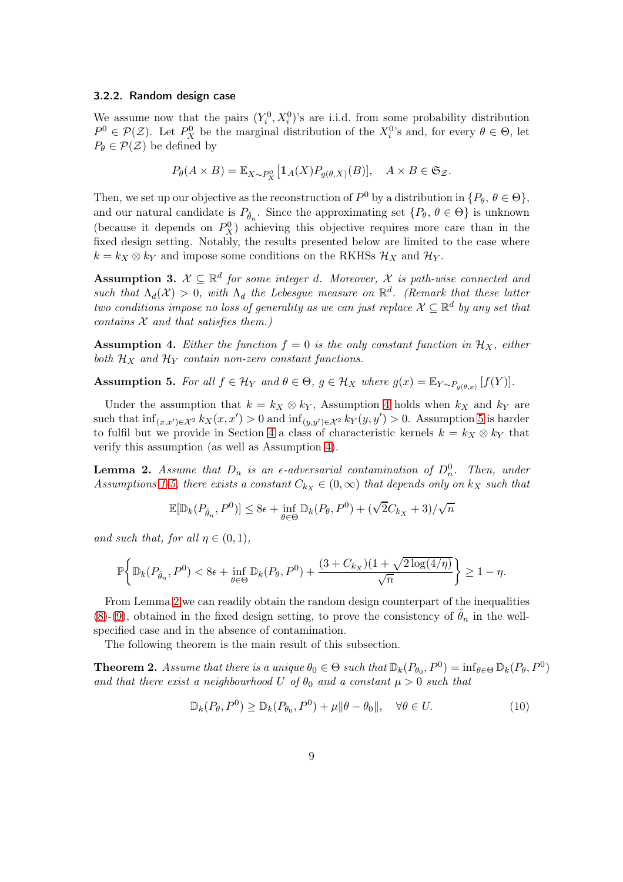#### 3.2.2. Random design case

We assume now that the pairs $(Y_i^0, X_i^0)$'s are i.i.d. from some probability distribution $P^0 \in \mathcal{P}(\mathcal{Z})$. Let $P_X^0$ be the marginal distribution of the $X_i^0$'s and, for every $\theta \in \Theta$, let $P_\theta \in \mathcal{P}(\mathcal{Z})$ be defined by

$$P_\theta(A \times B) = \mathbb{E}_{X \sim P_X^0}\left[\mathbb{1}_A(X) P_{g(\theta, X)}(B)\right], \quad A \times B \in \mathfrak{S}_{\mathcal{Z}}.$$

Then, we set up our objective as the reconstruction of $P^0$ by a distribution in $\{P_\theta,\, \theta \in \Theta\}$, and our natural candidate is $P_{\hat{\theta}_n}$. Since the approximating set $\{P_\theta,\, \theta \in \Theta\}$ is unknown (because it depends on $P_X^0$) achieving this objective requires more care than in the fixed design setting. Notably, the results presented below are limited to the case where $k = k_X \otimes k_Y$ and impose some conditions on the RKHSs $\mathcal{H}_X$ and $\mathcal{H}_Y$.

**Assumption 3.** *$\mathcal{X} \subseteq \mathbb{R}^d$ for some integer $d$. Moreover, $\mathcal{X}$ is path-wise connected and such that $\Lambda_d(\mathcal{X}) > 0$, with $\Lambda_d$ the Lebesgue measure on $\mathbb{R}^d$. (Remark that these latter two conditions impose no loss of generality as we can just replace $\mathcal{X} \subseteq \mathbb{R}^d$ by any set that contains $\mathcal{X}$ and that satisfies them.)*

**Assumption 4.** *Either the function $f = 0$ is the only constant function in $\mathcal{H}_X$, either both $\mathcal{H}_X$ and $\mathcal{H}_Y$ contain non-zero constant functions.*

**Assumption 5.** *For all $f \in \mathcal{H}_Y$ and $\theta \in \Theta$, $g \in \mathcal{H}_X$ where $g(x) = \mathbb{E}_{Y \sim P_{g(\theta,x)}}[f(Y)]$.*

Under the assumption that $k = k_X \otimes k_Y$, Assumption 4 holds when $k_X$ and $k_Y$ are such that $\inf_{(x,x') \in \mathcal{X}^2} k_X(x, x') > 0$ and $\inf_{(y,y') \in \mathcal{X}^2} k_Y(y, y') > 0$. Assumption 5 is harder to fulfil but we provide in Section 4 a class of characteristic kernels $k = k_X \otimes k_Y$ that verify this assumption (as well as Assumption 4).

**Lemma 2.** *Assume that $D_n$ is an $\epsilon$-adversarial contamination of $D_n^0$. Then, under Assumptions 1-5, there exists a constant $C_{k_X} \in (0, \infty)$ that depends only on $k_X$ such that*

$$\mathbb{E}[\mathbb{D}_k(P_{\hat{\theta}_n}, P^0)] \leq 8\epsilon + \inf_{\theta \in \Theta} \mathbb{D}_k(P_\theta, P^0) + (\sqrt{2} C_{k_X} + 3)/\sqrt{n}$$

*and such that, for all $\eta \in (0, 1)$,*

$$\mathbb{P}\left\{ \mathbb{D}_k(P_{\hat{\theta}_n}, P^0) < 8\epsilon + \inf_{\theta \in \Theta} \mathbb{D}_k(P_\theta, P^0) + \frac{(3 + C_{k_X})(1 + \sqrt{2\log(4/\eta)})}{\sqrt{n}} \right\} \geq 1 - \eta.$$

From Lemma 2 we can readily obtain the random design counterpart of the inequalities (8)-(9), obtained in the fixed design setting, to prove the consistency of $\hat{\theta}_n$ in the well-specified case and in the absence of contamination.

The following theorem is the main result of this subsection.

**Theorem 2.** *Assume that there is a unique $\theta_0 \in \Theta$ such that $\mathbb{D}_k(P_{\theta_0}, P^0) = \inf_{\theta \in \Theta} \mathbb{D}_k(P_\theta, P^0)$ and that there exist a neighbourhood $U$ of $\theta_0$ and a constant $\mu > 0$ such that*

$$\mathbb{D}_k(P_\theta, P^0) \geq \mathbb{D}_k(P_{\theta_0}, P^0) + \mu\|\theta - \theta_0\|, \quad \forall \theta \in U. \tag{10}$$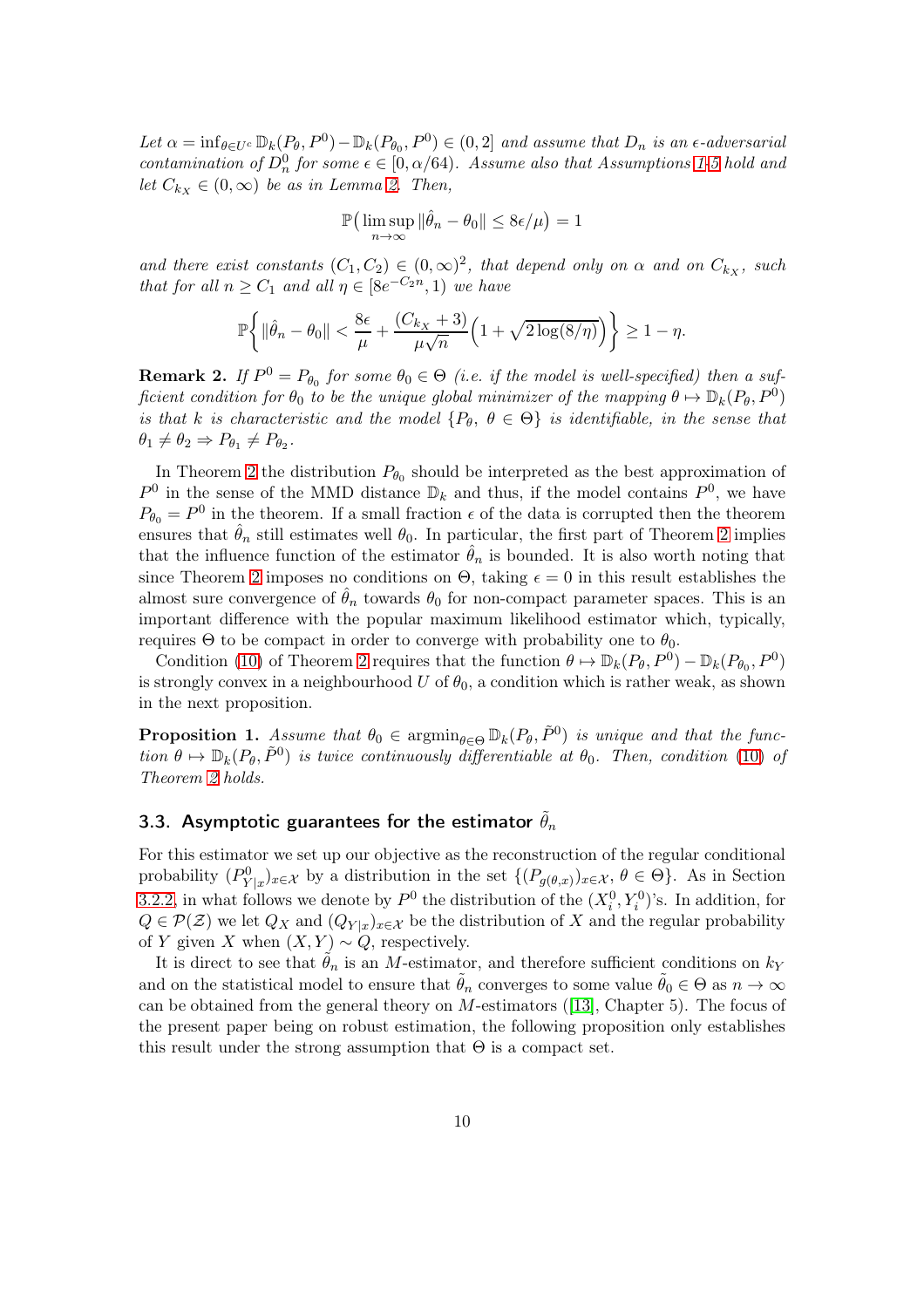*Let $\alpha = \inf_{\theta \in U^c} \mathbb{D}_k(P_\theta, P^0) - \mathbb{D}_k(P_{\theta_0}, P^0) \in (0, 2]$ and assume that $D_n$ is an $\epsilon$-adversarial contamination of $D_n^0$ for some $\epsilon \in [0, \alpha/64)$. Assume also that Assumptions 1-5 hold and let $C_{k_X} \in (0, \infty)$ be as in Lemma 2. Then,*

$$\mathbb{P}\big(\limsup_{n\to\infty} \|\hat{\theta}_n - \theta_0\| \leq 8\epsilon/\mu\big) = 1$$

*and there exist constants $(C_1, C_2) \in (0, \infty)^2$, that depend only on $\alpha$ and on $C_{k_X}$, such that for all $n \geq C_1$ and all $\eta \in [8e^{-C_2 n}, 1)$ we have*

$$\mathbb{P}\bigg\{ \|\hat{\theta}_n - \theta_0\| < \frac{8\epsilon}{\mu} + \frac{(C_{k_X} + 3)}{\mu\sqrt{n}}\Big(1 + \sqrt{2\log(8/\eta)}\Big)\bigg\} \geq 1 - \eta.$$

**Remark 2.** *If $P^0 = P_{\theta_0}$ for some $\theta_0 \in \Theta$ (i.e. if the model is well-specified) then a sufficient condition for $\theta_0$ to be the unique global minimizer of the mapping $\theta \mapsto \mathbb{D}_k(P_\theta, P^0)$ is that $k$ is characteristic and the model $\{P_\theta,\ \theta \in \Theta\}$ is identifiable, in the sense that $\theta_1 \neq \theta_2 \Rightarrow P_{\theta_1} \neq P_{\theta_2}$.*

In Theorem 2 the distribution $P_{\theta_0}$ should be interpreted as the best approximation of $P^0$ in the sense of the MMD distance $\mathbb{D}_k$ and thus, if the model contains $P^0$, we have $P_{\theta_0} = P^0$ in the theorem. If a small fraction $\epsilon$ of the data is corrupted then the theorem ensures that $\hat{\theta}_n$ still estimates well $\theta_0$. In particular, the first part of Theorem 2 implies that the influence function of the estimator $\hat{\theta}_n$ is bounded. It is also worth noting that since Theorem 2 imposes no conditions on $\Theta$, taking $\epsilon = 0$ in this result establishes the almost sure convergence of $\hat{\theta}_n$ towards $\theta_0$ for non-compact parameter spaces. This is an important difference with the popular maximum likelihood estimator which, typically, requires $\Theta$ to be compact in order to converge with probability one to $\theta_0$.

Condition (10) of Theorem 2 requires that the function $\theta \mapsto \mathbb{D}_k(P_\theta, P^0) - \mathbb{D}_k(P_{\theta_0}, P^0)$ is strongly convex in a neighbourhood $U$ of $\theta_0$, a condition which is rather weak, as shown in the next proposition.

**Proposition 1.** *Assume that $\theta_0 \in \operatorname{argmin}_{\theta \in \Theta} \mathbb{D}_k(P_\theta, \tilde{P}^0)$ is unique and that the function $\theta \mapsto \mathbb{D}_k(P_\theta, \tilde{P}^0)$ is twice continuously differentiable at $\theta_0$. Then, condition (10) of Theorem 2 holds.*

### 3.3. Asymptotic guarantees for the estimator $\tilde{\theta}_n$

For this estimator we set up our objective as the reconstruction of the regular conditional probability $(P^0_{Y|x})_{x \in \mathcal{X}}$ by a distribution in the set $\{(P_{g(\theta,x)})_{x\in\mathcal{X}},\ \theta \in \Theta\}$. As in Section 3.2.2, in what follows we denote by $P^0$ the distribution of the $(X_i^0, Y_i^0)$'s. In addition, for $Q \in \mathcal{P}(\mathcal{Z})$ we let $Q_X$ and $(Q_{Y|x})_{x\in\mathcal{X}}$ be the distribution of $X$ and the regular probability of $Y$ given $X$ when $(X, Y) \sim Q$, respectively.

It is direct to see that $\tilde{\theta}_n$ is an $M$-estimator, and therefore sufficient conditions on $k_Y$ and on the statistical model to ensure that $\tilde{\theta}_n$ converges to some value $\tilde{\theta}_0 \in \Theta$ as $n \to \infty$ can be obtained from the general theory on $M$-estimators ([13], Chapter 5). The focus of the present paper being on robust estimation, the following proposition only establishes this result under the strong assumption that $\Theta$ is a compact set.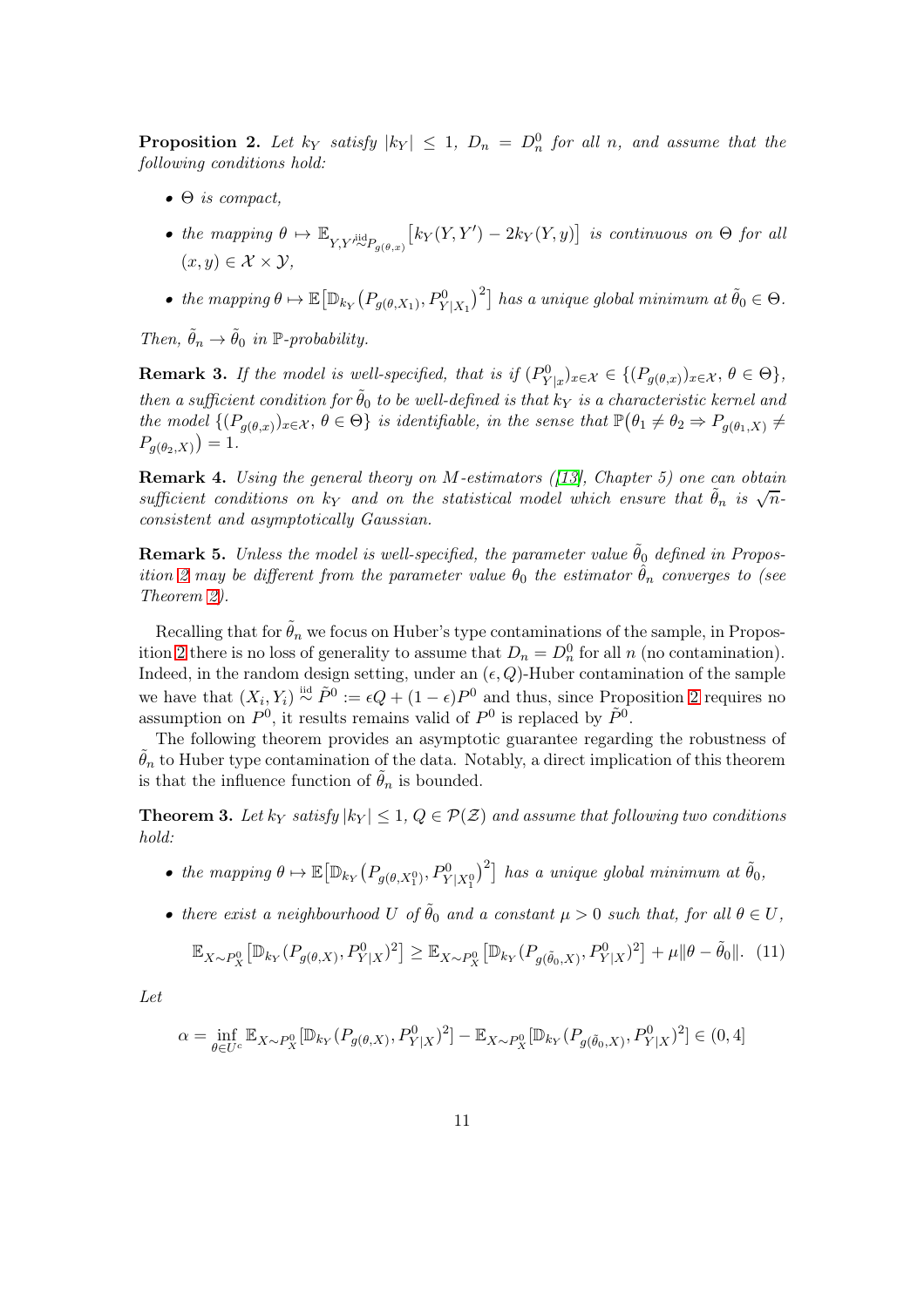**Proposition 2.** *Let $k_Y$ satisfy $|k_Y| \leq 1$, $D_n = D_n^0$ for all $n$, and assume that the following conditions hold:*

- *$\Theta$ is compact,*
- *the mapping $\theta \mapsto \mathbb{E}_{Y,Y' \overset{\text{iid}}{\sim} P_{g(\theta,x)}}\big[k_Y(Y,Y') - 2k_Y(Y,y)\big]$ is continuous on $\Theta$ for all $(x,y) \in \mathcal{X} \times \mathcal{Y}$,*
- *the mapping $\theta \mapsto \mathbb{E}\big[\mathbb{D}_{k_Y}\big(P_{g(\theta,X_1)}, P^0_{Y|X_1}\big)^2\big]$ has a unique global minimum at $\tilde{\theta}_0 \in \Theta$.*

*Then, $\tilde{\theta}_n \to \tilde{\theta}_0$ in $\mathbb{P}$-probability.*

**Remark 3.** *If the model is well-specified, that is if $(P^0_{Y|x})_{x\in\mathcal{X}} \in \{(P_{g(\theta,x)})_{x\in\mathcal{X}},\, \theta \in \Theta\}$, then a sufficient condition for $\tilde{\theta}_0$ to be well-defined is that $k_Y$ is a characteristic kernel and the model $\{(P_{g(\theta,x)})_{x\in\mathcal{X}},\, \theta \in \Theta\}$ is identifiable, in the sense that $\mathbb{P}\big(\theta_1 \neq \theta_2 \Rightarrow P_{g(\theta_1,X)} \neq P_{g(\theta_2,X)}\big) = 1$.*

**Remark 4.** *Using the general theory on $M$-estimators ([13], Chapter 5) one can obtain sufficient conditions on $k_Y$ and on the statistical model which ensure that $\tilde{\theta}_n$ is $\sqrt{n}$-consistent and asymptotically Gaussian.*

**Remark 5.** *Unless the model is well-specified, the parameter value $\tilde{\theta}_0$ defined in Proposition 2 may be different from the parameter value $\theta_0$ the estimator $\hat{\theta}_n$ converges to (see Theorem 2).*

Recalling that for $\tilde{\theta}_n$ we focus on Huber's type contaminations of the sample, in Proposition 2 there is no loss of generality to assume that $D_n = D_n^0$ for all $n$ (no contamination). Indeed, in the random design setting, under an $(\epsilon, Q)$-Huber contamination of the sample we have that $(X_i, Y_i) \overset{\text{iid}}{\sim} \tilde{P}^0 := \epsilon Q + (1-\epsilon)P^0$ and thus, since Proposition 2 requires no assumption on $P^0$, it results remains valid of $P^0$ is replaced by $\tilde{P}^0$.

The following theorem provides an asymptotic guarantee regarding the robustness of $\tilde{\theta}_n$ to Huber type contamination of the data. Notably, a direct implication of this theorem is that the influence function of $\tilde{\theta}_n$ is bounded.

**Theorem 3.** *Let $k_Y$ satisfy $|k_Y| \leq 1$, $Q \in \mathcal{P}(\mathcal{Z})$ and assume that following two conditions hold:*

- *the mapping $\theta \mapsto \mathbb{E}\big[\mathbb{D}_{k_Y}\big(P_{g(\theta,X_1^0)}, P^0_{Y|X_1^0}\big)^2\big]$ has a unique global minimum at $\tilde{\theta}_0$,*
- *there exist a neighbourhood $U$ of $\tilde{\theta}_0$ and a constant $\mu > 0$ such that, for all $\theta \in U$,*

$$\mathbb{E}_{X\sim P_X^0}\big[\mathbb{D}_{k_Y}(P_{g(\theta,X)}, P^0_{Y|X})^2\big] \geq \mathbb{E}_{X\sim P_X^0}\big[\mathbb{D}_{k_Y}(P_{g(\tilde{\theta}_0,X)}, P^0_{Y|X})^2\big] + \mu\|\theta - \tilde{\theta}_0\|. \quad (11)$$

*Let*

$$\alpha = \inf_{\theta\in U^c} \mathbb{E}_{X\sim P_X^0}[\mathbb{D}_{k_Y}(P_{g(\theta,X)}, P^0_{Y|X})^2] - \mathbb{E}_{X\sim P_X^0}[\mathbb{D}_{k_Y}(P_{g(\tilde{\theta}_0,X)}, P^0_{Y|X})^2] \in (0, 4]$$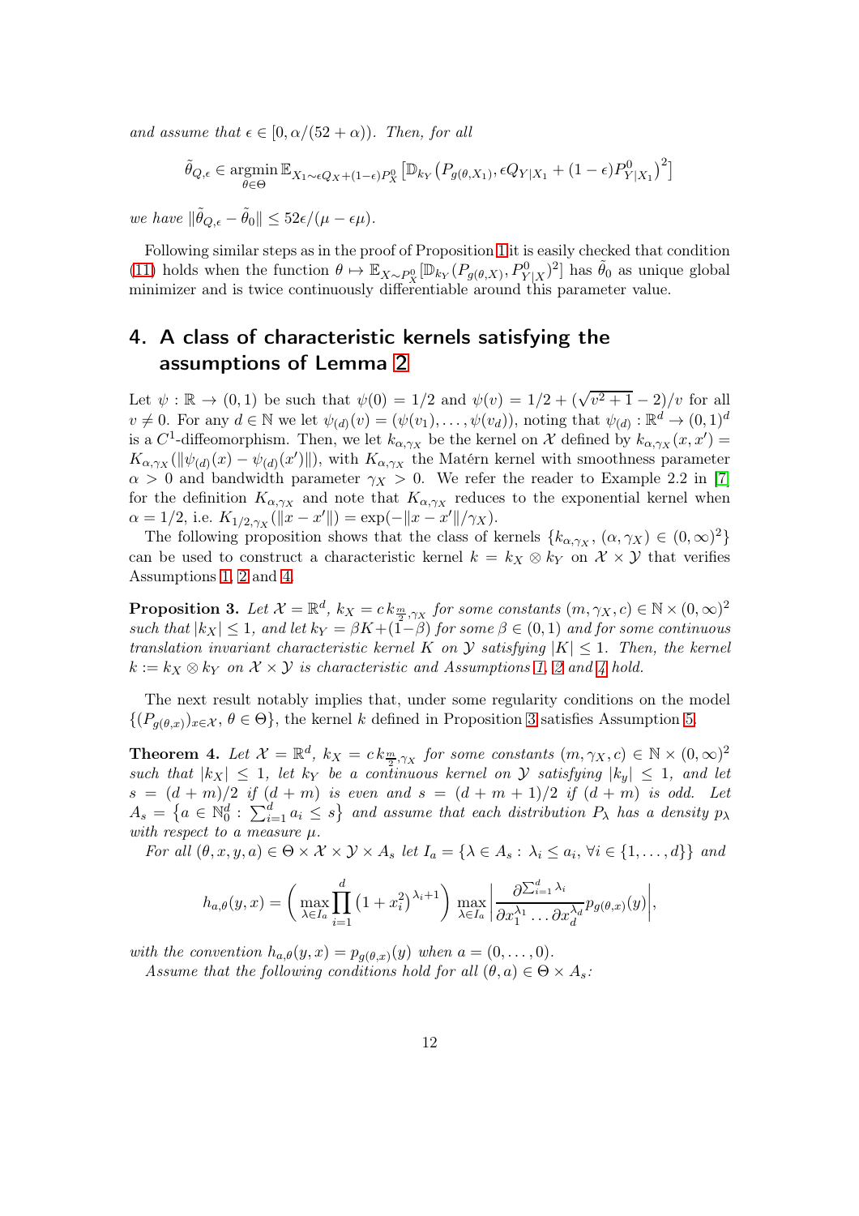*and assume that $\epsilon \in [0, \alpha/(52+\alpha))$. Then, for all*

$$\tilde{\theta}_{Q,\epsilon} \in \underset{\theta\in\Theta}{\operatorname{argmin}}\, \mathbb{E}_{X_1\sim \epsilon Q_X + (1-\epsilon)P_X^0}\left[\mathbb{D}_{k_Y}\left(P_{g(\theta,X_1)}, \epsilon Q_{Y|X_1} + (1-\epsilon)P^0_{Y|X_1}\right)^2\right]$$

*we have $\|\tilde{\theta}_{Q,\epsilon} - \tilde{\theta}_0\| \leq 52\epsilon/(\mu - \epsilon\mu)$.*

Following similar steps as in the proof of Proposition 1 it is easily checked that condition (11) holds when the function $\theta \mapsto \mathbb{E}_{X\sim P_X^0}[\mathbb{D}_{k_Y}(P_{g(\theta,X)}, P^0_{Y|X})^2]$ has $\tilde{\theta}_0$ as unique global minimizer and is twice continuously differentiable around this parameter value.

## 4. A class of characteristic kernels satisfying the assumptions of Lemma 2

Let $\psi : \mathbb{R} \to (0,1)$ be such that $\psi(0) = 1/2$ and $\psi(v) = 1/2 + (\sqrt{v^2+1} - 2)/v$ for all $v \neq 0$. For any $d \in \mathbb{N}$ we let $\psi_{(d)}(v) = (\psi(v_1), \dots, \psi(v_d))$, noting that $\psi_{(d)} : \mathbb{R}^d \to (0,1)^d$ is a $C^1$-diffeomorphism. Then, we let $k_{\alpha,\gamma_X}$ be the kernel on $\mathcal{X}$ defined by $k_{\alpha,\gamma_X}(x,x') = K_{\alpha,\gamma_X}(\|\psi_{(d)}(x) - \psi_{(d)}(x')\|)$, with $K_{\alpha,\gamma_X}$ the Matérn kernel with smoothness parameter $\alpha > 0$ and bandwidth parameter $\gamma_X > 0$. We refer the reader to Example 2.2 in [7] for the definition $K_{\alpha,\gamma_X}$ and note that $K_{\alpha,\gamma_X}$ reduces to the exponential kernel when $\alpha = 1/2$, i.e. $K_{1/2,\gamma_X}(\|x-x'\|) = \exp(-\|x-x'\|/\gamma_X)$.

The following proposition shows that the class of kernels $\{k_{\alpha,\gamma_X}, (\alpha,\gamma_X) \in (0,\infty)^2\}$ can be used to construct a characteristic kernel $k = k_X \otimes k_Y$ on $\mathcal{X}\times\mathcal{Y}$ that verifies Assumptions 1, 2 and 4.

**Proposition 3.** *Let $\mathcal{X} = \mathbb{R}^d$, $k_X = c\, k_{\frac{m}{2},\gamma_X}$ for some constants $(m,\gamma_X,c) \in \mathbb{N}\times(0,\infty)^2$ such that $|k_X| \leq 1$, and let $k_Y = \beta K + (1-\beta)$ for some $\beta \in (0,1)$ and for some continuous translation invariant characteristic kernel $K$ on $\mathcal{Y}$ satisfying $|K| \leq 1$. Then, the kernel $k := k_X \otimes k_Y$ on $\mathcal{X}\times\mathcal{Y}$ is characteristic and Assumptions 1, 2 and 4 hold.*

The next result notably implies that, under some regularity conditions on the model $\{(P_{g(\theta,x)})_{x\in\mathcal{X}}, \theta \in \Theta\}$, the kernel $k$ defined in Proposition 3 satisfies Assumption 5.

**Theorem 4.** *Let $\mathcal{X} = \mathbb{R}^d$, $k_X = c\, k_{\frac{m}{2},\gamma_X}$ for some constants $(m,\gamma_X,c) \in \mathbb{N}\times(0,\infty)^2$ such that $|k_X| \leq 1$, let $k_Y$ be a continuous kernel on $\mathcal{Y}$ satisfying $|k_y| \leq 1$, and let $s = (d+m)/2$ if $(d+m)$ is even and $s = (d+m+1)/2$ if $(d+m)$ is odd. Let $A_s = \{a \in \mathbb{N}_0^d : \sum_{i=1}^d a_i \leq s\}$ and assume that each distribution $P_\lambda$ has a density $p_\lambda$ with respect to a measure $\mu$.*

*For all $(\theta,x,y,a) \in \Theta\times\mathcal{X}\times\mathcal{Y}\times A_s$ let $I_a = \{\lambda \in A_s : \lambda_i \leq a_i, \forall i \in \{1,\dots,d\}\}$ and*

$$h_{a,\theta}(y,x) = \left(\max_{\lambda\in I_a}\prod_{i=1}^d \left(1+x_i^2\right)^{\lambda_i+1}\right)\max_{\lambda\in I_a}\left|\frac{\partial^{\sum_{i=1}^d \lambda_i}}{\partial x_1^{\lambda_1}\dots\partial x_d^{\lambda_d}} p_{g(\theta,x)}(y)\right|,$$

*with the convention $h_{a,\theta}(y,x) = p_{g(\theta,x)}(y)$ when $a = (0,\dots,0)$.*

*Assume that the following conditions hold for all $(\theta,a) \in \Theta\times A_s$:*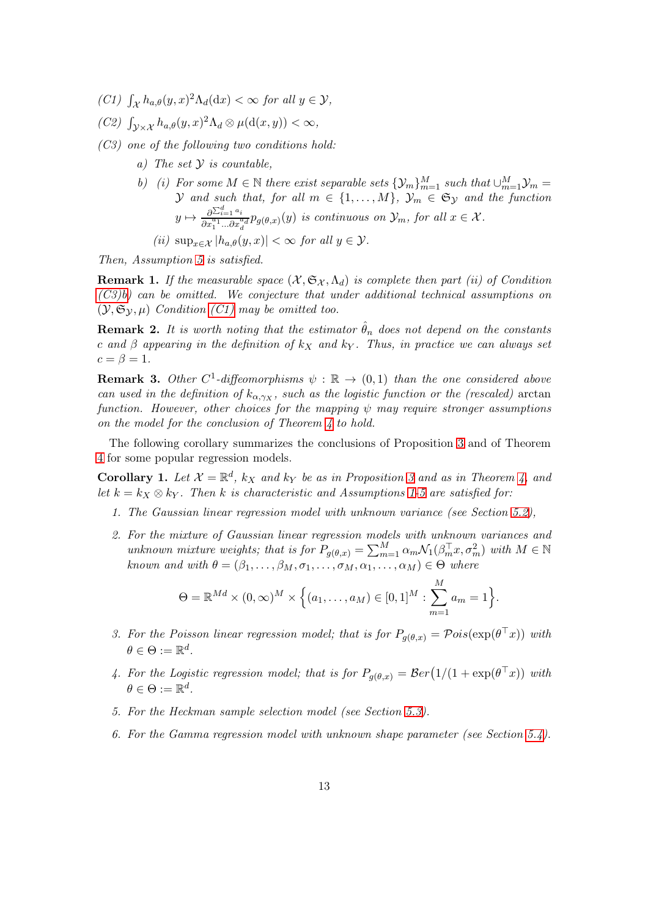*(C1)* $\int_{\mathcal{X}} h_{a,\theta}(y,x)^2 \Lambda_d(\mathrm{d}x) < \infty$ *for all* $y \in \mathcal{Y}$,

*(C2)* $\int_{\mathcal{Y}\times\mathcal{X}} h_{a,\theta}(y,x)^2 \Lambda_d \otimes \mu(\mathrm{d}(x,y)) < \infty$,

*(C3) one of the following two conditions hold:*

*a) The set* $\mathcal{Y}$ *is countable,*

*b) (i) For some* $M \in \mathbb{N}$ *there exist separable sets* $\{\mathcal{Y}_m\}_{m=1}^M$ *such that* $\cup_{m=1}^M \mathcal{Y}_m = \mathcal{Y}$ *and such that, for all* $m \in \{1,\dots,M\}$, $\mathcal{Y}_m \in \mathfrak{S}_{\mathcal{Y}}$ *and the function* $y \mapsto \frac{\partial^{\sum_{i=1}^d a_i}}{\partial x_1^{a_1}\dots\partial x_d^{a_d}} p_{g(\theta,x)}(y)$ *is continuous on* $\mathcal{Y}_m$, *for all* $x \in \mathcal{X}$.

*(ii)* $\sup_{x\in\mathcal{X}} |h_{a,\theta}(y,x)| < \infty$ *for all* $y \in \mathcal{Y}$.

*Then, Assumption 5 is satisfied.*

**Remark 1.** *If the measurable space* $(\mathcal{X}, \mathfrak{S}_{\mathcal{X}}, \Lambda_d)$ *is complete then part (ii) of Condition (C3)b) can be omitted. We conjecture that under additional technical assumptions on* $(\mathcal{Y}, \mathfrak{S}_{\mathcal{Y}}, \mu)$ *Condition (C1) may be omitted too.*

**Remark 2.** *It is worth noting that the estimator* $\hat{\theta}_n$ *does not depend on the constants* $c$ *and* $\beta$ *appearing in the definition of* $k_X$ *and* $k_Y$. *Thus, in practice we can always set* $c = \beta = 1$.

**Remark 3.** *Other* $C^1$*-diffeomorphisms* $\psi : \mathbb{R} \to (0,1)$ *than the one considered above can used in the definition of* $k_{\alpha,\gamma_X}$, *such as the logistic function or the (rescaled)* arctan *function. However, other choices for the mapping* $\psi$ *may require stronger assumptions on the model for the conclusion of Theorem 4 to hold.*

The following corollary summarizes the conclusions of Proposition 3 and of Theorem 4 for some popular regression models.

**Corollary 1.** *Let* $\mathcal{X} = \mathbb{R}^d$, $k_X$ *and* $k_Y$ *be as in Proposition 3 and as in Theorem 4, and let* $k = k_X \otimes k_Y$. *Then* $k$ *is characteristic and Assumptions 1-5 are satisfied for:*

1. *The Gaussian linear regression model with unknown variance (see Section 5.2),*
2. *For the mixture of Gaussian linear regression models with unknown variances and unknown mixture weights; that is for* $P_{g(\theta,x)} = \sum_{m=1}^M \alpha_m \mathcal{N}_1(\beta_m^\top x, \sigma_m^2)$ *with* $M \in \mathbb{N}$ *known and with* $\theta = (\beta_1,\dots,\beta_M,\sigma_1,\dots,\sigma_M,\alpha_1,\dots,\alpha_M) \in \Theta$ *where*
$$\Theta = \mathbb{R}^{Md} \times (0,\infty)^M \times \Big\{(a_1,\dots,a_M) \in [0,1]^M : \sum_{m=1}^M a_m = 1\Big\}.$$
3. *For the Poisson linear regression model; that is for* $P_{g(\theta,x)} = \mathcal{P}ois(\exp(\theta^\top x))$ *with* $\theta \in \Theta := \mathbb{R}^d$.
4. *For the Logistic regression model; that is for* $P_{g(\theta,x)} = \mathcal{B}er\big(1/(1+\exp(\theta^\top x)\big)$ *with* $\theta \in \Theta := \mathbb{R}^d$.
5. *For the Heckman sample selection model (see Section 5.3).*
6. *For the Gamma regression model with unknown shape parameter (see Section 5.4).*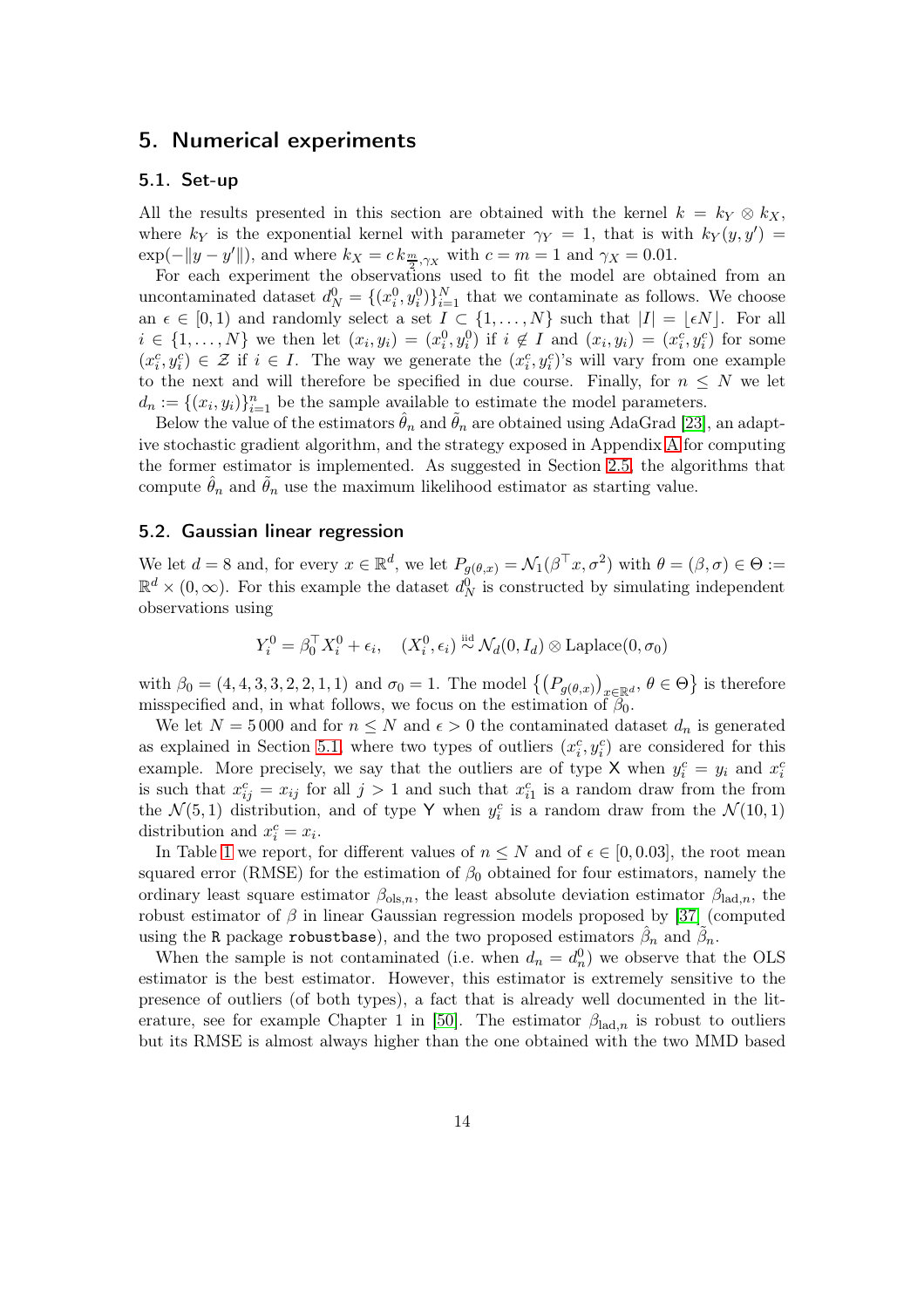## 5. Numerical experiments

### 5.1. Set-up

All the results presented in this section are obtained with the kernel $k = k_Y \otimes k_X$, where $k_Y$ is the exponential kernel with parameter $\gamma_Y = 1$, that is with $k_Y(y, y') = \exp(-\|y - y'\|)$, and where $k_X = c\, k_{\frac{m}{2},\gamma_X}$ with $c = m = 1$ and $\gamma_X = 0.01$.

For each experiment the observations used to fit the model are obtained from an uncontaminated dataset $d_N^0 = \{(x_i^0, y_i^0)\}_{i=1}^N$ that we contaminate as follows. We choose an $\epsilon \in [0, 1)$ and randomly select a set $I \subset \{1, \dots, N\}$ such that $|I| = \lfloor \epsilon N \rfloor$. For all $i \in \{1, \dots, N\}$ we then let $(x_i, y_i) = (x_i^0, y_i^0)$ if $i \notin I$ and $(x_i, y_i) = (x_i^c, y_i^c)$ for some $(x_i^c, y_i^c) \in \mathcal{Z}$ if $i \in I$. The way we generate the $(x_i^c, y_i^c)$'s will vary from one example to the next and will therefore be specified in due course. Finally, for $n \le N$ we let $d_n := \{(x_i, y_i)\}_{i=1}^n$ be the sample available to estimate the model parameters.

Below the value of the estimators $\hat{\theta}_n$ and $\tilde{\theta}_n$ are obtained using AdaGrad [23], an adaptive stochastic gradient algorithm, and the strategy exposed in Appendix A for computing the former estimator is implemented. As suggested in Section 2.5, the algorithms that compute $\hat{\theta}_n$ and $\tilde{\theta}_n$ use the maximum likelihood estimator as starting value.

### 5.2. Gaussian linear regression

We let $d = 8$ and, for every $x \in \mathbb{R}^d$, we let $P_{g(\theta,x)} = \mathcal{N}_1(\beta^\top x, \sigma^2)$ with $\theta = (\beta, \sigma) \in \Theta := \mathbb{R}^d \times (0, \infty)$. For this example the dataset $d_N^0$ is constructed by simulating independent observations using

$$Y_i^0 = \beta_0^\top X_i^0 + \epsilon_i, \quad (X_i^0, \epsilon_i) \stackrel{\text{iid}}{\sim} \mathcal{N}_d(0, I_d) \otimes \text{Laplace}(0, \sigma_0)$$

with $\beta_0 = (4, 4, 3, 3, 2, 2, 1, 1)$ and $\sigma_0 = 1$. The model $\left\{ \left(P_{g(\theta,x)}\right)_{x \in \mathbb{R}^d},\, \theta \in \Theta \right\}$ is therefore misspecified and, in what follows, we focus on the estimation of $\beta_0$.

We let $N = 5\,000$ and for $n \le N$ and $\epsilon > 0$ the contaminated dataset $d_n$ is generated as explained in Section 5.1, where two types of outliers $(x_i^c, y_i^c)$ are considered for this example. More precisely, we say that the outliers are of type X when $y_i^c = y_i$ and $x_i^c$ is such that $x_{ij}^c = x_{ij}$ for all $j > 1$ and such that $x_{i1}^c$ is a random draw from the from the $\mathcal{N}(5, 1)$ distribution, and of type Y when $y_i^c$ is a random draw from the $\mathcal{N}(10, 1)$ distribution and $x_i^c = x_i$.

In Table 1 we report, for different values of $n \le N$ and of $\epsilon \in [0, 0.03]$, the root mean squared error (RMSE) for the estimation of $\beta_0$ obtained for four estimators, namely the ordinary least square estimator $\beta_{\text{ols},n}$, the least absolute deviation estimator $\beta_{\text{lad},n}$, the robust estimator of $\beta$ in linear Gaussian regression models proposed by [37] (computed using the R package `robustbase`), and the two proposed estimators $\hat{\beta}_n$ and $\tilde{\beta}_n$.

When the sample is not contaminated (i.e. when $d_n = d_n^0$) we observe that the OLS estimator is the best estimator. However, this estimator is extremely sensitive to the presence of outliers (of both types), a fact that is already well documented in the literature, see for example Chapter 1 in [50]. The estimator $\beta_{\text{lad},n}$ is robust to outliers but its RMSE is almost always higher than the one obtained with the two MMD based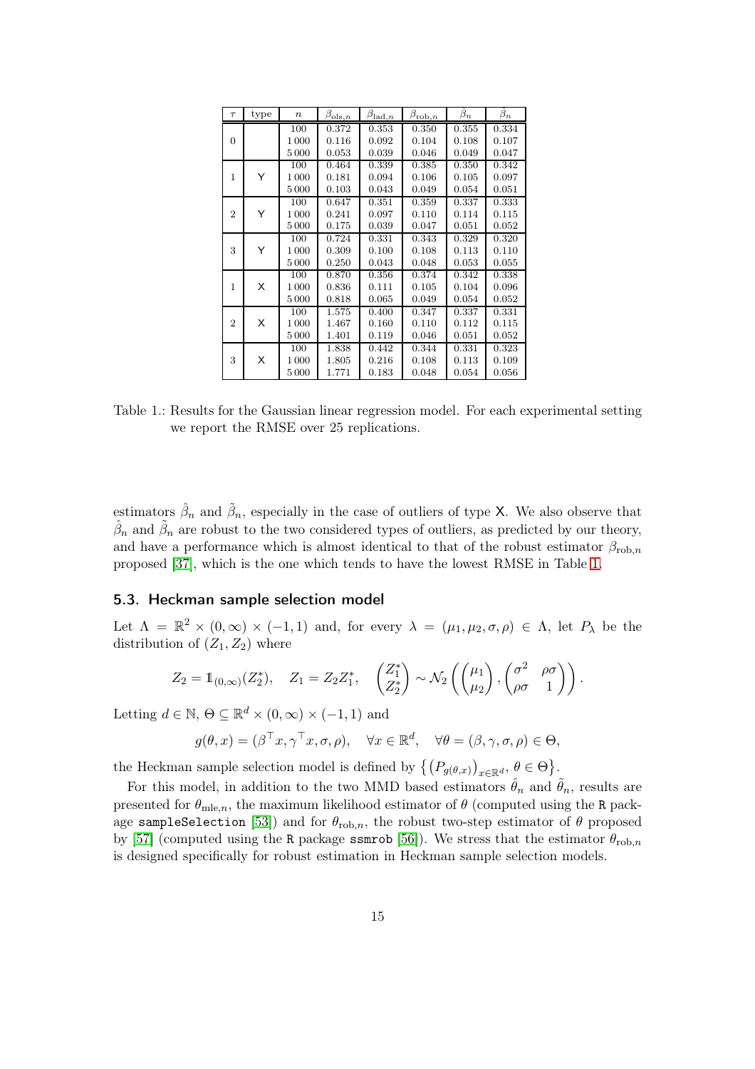| $\tau$ | type | $n$ | $\beta_{\text{ols},n}$ | $\beta_{\text{lad},n}$ | $\beta_{\text{rob},n}$ | $\hat{\beta}_n$ | $\tilde{\beta}_n$ |
|---|---|---|---|---|---|---|---|
| 0 | | 100 | 0.372 | 0.353 | 0.350 | 0.355 | 0.334 |
| | | 1 000 | 0.116 | 0.092 | 0.104 | 0.108 | 0.107 |
| | | 5 000 | 0.053 | 0.039 | 0.046 | 0.049 | 0.047 |
| 1 | Y | 100 | 0.464 | 0.339 | 0.385 | 0.350 | 0.342 |
| | | 1 000 | 0.181 | 0.094 | 0.106 | 0.105 | 0.097 |
| | | 5 000 | 0.103 | 0.043 | 0.049 | 0.054 | 0.051 |
| 2 | Y | 100 | 0.647 | 0.351 | 0.359 | 0.337 | 0.333 |
| | | 1 000 | 0.241 | 0.097 | 0.110 | 0.114 | 0.115 |
| | | 5 000 | 0.175 | 0.039 | 0.047 | 0.051 | 0.052 |
| 3 | Y | 100 | 0.724 | 0.331 | 0.343 | 0.329 | 0.320 |
| | | 1 000 | 0.309 | 0.100 | 0.108 | 0.113 | 0.110 |
| | | 5 000 | 0.250 | 0.043 | 0.048 | 0.053 | 0.055 |
| 1 | X | 100 | 0.870 | 0.356 | 0.374 | 0.342 | 0.338 |
| | | 1 000 | 0.836 | 0.111 | 0.105 | 0.104 | 0.096 |
| | | 5 000 | 0.818 | 0.065 | 0.049 | 0.054 | 0.052 |
| 2 | X | 100 | 1.575 | 0.400 | 0.347 | 0.337 | 0.331 |
| | | 1 000 | 1.467 | 0.160 | 0.110 | 0.112 | 0.115 |
| | | 5 000 | 1.401 | 0.119 | 0.046 | 0.051 | 0.052 |
| 3 | X | 100 | 1.838 | 0.442 | 0.344 | 0.331 | 0.323 |
| | | 1 000 | 1.805 | 0.216 | 0.108 | 0.113 | 0.109 |
| | | 5 000 | 1.771 | 0.183 | 0.048 | 0.054 | 0.056 |

Table 1.: Results for the Gaussian linear regression model. For each experimental setting we report the RMSE over 25 replications.

estimators $\hat{\beta}_n$ and $\tilde{\beta}_n$, especially in the case of outliers of type X. We also observe that $\hat{\beta}_n$ and $\tilde{\beta}_n$ are robust to the two considered types of outliers, as predicted by our theory, and have a performance which is almost identical to that of the robust estimator $\beta_{\text{rob},n}$ proposed [37], which is the one which tends to have the lowest RMSE in Table 1.

## 5.3. Heckman sample selection model

Let $\Lambda = \mathbb{R}^2 \times (0, \infty) \times (-1, 1)$ and, for every $\lambda = (\mu_1, \mu_2, \sigma, \rho) \in \Lambda$, let $P_\lambda$ be the distribution of $(Z_1, Z_2)$ where

$$Z_2 = \mathbb{1}_{(0,\infty)}(Z_2^*), \quad Z_1 = Z_2 Z_1^*, \quad \begin{pmatrix} Z_1^* \\ Z_2^* \end{pmatrix} \sim \mathcal{N}_2\left( \begin{pmatrix} \mu_1 \\ \mu_2 \end{pmatrix}, \begin{pmatrix} \sigma^2 & \rho\sigma \\ \rho\sigma & 1 \end{pmatrix} \right).$$

Letting $d \in \mathbb{N}$, $\Theta \subseteq \mathbb{R}^d \times (0, \infty) \times (-1, 1)$ and

$$g(\theta, x) = (\beta^\top x, \gamma^\top x, \sigma, \rho), \quad \forall x \in \mathbb{R}^d, \quad \forall \theta = (\beta, \gamma, \sigma, \rho) \in \Theta,$$

the Heckman sample selection model is defined by $\big\{ \big(P_{g(\theta,x)}\big)_{x \in \mathbb{R}^d},\ \theta \in \Theta \big\}$.

For this model, in addition to the two MMD based estimators $\hat{\theta}_n$ and $\tilde{\theta}_n$, results are presented for $\theta_{\text{mle},n}$, the maximum likelihood estimator of $\theta$ (computed using the R package `sampleSelection` [53]) and for $\theta_{\text{rob},n}$, the robust two-step estimator of $\theta$ proposed by [57] (computed using the R package `ssmrob` [56]). We stress that the estimator $\theta_{\text{rob},n}$ is designed specifically for robust estimation in Heckman sample selection models.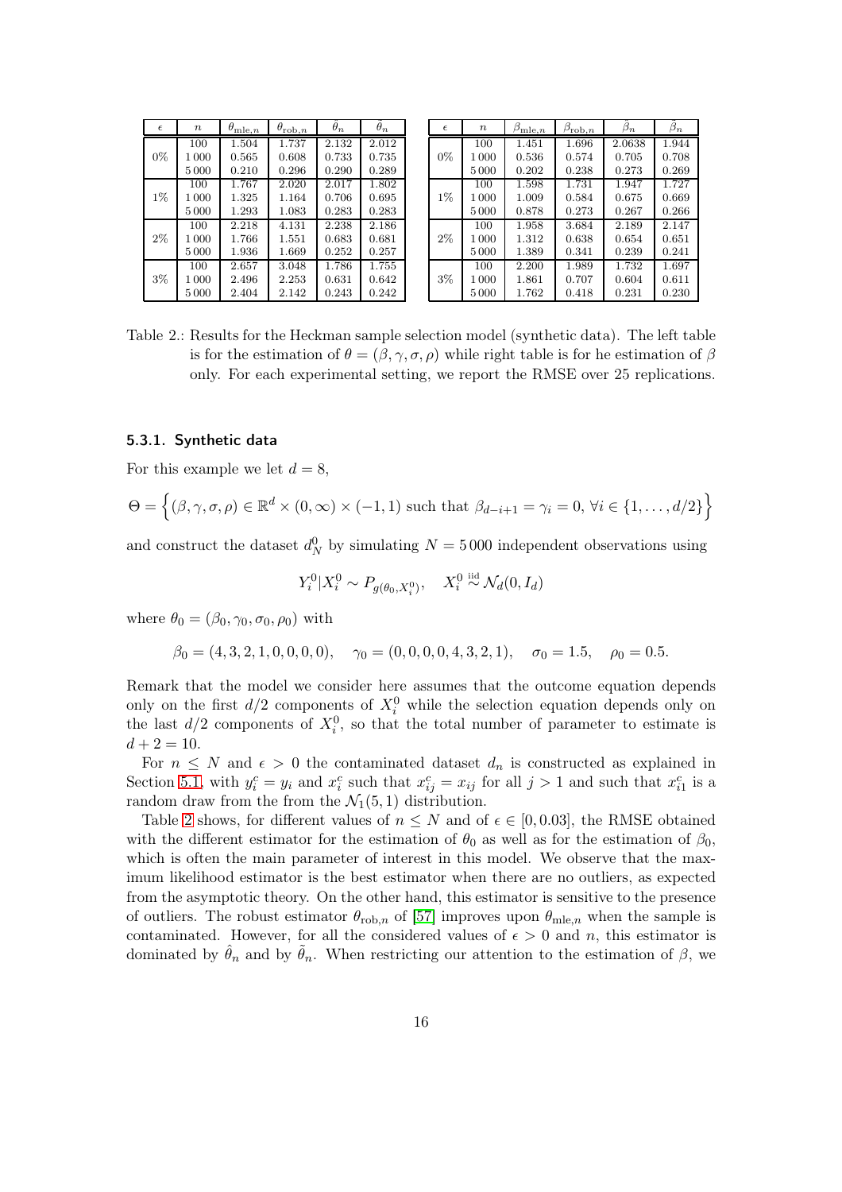| $\epsilon$ | $n$ | $\theta_{\mathrm{mle},n}$ | $\theta_{\mathrm{rob},n}$ | $\hat{\theta}_n$ | $\tilde{\theta}_n$ |
|---|---|---|---|---|---|
| 0% | 100 | 1.504 | 1.737 | 2.132 | 2.012 |
| | 1 000 | 0.565 | 0.608 | 0.733 | 0.735 |
| | 5 000 | 0.210 | 0.296 | 0.290 | 0.289 |
| 1% | 100 | 1.767 | 2.020 | 2.017 | 1.802 |
| | 1 000 | 1.325 | 1.164 | 0.706 | 0.695 |
| | 5 000 | 1.293 | 1.083 | 0.283 | 0.283 |
| 2% | 100 | 2.218 | 4.131 | 2.238 | 2.186 |
| | 1 000 | 1.766 | 1.551 | 0.683 | 0.681 |
| | 5 000 | 1.936 | 1.669 | 0.252 | 0.257 |
| 3% | 100 | 2.657 | 3.048 | 1.786 | 1.755 |
| | 1 000 | 2.496 | 2.253 | 0.631 | 0.642 |
| | 5 000 | 2.404 | 2.142 | 0.243 | 0.242 |

| $\epsilon$ | $n$ | $\beta_{\mathrm{mle},n}$ | $\beta_{\mathrm{rob},n}$ | $\hat{\beta}_n$ | $\tilde{\beta}_n$ |
|---|---|---|---|---|---|
| 0% | 100 | 1.451 | 1.696 | 2.0638 | 1.944 |
| | 1 000 | 0.536 | 0.574 | 0.705 | 0.708 |
| | 5 000 | 0.202 | 0.238 | 0.273 | 0.269 |
| 1% | 100 | 1.598 | 1.731 | 1.947 | 1.727 |
| | 1 000 | 1.009 | 0.584 | 0.675 | 0.669 |
| | 5 000 | 0.878 | 0.273 | 0.267 | 0.266 |
| 2% | 100 | 1.958 | 3.684 | 2.189 | 2.147 |
| | 1 000 | 1.312 | 0.638 | 0.654 | 0.651 |
| | 5 000 | 1.389 | 0.341 | 0.239 | 0.241 |
| 3% | 100 | 2.200 | 1.989 | 1.732 | 1.697 |
| | 1 000 | 1.861 | 0.707 | 0.604 | 0.611 |
| | 5 000 | 1.762 | 0.418 | 0.231 | 0.230 |

Table 2.: Results for the Heckman sample selection model (synthetic data). The left table is for the estimation of $\theta = (\beta, \gamma, \sigma, \rho)$ while right table is for he estimation of $\beta$ only. For each experimental setting, we report the RMSE over 25 replications.

### 5.3.1. Synthetic data

For this example we let $d = 8$,

$$\Theta = \Big\{(\beta, \gamma, \sigma, \rho) \in \mathbb{R}^d \times (0, \infty) \times (-1, 1) \text{ such that } \beta_{d-i+1} = \gamma_i = 0,\ \forall i \in \{1, \dots, d/2\}\Big\}$$

and construct the dataset $d_N^0$ by simulating $N = 5\,000$ independent observations using

$$Y_i^0 | X_i^0 \sim P_{g(\theta_0, X_i^0)}, \quad X_i^0 \overset{\text{iid}}{\sim} \mathcal{N}_d(0, I_d)$$

where $\theta_0 = (\beta_0, \gamma_0, \sigma_0, \rho_0)$ with

$$\beta_0 = (4, 3, 2, 1, 0, 0, 0, 0), \quad \gamma_0 = (0, 0, 0, 0, 4, 3, 2, 1), \quad \sigma_0 = 1.5, \quad \rho_0 = 0.5.$$

Remark that the model we consider here assumes that the outcome equation depends only on the first $d/2$ components of $X_i^0$ while the selection equation depends only on the last $d/2$ components of $X_i^0$, so that the total number of parameter to estimate is $d + 2 = 10$.

For $n \leq N$ and $\epsilon > 0$ the contaminated dataset $d_n$ is constructed as explained in Section 5.1, with $y_i^c = y_i$ and $x_i^c$ such that $x_{ij}^c = x_{ij}$ for all $j > 1$ and such that $x_{i1}^c$ is a random draw from the from the $\mathcal{N}_1(5, 1)$ distribution.

Table 2 shows, for different values of $n \leq N$ and of $\epsilon \in [0, 0.03]$, the RMSE obtained with the different estimator for the estimation of $\theta_0$ as well as for the estimation of $\beta_0$, which is often the main parameter of interest in this model. We observe that the maximum likelihood estimator is the best estimator when there are no outliers, as expected from the asymptotic theory. On the other hand, this estimator is sensitive to the presence of outliers. The robust estimator $\theta_{\mathrm{rob},n}$ of [57] improves upon $\theta_{\mathrm{mle},n}$ when the sample is contaminated. However, for all the considered values of $\epsilon > 0$ and $n$, this estimator is dominated by $\hat{\theta}_n$ and by $\tilde{\theta}_n$. When restricting our attention to the estimation of $\beta$, we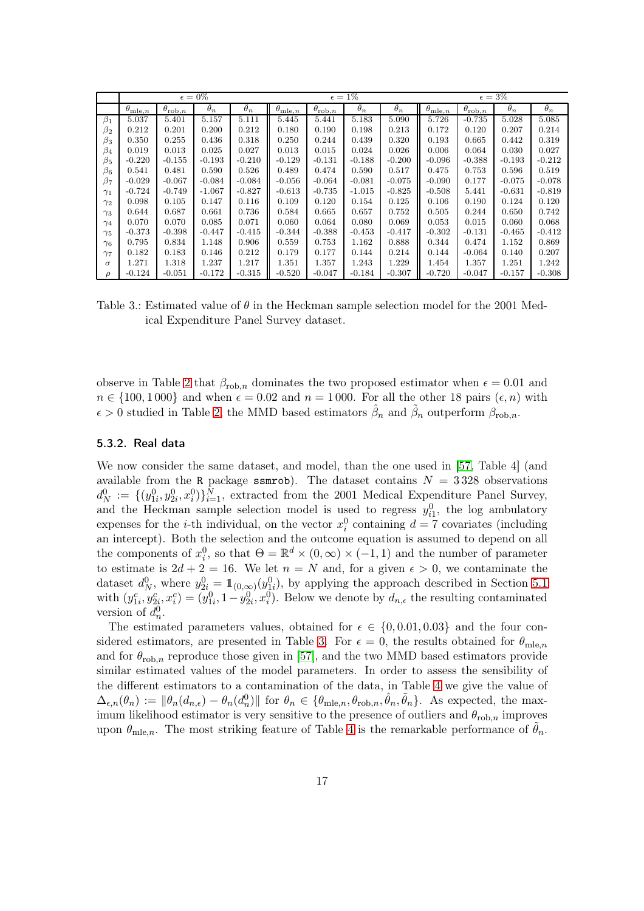| | $\epsilon = 0\%$ | | | | $\epsilon = 1\%$ | | | | $\epsilon = 3\%$ | | | |
|---|---|---|---|---|---|---|---|---|---|---|---|---|
| | $\theta_{\text{mle},n}$ | $\theta_{\text{rob},n}$ | $\hat{\theta}_n$ | $\tilde{\theta}_n$ | $\theta_{\text{mle},n}$ | $\theta_{\text{rob},n}$ | $\hat{\theta}_n$ | $\tilde{\theta}_n$ | $\theta_{\text{mle},n}$ | $\theta_{\text{rob},n}$ | $\hat{\theta}_n$ | $\tilde{\theta}_n$ |
| $\beta_1$ | 5.037 | 5.401 | 5.157 | 5.111 | 5.445 | 5.441 | 5.183 | 5.090 | 5.726 | -0.735 | 5.028 | 5.085 |
| $\beta_2$ | 0.212 | 0.201 | 0.200 | 0.212 | 0.180 | 0.190 | 0.198 | 0.213 | 0.172 | 0.120 | 0.207 | 0.214 |
| $\beta_3$ | 0.350 | 0.255 | 0.436 | 0.318 | 0.250 | 0.244 | 0.439 | 0.320 | 0.193 | 0.665 | 0.442 | 0.319 |
| $\beta_4$ | 0.019 | 0.013 | 0.025 | 0.027 | 0.013 | 0.015 | 0.024 | 0.026 | 0.006 | 0.064 | 0.030 | 0.027 |
| $\beta_5$ | -0.220 | -0.155 | -0.193 | -0.210 | -0.129 | -0.131 | -0.188 | -0.200 | -0.096 | -0.388 | -0.193 | -0.212 |
| $\beta_6$ | 0.541 | 0.481 | 0.590 | 0.526 | 0.489 | 0.474 | 0.590 | 0.517 | 0.475 | 0.753 | 0.596 | 0.519 |
| $\beta_7$ | -0.029 | -0.067 | -0.084 | -0.084 | -0.056 | -0.064 | -0.081 | -0.075 | -0.090 | 0.177 | -0.075 | -0.078 |
| $\gamma_1$ | -0.724 | -0.749 | -1.067 | -0.827 | -0.613 | -0.735 | -1.015 | -0.825 | -0.508 | 5.441 | -0.631 | -0.819 |
| $\gamma_2$ | 0.098 | 0.105 | 0.147 | 0.116 | 0.109 | 0.120 | 0.154 | 0.125 | 0.106 | 0.190 | 0.124 | 0.120 |
| $\gamma_3$ | 0.644 | 0.687 | 0.661 | 0.736 | 0.584 | 0.665 | 0.657 | 0.752 | 0.505 | 0.244 | 0.650 | 0.742 |
| $\gamma_4$ | 0.070 | 0.070 | 0.085 | 0.071 | 0.060 | 0.064 | 0.080 | 0.069 | 0.053 | 0.015 | 0.060 | 0.068 |
| $\gamma_5$ | -0.373 | -0.398 | -0.447 | -0.415 | -0.344 | -0.388 | -0.453 | -0.417 | -0.302 | -0.131 | -0.465 | -0.412 |
| $\gamma_6$ | 0.795 | 0.834 | 1.148 | 0.906 | 0.559 | 0.753 | 1.162 | 0.888 | 0.344 | 0.474 | 1.152 | 0.869 |
| $\gamma_7$ | 0.182 | 0.183 | 0.146 | 0.212 | 0.179 | 0.177 | 0.144 | 0.214 | 0.144 | -0.064 | 0.140 | 0.207 |
| $\sigma$ | 1.271 | 1.318 | 1.237 | 1.217 | 1.351 | 1.357 | 1.243 | 1.229 | 1.454 | 1.357 | 1.251 | 1.242 |
| $\rho$ | -0.124 | -0.051 | -0.172 | -0.315 | -0.520 | -0.047 | -0.184 | -0.307 | -0.720 | -0.047 | -0.157 | -0.308 |

Table 3.: Estimated value of $\theta$ in the Heckman sample selection model for the 2001 Medical Expenditure Panel Survey dataset.

observe in Table 2 that $\beta_{\text{rob},n}$ dominates the two proposed estimator when $\epsilon = 0.01$ and $n \in \{100, 1\,000\}$ and when $\epsilon = 0.02$ and $n = 1\,000$. For all the other 18 pairs $(\epsilon, n)$ with $\epsilon > 0$ studied in Table 2, the MMD based estimators $\hat{\beta}_n$ and $\tilde{\beta}_n$ outperform $\beta_{\text{rob},n}$.

### 5.3.2. Real data

We now consider the same dataset, and model, than the one used in [57, Table 4] (and available from the R package ssmrob). The dataset contains $N = 3\,328$ observations $d_N^0 := \{(y_{1i}^0, y_{2i}^0, x_i^0)\}_{i=1}^N$, extracted from the 2001 Medical Expenditure Panel Survey, and the Heckman sample selection model is used to regress $y_{i1}^0$, the log ambulatory expenses for the $i$-th individual, on the vector $x_i^0$ containing $d = 7$ covariates (including an intercept). Both the selection and the outcome equation is assumed to depend on all the components of $x_i^0$, so that $\Theta = \mathbb{R}^d \times (0, \infty) \times (-1, 1)$ and the number of parameter to estimate is $2d + 2 = 16$. We let $n = N$ and, for a given $\epsilon > 0$, we contaminate the dataset $d_N^0$, where $y_{2i}^0 = \mathbb{1}_{(0,\infty)}(y_{1i}^0)$, by applying the approach described in Section 5.1 with $(y_{1i}^c, y_{2i}^c, x_i^c) = (y_{1i}^0, 1 - y_{2i}^0, x_i^0)$. Below we denote by $d_{n,\epsilon}$ the resulting contaminated version of $d_n^0$.

The estimated parameters values, obtained for $\epsilon \in \{0, 0.01, 0.03\}$ and the four considered estimators, are presented in Table 3. For $\epsilon = 0$, the results obtained for $\theta_{\text{mle},n}$ and for $\theta_{\text{rob},n}$ reproduce those given in [57], and the two MMD based estimators provide similar estimated values of the model parameters. In order to assess the sensibility of the different estimators to a contamination of the data, in Table 4 we give the value of $\Delta_{\epsilon,n}(\theta_n) := \|\theta_n(d_{n,\epsilon}) - \theta_n(d_n^0)\|$ for $\theta_n \in \{\theta_{\text{mle},n}, \theta_{\text{rob},n}, \hat{\theta}_n, \tilde{\theta}_n\}$. As expected, the maximum likelihood estimator is very sensitive to the presence of outliers and $\theta_{\text{rob},n}$ improves upon $\theta_{\text{mle},n}$. The most striking feature of Table 4 is the remarkable performance of $\tilde{\theta}_n$.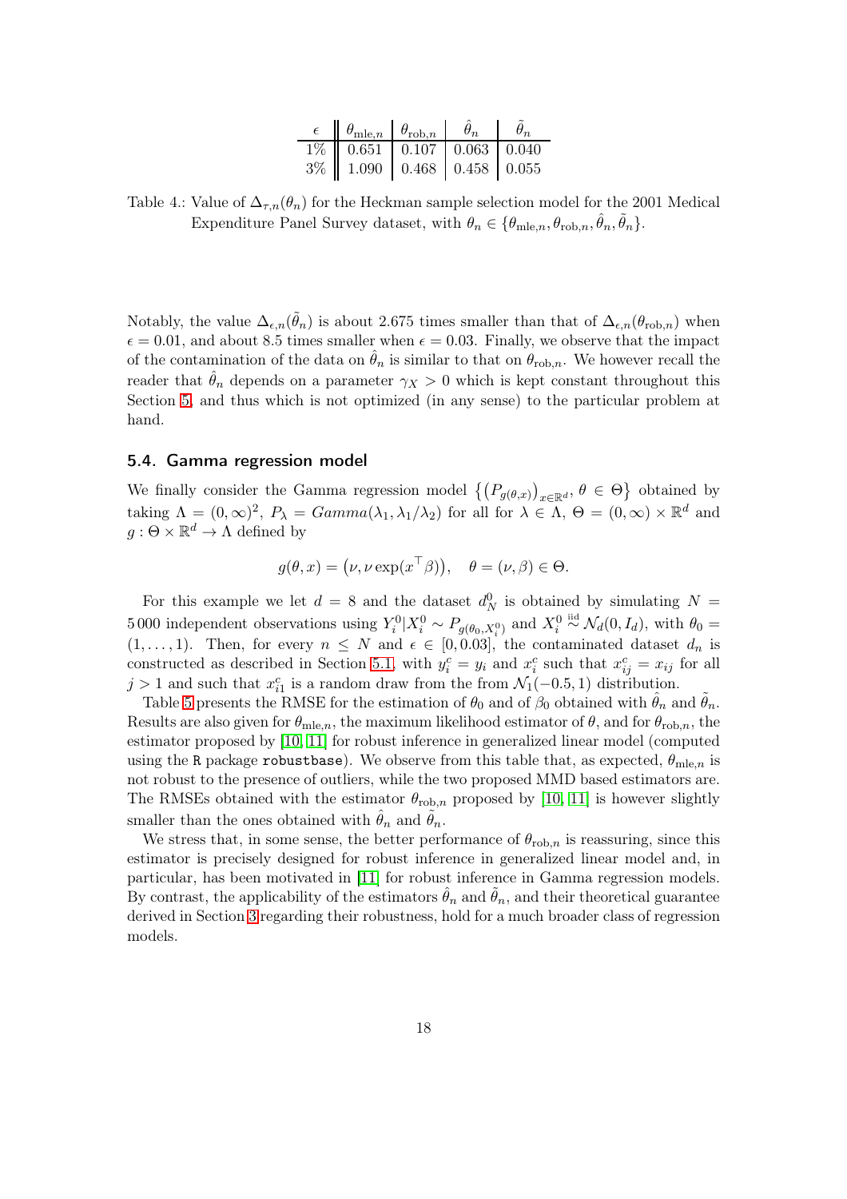| $\epsilon$ | $\theta_{\text{mle},n}$ | $\theta_{\text{rob},n}$ | $\hat{\theta}_n$ | $\tilde{\theta}_n$ |
|---|---|---|---|---|
| 1% | 0.651 | 0.107 | 0.063 | 0.040 |
| 3% | 1.090 | 0.468 | 0.458 | 0.055 |

Table 4.: Value of $\Delta_{\tau,n}(\theta_n)$ for the Heckman sample selection model for the 2001 Medical Expenditure Panel Survey dataset, with $\theta_n \in \{\theta_{\text{mle},n}, \theta_{\text{rob},n}, \hat{\theta}_n, \tilde{\theta}_n\}$.

Notably, the value $\Delta_{\epsilon,n}(\tilde{\theta}_n)$ is about 2.675 times smaller than that of $\Delta_{\epsilon,n}(\theta_{\text{rob},n})$ when $\epsilon = 0.01$, and about 8.5 times smaller when $\epsilon = 0.03$. Finally, we observe that the impact of the contamination of the data on $\hat{\theta}_n$ is similar to that on $\theta_{\text{rob},n}$. We however recall the reader that $\hat{\theta}_n$ depends on a parameter $\gamma_X > 0$ which is kept constant throughout this Section 5, and thus which is not optimized (in any sense) to the particular problem at hand.

## 5.4. Gamma regression model

We finally consider the Gamma regression model $\{(P_{g(\theta,x)})_{x\in\mathbb{R}^d}, \theta \in \Theta\}$ obtained by taking $\Lambda = (0,\infty)^2$, $P_\lambda = Gamma(\lambda_1, \lambda_1/\lambda_2)$ for all for $\lambda \in \Lambda$, $\Theta = (0,\infty) \times \mathbb{R}^d$ and $g : \Theta \times \mathbb{R}^d \to \Lambda$ defined by

$$g(\theta, x) = \big(\nu, \nu \exp(x^\top \beta)\big), \quad \theta = (\nu, \beta) \in \Theta.$$

For this example we let $d = 8$ and the dataset $d_N^0$ is obtained by simulating $N = 5\,000$ independent observations using $Y_i^0 | X_i^0 \sim P_{g(\theta_0, X_i^0)}$ and $X_i^0 \overset{\text{iid}}{\sim} \mathcal{N}_d(0, I_d)$, with $\theta_0 = (1,\dots,1)$. Then, for every $n \leq N$ and $\epsilon \in [0, 0.03]$, the contaminated dataset $d_n$ is constructed as described in Section 5.1, with $y_i^c = y_i$ and $x_i^c$ such that $x_{ij}^c = x_{ij}$ for all $j > 1$ and such that $x_{i1}^c$ is a random draw from the from $\mathcal{N}_1(-0.5, 1)$ distribution.

Table 5 presents the RMSE for the estimation of $\theta_0$ and of $\beta_0$ obtained with $\hat{\theta}_n$ and $\tilde{\theta}_n$. Results are also given for $\theta_{\text{mle},n}$, the maximum likelihood estimator of $\theta$, and for $\theta_{\text{rob},n}$, the estimator proposed by [10, 11] for robust inference in generalized linear model (computed using the R package `robustbase`). We observe from this table that, as expected, $\theta_{\text{mle},n}$ is not robust to the presence of outliers, while the two proposed MMD based estimators are. The RMSEs obtained with the estimator $\theta_{\text{rob},n}$ proposed by [10, 11] is however slightly smaller than the ones obtained with $\hat{\theta}_n$ and $\tilde{\theta}_n$.

We stress that, in some sense, the better performance of $\theta_{\text{rob},n}$ is reassuring, since this estimator is precisely designed for robust inference in generalized linear model and, in particular, has been motivated in [11] for robust inference in Gamma regression models. By contrast, the applicability of the estimators $\hat{\theta}_n$ and $\tilde{\theta}_n$, and their theoretical guarantee derived in Section 3 regarding their robustness, hold for a much broader class of regression models.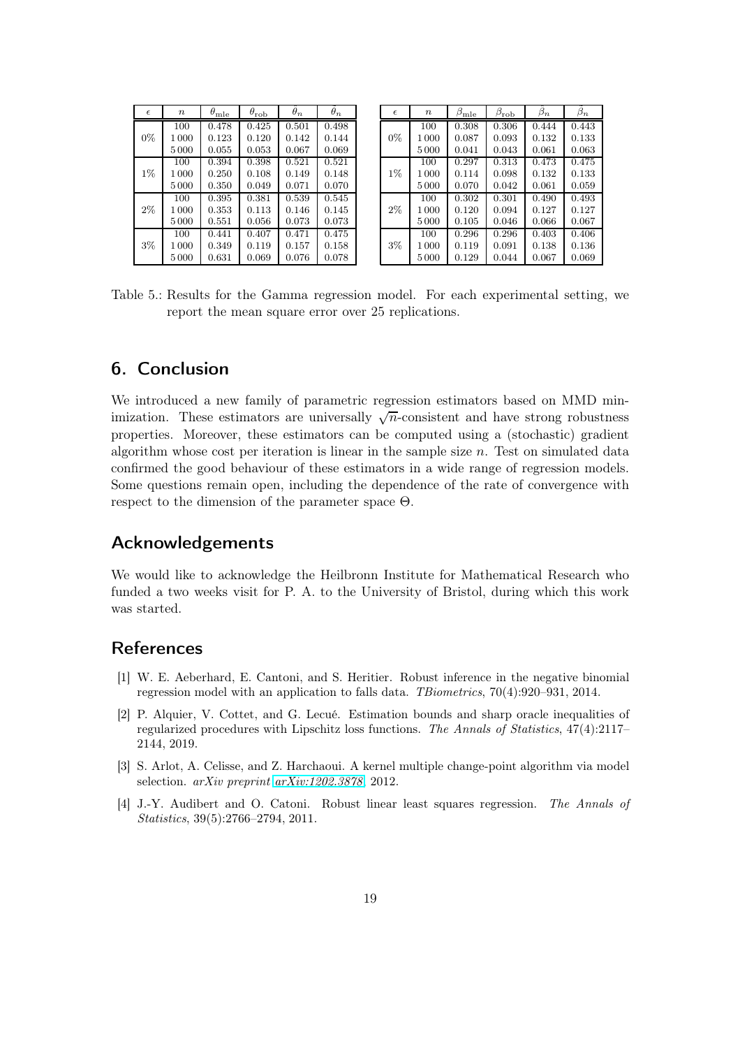| $\epsilon$ | $n$ | $\theta_{\text{mle}}$ | $\theta_{\text{rob}}$ | $\hat{\theta}_n$ | $\tilde{\theta}_n$ |
|---|---|---|---|---|---|
| 0% | 100 | 0.478 | 0.425 | 0.501 | 0.498 |
| | 1 000 | 0.123 | 0.120 | 0.142 | 0.144 |
| | 5 000 | 0.055 | 0.053 | 0.067 | 0.069 |
| 1% | 100 | 0.394 | 0.398 | 0.521 | 0.521 |
| | 1 000 | 0.250 | 0.108 | 0.149 | 0.148 |
| | 5 000 | 0.350 | 0.049 | 0.071 | 0.070 |
| 2% | 100 | 0.395 | 0.381 | 0.539 | 0.545 |
| | 1 000 | 0.353 | 0.113 | 0.146 | 0.145 |
| | 5 000 | 0.551 | 0.056 | 0.073 | 0.073 |
| 3% | 100 | 0.441 | 0.407 | 0.471 | 0.475 |
| | 1 000 | 0.349 | 0.119 | 0.157 | 0.158 |
| | 5 000 | 0.631 | 0.069 | 0.076 | 0.078 |

| $\epsilon$ | $n$ | $\beta_{\text{mle}}$ | $\beta_{\text{rob}}$ | $\hat{\beta}_n$ | $\tilde{\beta}_n$ |
|---|---|---|---|---|---|
| 0% | 100 | 0.308 | 0.306 | 0.444 | 0.443 |
| | 1 000 | 0.087 | 0.093 | 0.132 | 0.133 |
| | 5 000 | 0.041 | 0.043 | 0.061 | 0.063 |
| 1% | 100 | 0.297 | 0.313 | 0.473 | 0.475 |
| | 1 000 | 0.114 | 0.098 | 0.132 | 0.133 |
| | 5 000 | 0.070 | 0.042 | 0.061 | 0.059 |
| 2% | 100 | 0.302 | 0.301 | 0.490 | 0.493 |
| | 1 000 | 0.120 | 0.094 | 0.127 | 0.127 |
| | 5 000 | 0.105 | 0.046 | 0.066 | 0.067 |
| 3% | 100 | 0.296 | 0.296 | 0.403 | 0.406 |
| | 1 000 | 0.119 | 0.091 | 0.138 | 0.136 |
| | 5 000 | 0.129 | 0.044 | 0.067 | 0.069 |

Table 5.: Results for the Gamma regression model. For each experimental setting, we report the mean square error over 25 replications.

## 6. Conclusion

We introduced a new family of parametric regression estimators based on MMD minimization. These estimators are universally $\sqrt{n}$-consistent and have strong robustness properties. Moreover, these estimators can be computed using a (stochastic) gradient algorithm whose cost per iteration is linear in the sample size $n$. Test on simulated data confirmed the good behaviour of these estimators in a wide range of regression models. Some questions remain open, including the dependence of the rate of convergence with respect to the dimension of the parameter space $\Theta$.

## Acknowledgements

We would like to acknowledge the Heilbronn Institute for Mathematical Research who funded a two weeks visit for P. A. to the University of Bristol, during which this work was started.

## References

[1] W. E. Aeberhard, E. Cantoni, and S. Heritier. Robust inference in the negative binomial regression model with an application to falls data. *TBiometrics*, 70(4):920–931, 2014.

[2] P. Alquier, V. Cottet, and G. Lecué. Estimation bounds and sharp oracle inequalities of regularized procedures with Lipschitz loss functions. *The Annals of Statistics*, 47(4):2117–2144, 2019.

[3] S. Arlot, A. Celisse, and Z. Harchaoui. A kernel multiple change-point algorithm via model selection. *arXiv preprint arXiv:1202.3878*, 2012.

[4] J.-Y. Audibert and O. Catoni. Robust linear least squares regression. *The Annals of Statistics*, 39(5):2766–2794, 2011.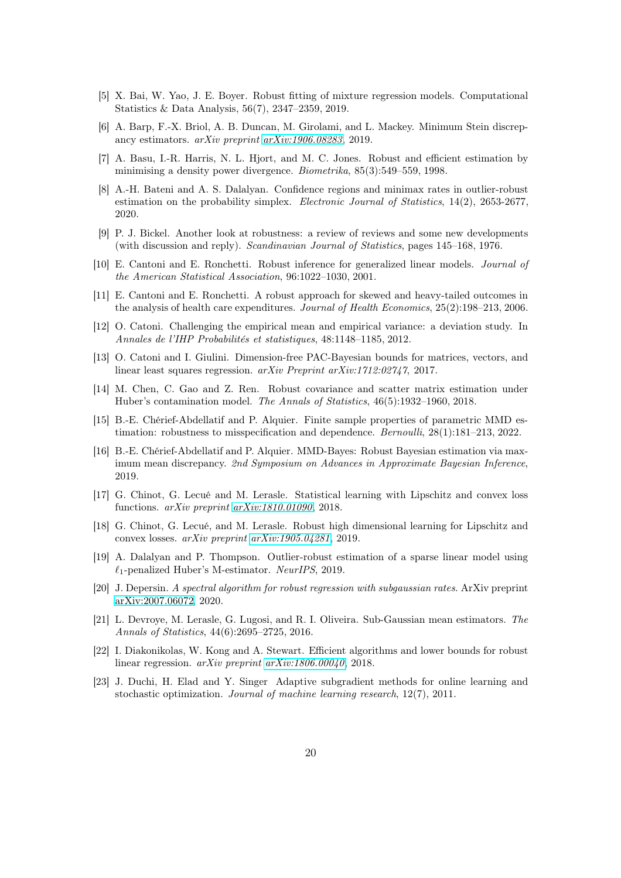[5] X. Bai, W. Yao, J. E. Boyer. Robust fitting of mixture regression models. Computational Statistics & Data Analysis, 56(7), 2347–2359, 2019.

[6] A. Barp, F.-X. Briol, A. B. Duncan, M. Girolami, and L. Mackey. Minimum Stein discrepancy estimators. *arXiv preprint arXiv:1906.08283*, 2019.

[7] A. Basu, I.-R. Harris, N. L. Hjort, and M. C. Jones. Robust and efficient estimation by minimising a density power divergence. *Biometrika*, 85(3):549–559, 1998.

[8] A.-H. Bateni and A. S. Dalalyan. Confidence regions and minimax rates in outlier-robust estimation on the probability simplex. *Electronic Journal of Statistics*, 14(2), 2653-2677, 2020.

[9] P. J. Bickel. Another look at robustness: a review of reviews and some new developments (with discussion and reply). *Scandinavian Journal of Statistics*, pages 145–168, 1976.

[10] E. Cantoni and E. Ronchetti. Robust inference for generalized linear models. *Journal of the American Statistical Association*, 96:1022–1030, 2001.

[11] E. Cantoni and E. Ronchetti. A robust approach for skewed and heavy-tailed outcomes in the analysis of health care expenditures. *Journal of Health Economics*, 25(2):198–213, 2006.

[12] O. Catoni. Challenging the empirical mean and empirical variance: a deviation study. In *Annales de l'IHP Probabilités et statistiques*, 48:1148–1185, 2012.

[13] O. Catoni and I. Giulini. Dimension-free PAC-Bayesian bounds for matrices, vectors, and linear least squares regression. *arXiv Preprint arXiv:1712:02747*, 2017.

[14] M. Chen, C. Gao and Z. Ren. Robust covariance and scatter matrix estimation under Huber's contamination model. *The Annals of Statistics*, 46(5):1932–1960, 2018.

[15] B.-E. Chérief-Abdellatif and P. Alquier. Finite sample properties of parametric MMD estimation: robustness to misspecification and dependence. *Bernoulli*, 28(1):181–213, 2022.

[16] B.-E. Chérief-Abdellatif and P. Alquier. MMD-Bayes: Robust Bayesian estimation via maximum mean discrepancy. *2nd Symposium on Advances in Approximate Bayesian Inference*, 2019.

[17] G. Chinot, G. Lecué and M. Lerasle. Statistical learning with Lipschitz and convex loss functions. *arXiv preprint arXiv:1810.01090*, 2018.

[18] G. Chinot, G. Lecué, and M. Lerasle. Robust high dimensional learning for Lipschitz and convex losses. *arXiv preprint arXiv:1905.04281*, 2019.

[19] A. Dalalyan and P. Thompson. Outlier-robust estimation of a sparse linear model using $\ell_1$-penalized Huber's M-estimator. *NeurIPS*, 2019.

[20] J. Depersin. *A spectral algorithm for robust regression with subgaussian rates*. ArXiv preprint arXiv:2007.06072, 2020.

[21] L. Devroye, M. Lerasle, G. Lugosi, and R. I. Oliveira. Sub-Gaussian mean estimators. *The Annals of Statistics*, 44(6):2695–2725, 2016.

[22] I. Diakonikolas, W. Kong and A. Stewart. Efficient algorithms and lower bounds for robust linear regression. *arXiv preprint arXiv:1806.00040*, 2018.

[23] J. Duchi, H. Elad and Y. Singer Adaptive subgradient methods for online learning and stochastic optimization. *Journal of machine learning research*, 12(7), 2011.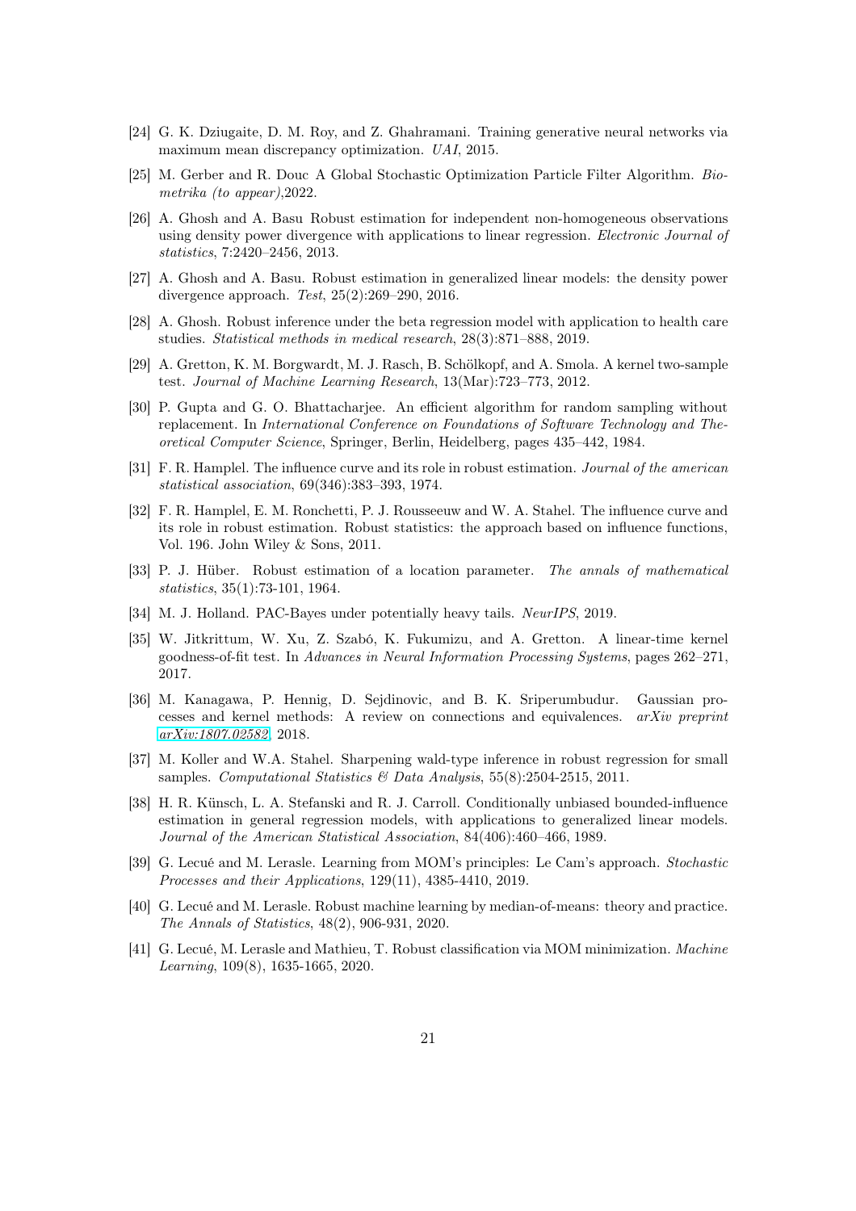[24] G. K. Dziugaite, D. M. Roy, and Z. Ghahramani. Training generative neural networks via maximum mean discrepancy optimization. *UAI*, 2015.

[25] M. Gerber and R. Douc A Global Stochastic Optimization Particle Filter Algorithm. *Biometrika (to appear)*,2022.

[26] A. Ghosh and A. Basu Robust estimation for independent non-homogeneous observations using density power divergence with applications to linear regression. *Electronic Journal of statistics*, 7:2420–2456, 2013.

[27] A. Ghosh and A. Basu. Robust estimation in generalized linear models: the density power divergence approach. *Test*, 25(2):269–290, 2016.

[28] A. Ghosh. Robust inference under the beta regression model with application to health care studies. *Statistical methods in medical research*, 28(3):871–888, 2019.

[29] A. Gretton, K. M. Borgwardt, M. J. Rasch, B. Schölkopf, and A. Smola. A kernel two-sample test. *Journal of Machine Learning Research*, 13(Mar):723–773, 2012.

[30] P. Gupta and G. O. Bhattacharjee. An efficient algorithm for random sampling without replacement. In *International Conference on Foundations of Software Technology and Theoretical Computer Science*, Springer, Berlin, Heidelberg, pages 435–442, 1984.

[31] F. R. Hamplel. The influence curve and its role in robust estimation. *Journal of the american statistical association*, 69(346):383–393, 1974.

[32] F. R. Hamplel, E. M. Ronchetti, P. J. Rousseeuw and W. A. Stahel. The influence curve and its role in robust estimation. Robust statistics: the approach based on influence functions, Vol. 196. John Wiley & Sons, 2011.

[33] P. J. Hüber. Robust estimation of a location parameter. *The annals of mathematical statistics*, 35(1):73-101, 1964.

[34] M. J. Holland. PAC-Bayes under potentially heavy tails. *NeurIPS*, 2019.

[35] W. Jitkrittum, W. Xu, Z. Szabó, K. Fukumizu, and A. Gretton. A linear-time kernel goodness-of-fit test. In *Advances in Neural Information Processing Systems*, pages 262–271, 2017.

[36] M. Kanagawa, P. Hennig, D. Sejdinovic, and B. K. Sriperumbudur. Gaussian processes and kernel methods: A review on connections and equivalences. *arXiv preprint arXiv:1807.02582*, 2018.

[37] M. Koller and W.A. Stahel. Sharpening wald-type inference in robust regression for small samples. *Computational Statistics & Data Analysis*, 55(8):2504-2515, 2011.

[38] H. R. Künsch, L. A. Stefanski and R. J. Carroll. Conditionally unbiased bounded-influence estimation in general regression models, with applications to generalized linear models. *Journal of the American Statistical Association*, 84(406):460–466, 1989.

[39] G. Lecué and M. Lerasle. Learning from MOM's principles: Le Cam's approach. *Stochastic Processes and their Applications*, 129(11), 4385-4410, 2019.

[40] G. Lecué and M. Lerasle. Robust machine learning by median-of-means: theory and practice. *The Annals of Statistics*, 48(2), 906-931, 2020.

[41] G. Lecué, M. Lerasle and Mathieu, T. Robust classification via MOM minimization. *Machine Learning*, 109(8), 1635-1665, 2020.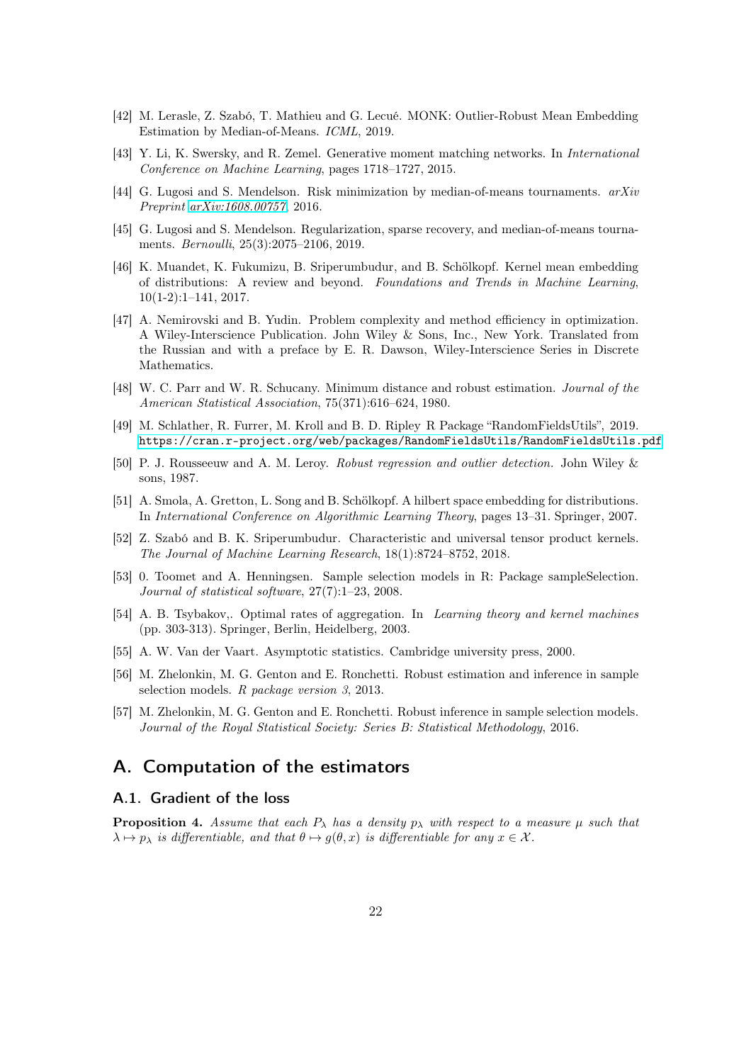[42] M. Lerasle, Z. Szabó, T. Mathieu and G. Lecué. MONK: Outlier-Robust Mean Embedding Estimation by Median-of-Means. *ICML*, 2019.

[43] Y. Li, K. Swersky, and R. Zemel. Generative moment matching networks. In *International Conference on Machine Learning*, pages 1718–1727, 2015.

[44] G. Lugosi and S. Mendelson. Risk minimization by median-of-means tournaments. *arXiv Preprint arXiv:1608.00757*, 2016.

[45] G. Lugosi and S. Mendelson. Regularization, sparse recovery, and median-of-means tournaments. *Bernoulli*, 25(3):2075–2106, 2019.

[46] K. Muandet, K. Fukumizu, B. Sriperumbudur, and B. Schölkopf. Kernel mean embedding of distributions: A review and beyond. *Foundations and Trends in Machine Learning*, 10(1-2):1–141, 2017.

[47] A. Nemirovski and B. Yudin. Problem complexity and method efficiency in optimization. A Wiley-Interscience Publication. John Wiley & Sons, Inc., New York. Translated from the Russian and with a preface by E. R. Dawson, Wiley-Interscience Series in Discrete Mathematics.

[48] W. C. Parr and W. R. Schucany. Minimum distance and robust estimation. *Journal of the American Statistical Association*, 75(371):616–624, 1980.

[49] M. Schlather, R. Furrer, M. Kroll and B. D. Ripley R Package "RandomFieldsUtils", 2019. https://cran.r-project.org/web/packages/RandomFieldsUtils/RandomFieldsUtils.pdf

[50] P. J. Rousseeuw and A. M. Leroy. *Robust regression and outlier detection.* John Wiley & sons, 1987.

[51] A. Smola, A. Gretton, L. Song and B. Schölkopf. A hilbert space embedding for distributions. In *International Conference on Algorithmic Learning Theory*, pages 13–31. Springer, 2007.

[52] Z. Szabó and B. K. Sriperumbudur. Characteristic and universal tensor product kernels. *The Journal of Machine Learning Research*, 18(1):8724–8752, 2018.

[53] 0. Toomet and A. Henningsen. Sample selection models in R: Package sampleSelection. *Journal of statistical software*, 27(7):1–23, 2008.

[54] A. B. Tsybakov,. Optimal rates of aggregation. In *Learning theory and kernel machines* (pp. 303-313). Springer, Berlin, Heidelberg, 2003.

[55] A. W. Van der Vaart. Asymptotic statistics. Cambridge university press, 2000.

[56] M. Zhelonkin, M. G. Genton and E. Ronchetti. Robust estimation and inference in sample selection models. *R package version 3*, 2013.

[57] M. Zhelonkin, M. G. Genton and E. Ronchetti. Robust inference in sample selection models. *Journal of the Royal Statistical Society: Series B: Statistical Methodology*, 2016.

# A. Computation of the estimators

## A.1. Gradient of the loss

**Proposition 4.** *Assume that each $P_\lambda$ has a density $p_\lambda$ with respect to a measure $\mu$ such that $\lambda \mapsto p_\lambda$ is differentiable, and that $\theta \mapsto g(\theta, x)$ is differentiable for any $x \in \mathcal{X}$.*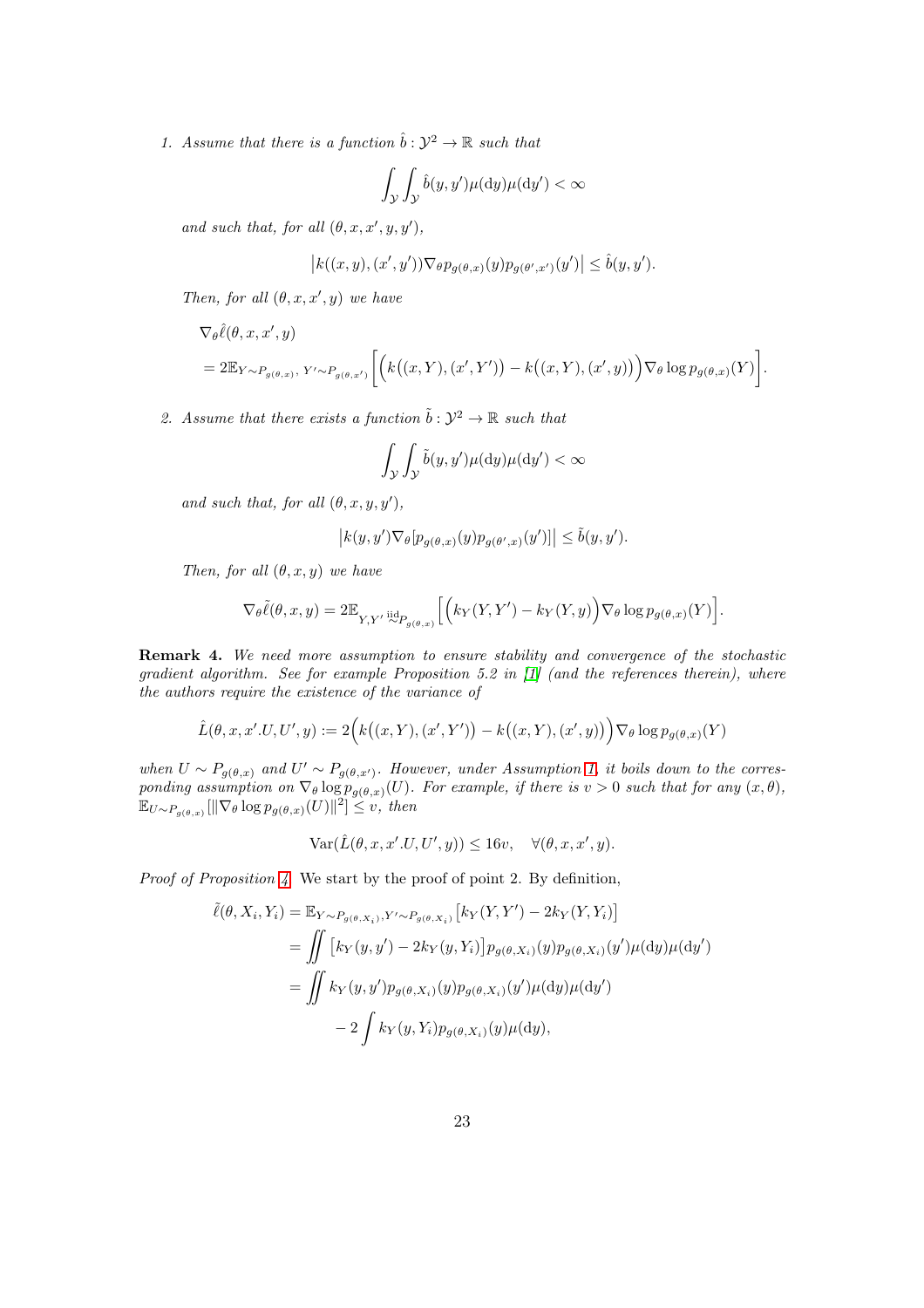1. *Assume that there is a function $\hat{b} : \mathcal{Y}^2 \to \mathbb{R}$ such that*

$$\int_{\mathcal{Y}} \int_{\mathcal{Y}} \hat{b}(y, y') \mu(\mathrm{d}y) \mu(\mathrm{d}y') < \infty$$

*and such that, for all $(\theta, x, x', y, y')$,*

$$\left| k((x, y), (x', y')) \nabla_\theta p_{g(\theta,x)}(y) p_{g(\theta',x')}(y') \right| \leq \hat{b}(y, y').$$

*Then, for all $(\theta, x, x', y)$ we have*

$$\begin{aligned}
&\nabla_\theta \hat{\ell}(\theta, x, x', y) \\
&= 2\mathbb{E}_{Y \sim P_{g(\theta,x)},\, Y' \sim P_{g(\theta,x')}} \left[ \Big( k\big((x, Y), (x', Y')\big) - k\big((x, Y), (x', y)\big) \Big) \nabla_\theta \log p_{g(\theta,x)}(Y) \right].
\end{aligned}$$

2. *Assume that there exists a function $\tilde{b} : \mathcal{Y}^2 \to \mathbb{R}$ such that*

$$\int_{\mathcal{Y}} \int_{\mathcal{Y}} \tilde{b}(y, y') \mu(\mathrm{d}y) \mu(\mathrm{d}y') < \infty$$

*and such that, for all $(\theta, x, y, y')$,*

$$\left| k(y, y') \nabla_\theta [p_{g(\theta,x)}(y) p_{g(\theta',x)}(y')] \right| \leq \tilde{b}(y, y').$$

*Then, for all $(\theta, x, y)$ we have*

$$\nabla_\theta \tilde{\ell}(\theta, x, y) = 2\mathbb{E}_{Y, Y' \overset{\text{iid}}{\sim} P_{g(\theta,x)}} \left[ \Big( k_Y(Y, Y') - k_Y(Y, y) \Big) \nabla_\theta \log p_{g(\theta,x)}(Y) \right].$$

**Remark 4.** *We need more assumption to ensure stability and convergence of the stochastic gradient algorithm. See for example Proposition 5.2 in [1] (and the references therein), where the authors require the existence of the variance of*

$$\hat{L}(\theta, x, x'.U, U', y) := 2\Big( k\big((x, Y), (x', Y')\big) - k\big((x, Y), (x', y)\big) \Big) \nabla_\theta \log p_{g(\theta,x)}(Y)$$

*when $U \sim P_{g(\theta,x)}$ and $U' \sim P_{g(\theta,x')}$. However, under Assumption 1, it boils down to the corresponding assumption on $\nabla_\theta \log p_{g(\theta,x)}(U)$. For example, if there is $v > 0$ such that for any $(x, \theta)$, $\mathbb{E}_{U \sim P_{g(\theta,x)}}[\|\nabla_\theta \log p_{g(\theta,x)}(U)\|^2] \leq v$, then*

$$\mathrm{Var}(\hat{L}(\theta, x, x'.U, U', y)) \leq 16v, \quad \forall (\theta, x, x', y).$$

*Proof of Proposition 4.* We start by the proof of point 2. By definition,

$$\begin{aligned}
\tilde{\ell}(\theta, X_i, Y_i) &= \mathbb{E}_{Y \sim P_{g(\theta,X_i)}, Y' \sim P_{g(\theta,X_i)}} \left[ k_Y(Y, Y') - 2k_Y(Y, Y_i) \right] \\
&= \iint \left[ k_Y(y, y') - 2k_Y(y, Y_i) \right] p_{g(\theta,X_i)}(y) p_{g(\theta,X_i)}(y') \mu(\mathrm{d}y) \mu(\mathrm{d}y') \\
&= \iint k_Y(y, y') p_{g(\theta,X_i)}(y) p_{g(\theta,X_i)}(y') \mu(\mathrm{d}y) \mu(\mathrm{d}y') \\
&\quad - 2 \int k_Y(y, Y_i) p_{g(\theta,X_i)}(y) \mu(\mathrm{d}y),
\end{aligned}$$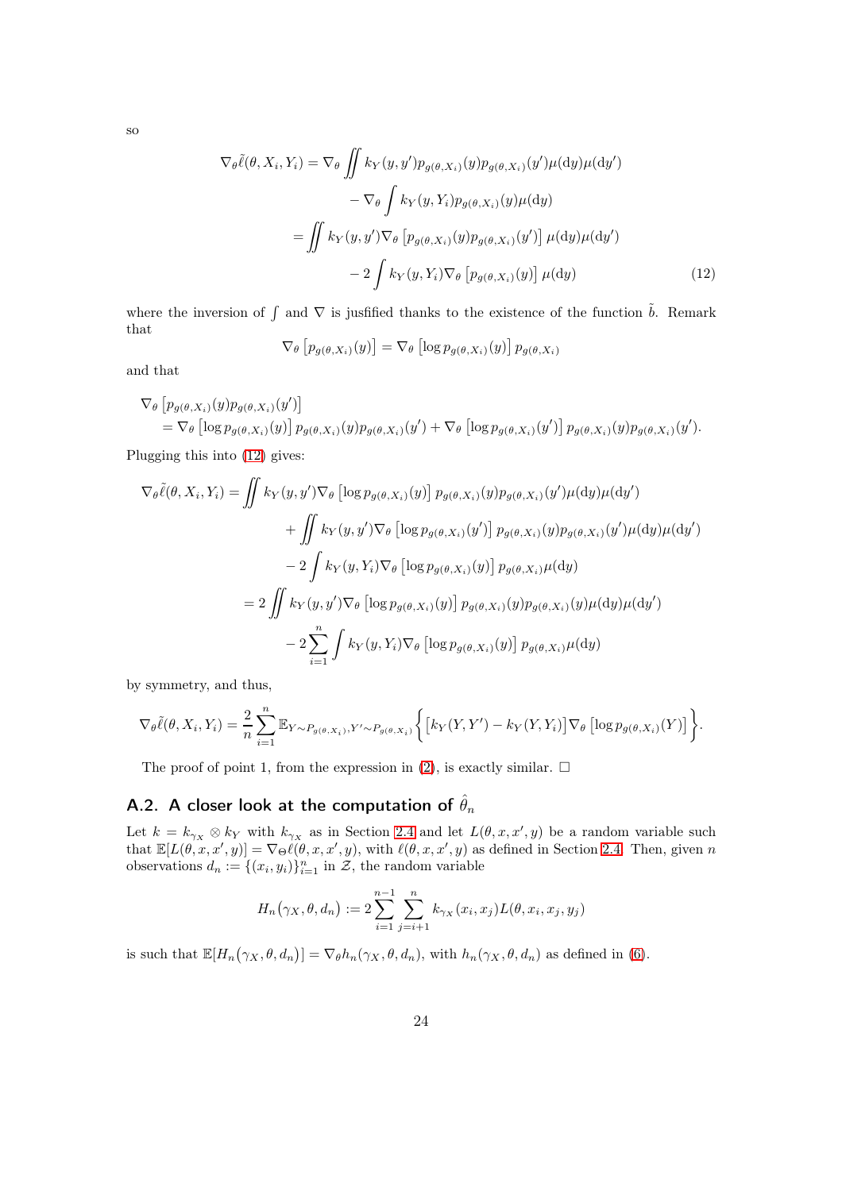so

$$
\begin{aligned}
\nabla_\theta \tilde{\ell}(\theta, X_i, Y_i) &= \nabla_\theta \iint k_Y(y, y') p_{g(\theta, X_i)}(y) p_{g(\theta, X_i)}(y') \mu(\mathrm{d}y) \mu(\mathrm{d}y') \\
&\quad - \nabla_\theta \int k_Y(y, Y_i) p_{g(\theta, X_i)}(y) \mu(\mathrm{d}y) \\
&= \iint k_Y(y, y') \nabla_\theta \left[ p_{g(\theta, X_i)}(y) p_{g(\theta, X_i)}(y') \right] \mu(\mathrm{d}y) \mu(\mathrm{d}y') \\
&\quad - 2 \int k_Y(y, Y_i) \nabla_\theta \left[ p_{g(\theta, X_i)}(y) \right] \mu(\mathrm{d}y) \qquad (12)
\end{aligned}
$$

where the inversion of $\int$ and $\nabla$ is jusfified thanks to the existence of the function $\tilde{b}$. Remark that

$$
\nabla_\theta \left[ p_{g(\theta, X_i)}(y) \right] = \nabla_\theta \left[ \log p_{g(\theta, X_i)}(y) \right] p_{g(\theta, X_i)}
$$

and that

$$
\begin{aligned}
&\nabla_\theta \left[ p_{g(\theta, X_i)}(y) p_{g(\theta, X_i)}(y') \right] \\
&\quad = \nabla_\theta \left[ \log p_{g(\theta, X_i)}(y) \right] p_{g(\theta, X_i)}(y) p_{g(\theta, X_i)}(y') + \nabla_\theta \left[ \log p_{g(\theta, X_i)}(y') \right] p_{g(\theta, X_i)}(y) p_{g(\theta, X_i)}(y').
\end{aligned}
$$

Plugging this into (12) gives:

$$
\begin{aligned}
\nabla_\theta \tilde{\ell}(\theta, X_i, Y_i) &= \iint k_Y(y, y') \nabla_\theta \left[ \log p_{g(\theta, X_i)}(y) \right] p_{g(\theta, X_i)}(y) p_{g(\theta, X_i)}(y') \mu(\mathrm{d}y) \mu(\mathrm{d}y') \\
&\quad + \iint k_Y(y, y') \nabla_\theta \left[ \log p_{g(\theta, X_i)}(y') \right] p_{g(\theta, X_i)}(y) p_{g(\theta, X_i)}(y') \mu(\mathrm{d}y) \mu(\mathrm{d}y') \\
&\quad - 2 \int k_Y(y, Y_i) \nabla_\theta \left[ \log p_{g(\theta, X_i)}(y) \right] p_{g(\theta, X_i)} \mu(\mathrm{d}y) \\
&= 2 \iint k_Y(y, y') \nabla_\theta \left[ \log p_{g(\theta, X_i)}(y) \right] p_{g(\theta, X_i)}(y) p_{g(\theta, X_i)}(y) \mu(\mathrm{d}y) \mu(\mathrm{d}y') \\
&\quad - 2 \sum_{i=1}^{n} \int k_Y(y, Y_i) \nabla_\theta \left[ \log p_{g(\theta, X_i)}(y) \right] p_{g(\theta, X_i)} \mu(\mathrm{d}y)
\end{aligned}
$$

by symmetry, and thus,

$$
\nabla_\theta \tilde{\ell}(\theta, X_i, Y_i) = \frac{2}{n} \sum_{i=1}^{n} \mathbb{E}_{Y \sim P_{g(\theta, X_i)}, Y' \sim P_{g(\theta, X_i)}} \left\{ \left[ k_Y(Y, Y') - k_Y(Y, Y_i) \right] \nabla_\theta \left[ \log p_{g(\theta, X_i)}(Y) \right] \right\}.
$$

The proof of point 1, from the expression in (2), is exactly similar. $\square$

## A.2. A closer look at the computation of $\hat{\theta}_n$

Let $k = k_{\gamma_X} \otimes k_Y$ with $k_{\gamma_X}$ as in Section 2.4 and let $L(\theta, x, x', y)$ be a random variable such that $\mathbb{E}[L(\theta, x, x', y)] = \nabla_\Theta \ell(\theta, x, x', y)$, with $\ell(\theta, x, x', y)$ as defined in Section 2.4. Then, given $n$ observations $d_n := \{(x_i, y_i)\}_{i=1}^n$ in $\mathcal{Z}$, the random variable

$$
H_n\big(\gamma_X, \theta, d_n\big) := 2 \sum_{i=1}^{n-1} \sum_{j=i+1}^{n} k_{\gamma_X}(x_i, x_j) L(\theta, x_i, x_j, y_j)
$$

is such that $\mathbb{E}[H_n\big(\gamma_X, \theta, d_n\big)] = \nabla_\theta h_n(\gamma_X, \theta, d_n)$, with $h_n(\gamma_X, \theta, d_n)$ as defined in (6).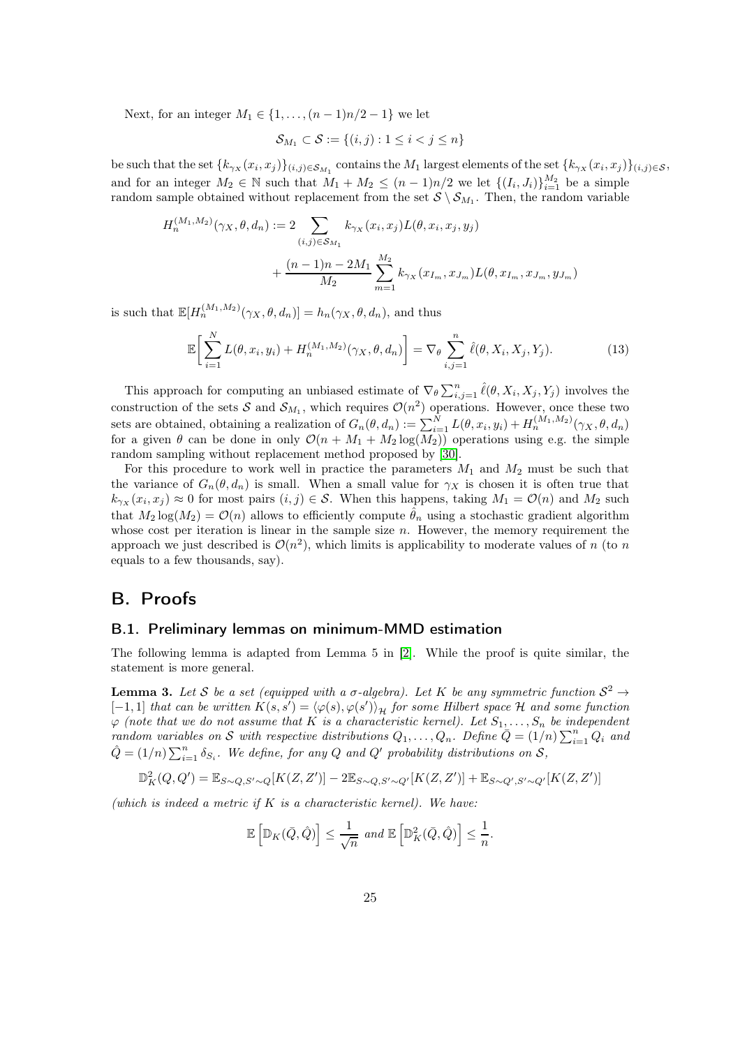Next, for an integer $M_1 \in \{1, \dots, (n-1)n/2 - 1\}$ we let

$$\mathcal{S}_{M_1} \subset \mathcal{S} := \{(i,j) : 1 \leq i < j \leq n\}$$

be such that the set $\{k_{\gamma_X}(x_i, x_j)\}_{(i,j)\in\mathcal{S}_{M_1}}$ contains the $M_1$ largest elements of the set $\{k_{\gamma_X}(x_i, x_j)\}_{(i,j)\in\mathcal{S}}$, and for an integer $M_2 \in \mathbb{N}$ such that $M_1 + M_2 \leq (n-1)n/2$ we let $\{(I_i, J_i)\}_{i=1}^{M_2}$ be a simple random sample obtained without replacement from the set $\mathcal{S} \setminus \mathcal{S}_{M_1}$. Then, the random variable

$$H_n^{(M_1,M_2)}(\gamma_X, \theta, d_n) := 2 \sum_{(i,j)\in\mathcal{S}_{M_1}} k_{\gamma_X}(x_i, x_j) L(\theta, x_i, x_j, y_j) + \frac{(n-1)n - 2M_1}{M_2} \sum_{m=1}^{M_2} k_{\gamma_X}(x_{I_m}, x_{J_m}) L(\theta, x_{I_m}, x_{J_m}, y_{J_m})$$

is such that $\mathbb{E}[H_n^{(M_1,M_2)}(\gamma_X, \theta, d_n)] = h_n(\gamma_X, \theta, d_n)$, and thus

$$\mathbb{E}\Big[\sum_{i=1}^N L(\theta, x_i, y_i) + H_n^{(M_1,M_2)}(\gamma_X, \theta, d_n)\Big] = \nabla_\theta \sum_{i,j=1}^n \hat{\ell}(\theta, X_i, X_j, Y_j). \tag{13}$$

This approach for computing an unbiased estimate of $\nabla_\theta \sum_{i,j=1}^n \hat{\ell}(\theta, X_i, X_j, Y_j)$ involves the construction of the sets $\mathcal{S}$ and $\mathcal{S}_{M_1}$, which requires $\mathcal{O}(n^2)$ operations. However, once these two sets are obtained, obtaining a realization of $G_n(\theta, d_n) := \sum_{i=1}^N L(\theta, x_i, y_i) + H_n^{(M_1,M_2)}(\gamma_X, \theta, d_n)$ for a given $\theta$ can be done in only $\mathcal{O}(n + M_1 + M_2 \log(M_2))$ operations using e.g. the simple random sampling without replacement method proposed by [30].

For this procedure to work well in practice the parameters $M_1$ and $M_2$ must be such that the variance of $G_n(\theta, d_n)$ is small. When a small value for $\gamma_X$ is chosen it is often true that $k_{\gamma_X}(x_i, x_j) \approx 0$ for most pairs $(i,j) \in \mathcal{S}$. When this happens, taking $M_1 = \mathcal{O}(n)$ and $M_2$ such that $M_2 \log(M_2) = \mathcal{O}(n)$ allows to efficiently compute $\hat{\theta}_n$ using a stochastic gradient algorithm whose cost per iteration is linear in the sample size $n$. However, the memory requirement the approach we just described is $\mathcal{O}(n^2)$, which limits is applicability to moderate values of $n$ (to $n$ equals to a few thousands, say).

# B. Proofs

## B.1. Preliminary lemmas on minimum-MMD estimation

The following lemma is adapted from Lemma 5 in [2]. While the proof is quite similar, the statement is more general.

**Lemma 3.** *Let $\mathcal{S}$ be a set (equipped with a $\sigma$-algebra). Let $K$ be any symmetric function $\mathcal{S}^2 \to [-1,1]$ that can be written $K(s,s') = \langle \varphi(s), \varphi(s')\rangle_{\mathcal{H}}$ for some Hilbert space $\mathcal{H}$ and some function $\varphi$ (note that we do not assume that $K$ is a characteristic kernel). Let $S_1, \dots, S_n$ be independent random variables on $\mathcal{S}$ with respective distributions $Q_1, \dots, Q_n$. Define $\bar{Q} = (1/n)\sum_{i=1}^n Q_i$ and $\hat{Q} = (1/n)\sum_{i=1}^n \delta_{S_i}$. We define, for any $Q$ and $Q'$ probability distributions on $\mathcal{S}$,*

$$\mathbb{D}_K^2(Q, Q') = \mathbb{E}_{S\sim Q, S'\sim Q}[K(Z, Z')] - 2\mathbb{E}_{S\sim Q, S'\sim Q'}[K(Z, Z')] + \mathbb{E}_{S\sim Q', S'\sim Q'}[K(Z, Z')]$$

*(which is indeed a metric if $K$ is a characteristic kernel). We have:*

$$\mathbb{E}\left[\mathbb{D}_K(\bar{Q}, \hat{Q})\right] \leq \frac{1}{\sqrt{n}} \text{ and } \mathbb{E}\left[\mathbb{D}_K^2(\bar{Q}, \hat{Q})\right] \leq \frac{1}{n}.$$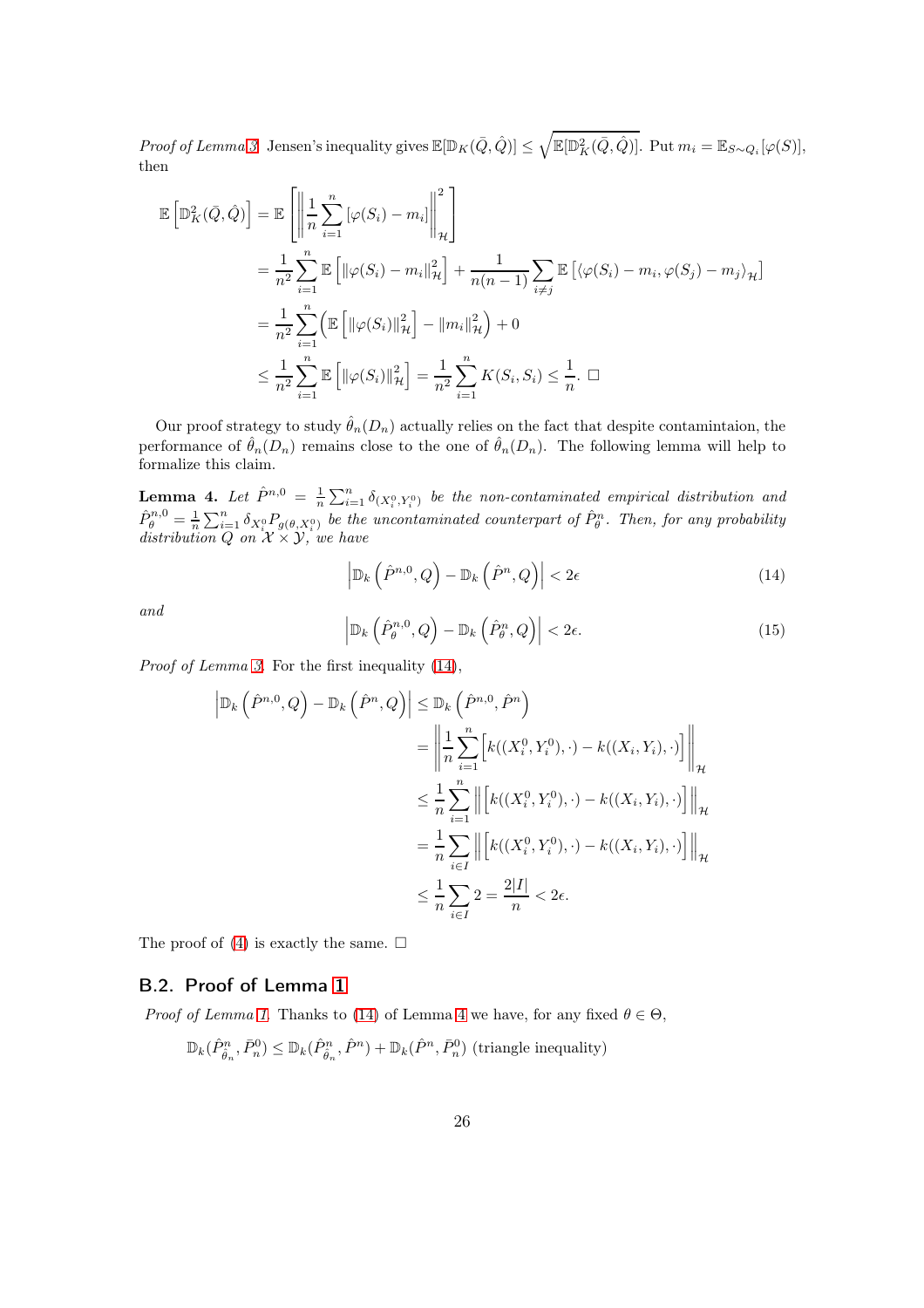*Proof of Lemma 3.* Jensen's inequality gives $\mathbb{E}[\mathbb{D}_K(\bar{Q},\hat{Q})] \leq \sqrt{\mathbb{E}[\mathbb{D}_K^2(\bar{Q},\hat{Q})]}$. Put $m_i = \mathbb{E}_{S\sim Q_i}[\varphi(S)]$, then

$$
\begin{aligned}
\mathbb{E}\left[\mathbb{D}_K^2(\bar{Q},\hat{Q})\right] &= \mathbb{E}\left[\left\|\frac{1}{n}\sum_{i=1}^n [\varphi(S_i)-m_i]\right\|_{\mathcal{H}}^2\right] \\
&= \frac{1}{n^2}\sum_{i=1}^n \mathbb{E}\left[\|\varphi(S_i)-m_i\|_{\mathcal{H}}^2\right] + \frac{1}{n(n-1)}\sum_{i\neq j}\mathbb{E}\left[\langle \varphi(S_i)-m_i, \varphi(S_j)-m_j\rangle_{\mathcal{H}}\right] \\
&= \frac{1}{n^2}\sum_{i=1}^n \left(\mathbb{E}\left[\|\varphi(S_i)\|_{\mathcal{H}}^2\right] - \|m_i\|_{\mathcal{H}}^2\right) + 0 \\
&\leq \frac{1}{n^2}\sum_{i=1}^n \mathbb{E}\left[\|\varphi(S_i)\|_{\mathcal{H}}^2\right] = \frac{1}{n^2}\sum_{i=1}^n K(S_i,S_i) \leq \frac{1}{n}. \ \square
\end{aligned}
$$

Our proof strategy to study $\hat{\theta}_n(D_n)$ actually relies on the fact that despite contamintaion, the performance of $\hat{\theta}_n(D_n)$ remains close to the one of $\hat{\theta}_n(D_n)$. The following lemma will help to formalize this claim.

**Lemma 4.** *Let $\hat{P}^{n,0} = \frac{1}{n}\sum_{i=1}^n \delta_{(X_i^0,Y_i^0)}$ be the non-contaminated empirical distribution and $\hat{P}_\theta^{n,0} = \frac{1}{n}\sum_{i=1}^n \delta_{X_i^0} P_{g(\theta,X_i^0)}$ be the uncontaminated counterpart of $\hat{P}_\theta^n$. Then, for any probability distribution $Q$ on $\mathcal{X}\times\mathcal{Y}$, we have*

$$
\left|\mathbb{D}_k\left(\hat{P}^{n,0},Q\right) - \mathbb{D}_k\left(\hat{P}^n,Q\right)\right| < 2\epsilon \tag{14}
$$

*and*

$$
\left|\mathbb{D}_k\left(\hat{P}_\theta^{n,0},Q\right) - \mathbb{D}_k\left(\hat{P}_\theta^n,Q\right)\right| < 2\epsilon. \tag{15}
$$

*Proof of Lemma 3.* For the first inequality (14),

$$
\begin{aligned}
\left|\mathbb{D}_k\left(\hat{P}^{n,0},Q\right) - \mathbb{D}_k\left(\hat{P}^n,Q\right)\right| &\leq \mathbb{D}_k\left(\hat{P}^{n,0},\hat{P}^n\right) \\
&= \left\|\frac{1}{n}\sum_{i=1}^n \Big[k((X_i^0,Y_i^0),\cdot) - k((X_i,Y_i),\cdot)\Big]\right\|_{\mathcal{H}} \\
&\leq \frac{1}{n}\sum_{i=1}^n \left\|\Big[k((X_i^0,Y_i^0),\cdot) - k((X_i,Y_i),\cdot)\Big]\right\|_{\mathcal{H}} \\
&= \frac{1}{n}\sum_{i\in I} \left\|\Big[k((X_i^0,Y_i^0),\cdot) - k((X_i,Y_i),\cdot)\Big]\right\|_{\mathcal{H}} \\
&\leq \frac{1}{n}\sum_{i\in I} 2 = \frac{2|I|}{n} < 2\epsilon.
\end{aligned}
$$

The proof of (4) is exactly the same. $\square$

## B.2. Proof of Lemma 1

*Proof of Lemma 1.* Thanks to (14) of Lemma 4 we have, for any fixed $\theta \in \Theta$,

$$
\mathbb{D}_k(\hat{P}_{\hat{\theta}_n}^n, \bar{P}_n^0) \leq \mathbb{D}_k(\hat{P}_{\hat{\theta}_n}^n, \hat{P}^n) + \mathbb{D}_k(\hat{P}^n, \bar{P}_n^0) \text{ (triangle inequality)}
$$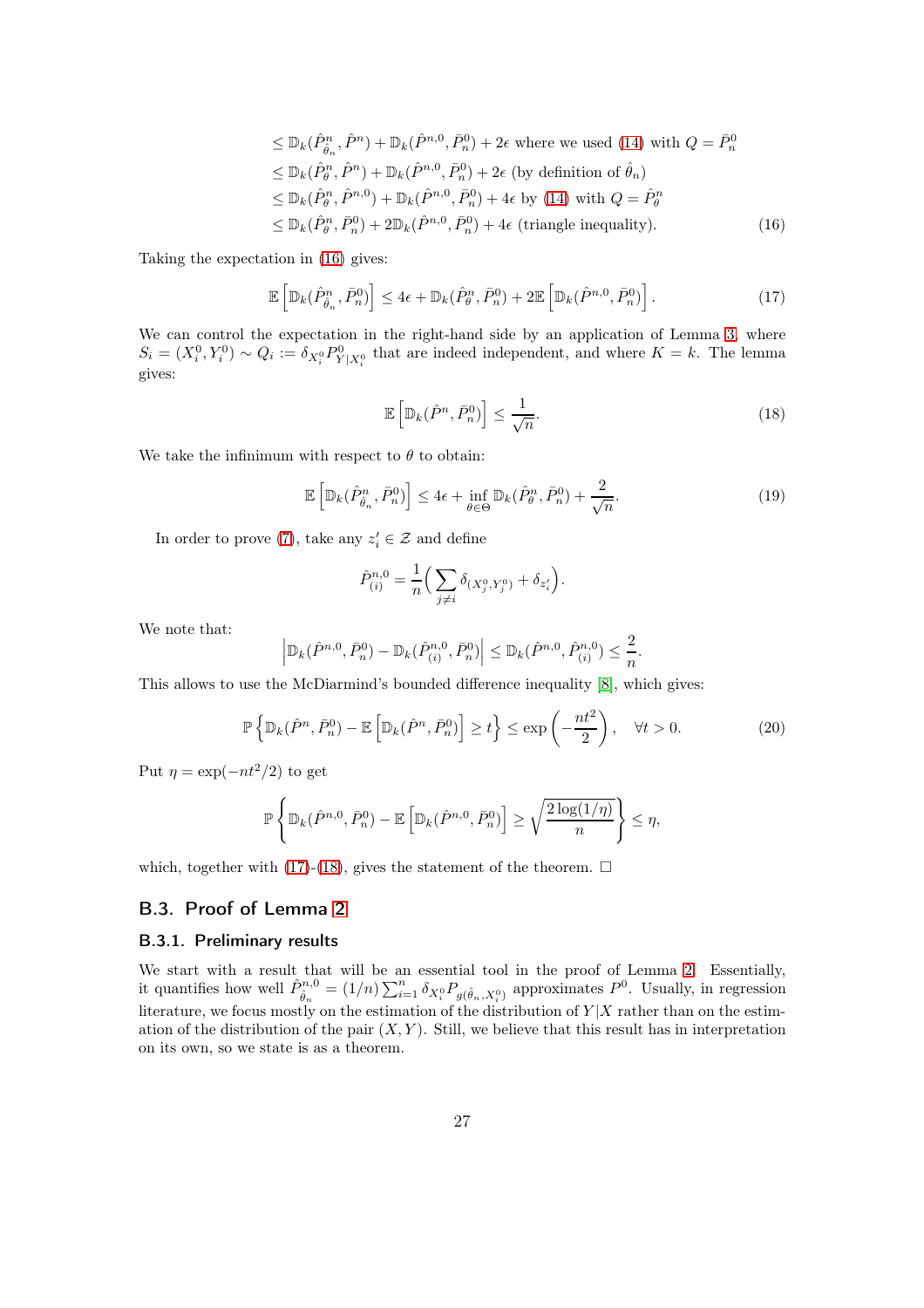$$
\begin{aligned}
&\leq \mathbb{D}_k(\hat{P}^n_{\hat{\theta}_n}, \hat{P}^n) + \mathbb{D}_k(\hat{P}^{n,0}, \bar{P}^0_n) + 2\epsilon \text{ where we used (14) with } Q = \bar{P}^0_n \\
&\leq \mathbb{D}_k(\hat{P}^n_{\theta}, \hat{P}^n) + \mathbb{D}_k(\hat{P}^{n,0}, \bar{P}^0_n) + 2\epsilon \text{ (by definition of } \hat{\theta}_n) \\
&\leq \mathbb{D}_k(\hat{P}^n_{\theta}, \hat{P}^{n,0}) + \mathbb{D}_k(\hat{P}^{n,0}, \bar{P}^0_n) + 4\epsilon \text{ by (14) with } Q = \hat{P}^n_{\theta} \\
&\leq \mathbb{D}_k(\hat{P}^n_{\theta}, \bar{P}^0_n) + 2\mathbb{D}_k(\hat{P}^{n,0}, \bar{P}^0_n) + 4\epsilon \text{ (triangle inequality).}
\end{aligned} \tag{16}
$$

Taking the expectation in (16) gives:

$$
\mathbb{E}\left[\mathbb{D}_k(\hat{P}^n_{\hat{\theta}_n}, \bar{P}^0_n)\right] \leq 4\epsilon + \mathbb{D}_k(\hat{P}^n_{\theta}, \bar{P}^0_n) + 2\mathbb{E}\left[\mathbb{D}_k(\hat{P}^{n,0}, \bar{P}^0_n)\right]. \tag{17}
$$

We can control the expectation in the right-hand side by an application of Lemma 3, where $S_i = (X_i^0, Y_i^0) \sim Q_i := \delta_{X_i^0} P^0_{Y|X_i^0}$ that are indeed independent, and where $K = k$. The lemma gives:

$$
\mathbb{E}\left[\mathbb{D}_k(\hat{P}^n, \bar{P}^0_n)\right] \leq \frac{1}{\sqrt{n}}. \tag{18}
$$

We take the infimum with respect to $\theta$ to obtain:

$$
\mathbb{E}\left[\mathbb{D}_k(\hat{P}^n_{\hat{\theta}_n}, \bar{P}^0_n)\right] \leq 4\epsilon + \inf_{\theta \in \Theta} \mathbb{D}_k(\hat{P}^n_{\theta}, \bar{P}^0_n) + \frac{2}{\sqrt{n}}. \tag{19}
$$

In order to prove (7), take any $z_i' \in \mathcal{Z}$ and define

$$
\hat{P}^{n,0}_{(i)} = \frac{1}{n}\Big(\sum_{j \neq i} \delta_{(X_j^0, Y_j^0)} + \delta_{z_i'}\Big).
$$

We note that:

$$
\left|\mathbb{D}_k(\hat{P}^{n,0}, \bar{P}^0_n) - \mathbb{D}_k(\hat{P}^{n,0}_{(i)}, \bar{P}^0_n)\right| \leq \mathbb{D}_k(\hat{P}^{n,0}, \hat{P}^{n,0}_{(i)}) \leq \frac{2}{n}.
$$

This allows to use the McDiarmind's bounded difference inequality [8], which gives:

$$
\mathbb{P}\left\{\mathbb{D}_k(\hat{P}^n, \bar{P}^0_n) - \mathbb{E}\left[\mathbb{D}_k(\hat{P}^n, \bar{P}^0_n)\right] \geq t\right\} \leq \exp\left(-\frac{nt^2}{2}\right), \quad \forall t > 0. \tag{20}
$$

Put $\eta = \exp(-nt^2/2)$ to get

$$
\mathbb{P}\left\{\mathbb{D}_k(\hat{P}^{n,0}, \bar{P}^0_n) - \mathbb{E}\left[\mathbb{D}_k(\hat{P}^{n,0}, \bar{P}^0_n)\right] \geq \sqrt{\frac{2\log(1/\eta)}{n}}\right\} \leq \eta,
$$

which, together with (17)-(18), gives the statement of the theorem. $\square$

## B.3. Proof of Lemma 2

### B.3.1. Preliminary results

We start with a result that will be an essential tool in the proof of Lemma 2. Essentially, it quantifies how well $\hat{P}^{n,0}_{\hat{\theta}_n} = (1/n)\sum_{i=1}^n \delta_{X_i^0} P_{g(\hat{\theta}_n, X_i^0)}$ approximates $P^0$. Usually, in regression literature, we focus mostly on the estimation of the distribution of $Y|X$ rather than on the estimation of the distribution of the pair $(X, Y)$. Still, we believe that this result has in interpretation on its own, so we state is as a theorem.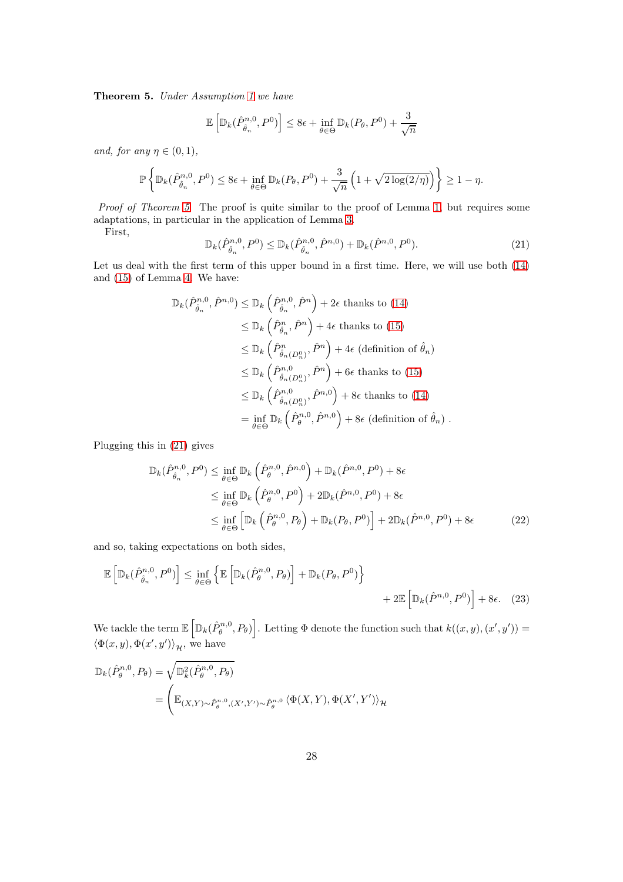**Theorem 5.** *Under Assumption 1 we have*

$$\mathbb{E}\left[\mathbb{D}_k(\hat{P}^{n,0}_{\hat{\theta}_n}, P^0)\right] \leq 8\epsilon + \inf_{\theta\in\Theta} \mathbb{D}_k(P_\theta, P^0) + \frac{3}{\sqrt{n}}$$

*and, for any* $\eta \in (0,1)$,

$$\mathbb{P}\left\{\mathbb{D}_k(\hat{P}^{n,0}_{\hat{\theta}_n}, P^0) \leq 8\epsilon + \inf_{\theta\in\Theta} \mathbb{D}_k(P_\theta, P^0) + \frac{3}{\sqrt{n}}\left(1 + \sqrt{2\log(2/\eta)}\right)\right\} \geq 1 - \eta.$$

*Proof of Theorem 5.* The proof is quite similar to the proof of Lemma 1, but requires some adaptations, in particular in the application of Lemma 3.

First,

$$\mathbb{D}_k(\hat{P}^{n,0}_{\hat{\theta}_n}, P^0) \leq \mathbb{D}_k(\hat{P}^{n,0}_{\hat{\theta}_n}, \hat{P}^{n,0}) + \mathbb{D}_k(\hat{P}^{n,0}, P^0). \tag{21}$$

Let us deal with the first term of this upper bound in a first time. Here, we will use both (14) and (15) of Lemma 4. We have:

$$\begin{aligned}
\mathbb{D}_k(\hat{P}^{n,0}_{\hat{\theta}_n}, \hat{P}^{n,0}) &\leq \mathbb{D}_k\left(\hat{P}^{n,0}_{\hat{\theta}_n}, \hat{P}^{n}\right) + 2\epsilon \text{ thanks to (14)} \\
&\leq \mathbb{D}_k\left(\hat{P}^{n}_{\hat{\theta}_n}, \hat{P}^{n}\right) + 4\epsilon \text{ thanks to (15)} \\
&\leq \mathbb{D}_k\left(\hat{P}^{n}_{\hat{\theta}_n(D_n^0)}, \hat{P}^{n}\right) + 4\epsilon \text{ (definition of } \hat{\theta}_n) \\
&\leq \mathbb{D}_k\left(\hat{P}^{n,0}_{\hat{\theta}_n(D_n^0)}, \hat{P}^{n}\right) + 6\epsilon \text{ thanks to (15)} \\
&\leq \mathbb{D}_k\left(\hat{P}^{n,0}_{\hat{\theta}_n(D_n^0)}, \hat{P}^{n,0}\right) + 8\epsilon \text{ thanks to (14)} \\
&= \inf_{\theta\in\Theta} \mathbb{D}_k\left(\hat{P}^{n,0}_{\theta}, \hat{P}^{n,0}\right) + 8\epsilon \text{ (definition of } \hat{\theta}_n) \ .
\end{aligned}$$

Plugging this in (21) gives

$$\begin{aligned}
\mathbb{D}_k(\hat{P}^{n,0}_{\hat{\theta}_n}, P^0) &\leq \inf_{\theta\in\Theta} \mathbb{D}_k\left(\hat{P}^{n,0}_{\theta}, \hat{P}^{n,0}\right) + \mathbb{D}_k(\hat{P}^{n,0}, P^0) + 8\epsilon \\
&\leq \inf_{\theta\in\Theta} \mathbb{D}_k\left(\hat{P}^{n,0}_{\theta}, P^0\right) + 2\mathbb{D}_k(\hat{P}^{n,0}, P^0) + 8\epsilon \\
&\leq \inf_{\theta\in\Theta} \left[\mathbb{D}_k\left(\hat{P}^{n,0}_{\theta}, P_\theta\right) + \mathbb{D}_k(P_\theta, P^0)\right] + 2\mathbb{D}_k(\hat{P}^{n,0}, P^0) + 8\epsilon
\end{aligned} \tag{22}$$

and so, taking expectations on both sides,

$$\mathbb{E}\left[\mathbb{D}_k(\hat{P}^{n,0}_{\hat{\theta}_n}, P^0)\right] \leq \inf_{\theta\in\Theta}\left\{\mathbb{E}\left[\mathbb{D}_k(\hat{P}^{n,0}_{\theta}, P_\theta)\right] + \mathbb{D}_k(P_\theta, P^0)\right\} + 2\mathbb{E}\left[\mathbb{D}_k(\hat{P}^{n,0}, P^0)\right] + 8\epsilon. \tag{23}$$

We tackle the term $\mathbb{E}\left[\mathbb{D}_k(\hat{P}^{n,0}_{\theta}, P_\theta)\right]$. Letting $\Phi$ denote the function such that $k((x,y),(x',y')) = \langle \Phi(x,y), \Phi(x',y')\rangle_{\mathcal{H}}$, we have

$$\begin{aligned}
\mathbb{D}_k(\hat{P}^{n,0}_{\theta}, P_\theta) &= \sqrt{\mathbb{D}^2_k(\hat{P}^{n,0}_{\theta}, P_\theta)} \\
&= \Bigg(\mathbb{E}_{(X,Y)\sim\hat{P}^{n,0}_{\theta},(X',Y')\sim\hat{P}^{n,0}_{\theta}} \langle \Phi(X,Y), \Phi(X',Y')\rangle_{\mathcal{H}}
\end{aligned}$$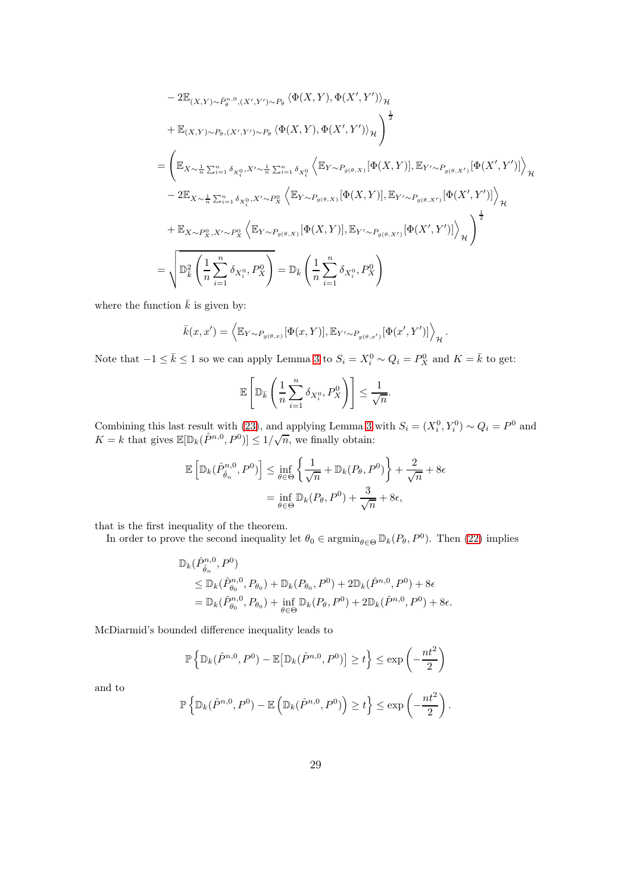$$
\begin{aligned}
&- 2\mathbb{E}_{(X,Y)\sim \hat{P}^{n,0}_{\theta},(X',Y')\sim P_{\theta}} \left\langle \Phi(X,Y), \Phi(X',Y') \right\rangle_{\mathcal{H}} \\
&+ \mathbb{E}_{(X,Y)\sim P_{\theta},(X',Y')\sim P_{\theta}} \left\langle \Phi(X,Y), \Phi(X',Y') \right\rangle_{\mathcal{H}} \Bigg)^{\frac{1}{2}} \\
&= \Bigg( \mathbb{E}_{X\sim \frac{1}{n}\sum_{i=1}^{n}\delta_{X_i^0}, X'\sim \frac{1}{n}\sum_{i=1}^{n}\delta_{X_i^0}} \left\langle \mathbb{E}_{Y\sim P_{g(\theta,X)}}[\Phi(X,Y)], \mathbb{E}_{Y'\sim P_{g(\theta,X')}}[\Phi(X',Y')] \right\rangle_{\mathcal{H}} \\
&- 2\mathbb{E}_{X\sim \frac{1}{n}\sum_{i=1}^{n}\delta_{X_i^0}, X'\sim P_X^0} \left\langle \mathbb{E}_{Y\sim P_{g(\theta,X)}}[\Phi(X,Y)], \mathbb{E}_{Y'\sim P_{g(\theta,X')}}[\Phi(X',Y')] \right\rangle_{\mathcal{H}} \\
&+ \mathbb{E}_{X\sim P_X^0, X'\sim P_X^0} \left\langle \mathbb{E}_{Y\sim P_{g(\theta,X)}}[\Phi(X,Y)], \mathbb{E}_{Y'\sim P_{g(\theta,X')}}[\Phi(X',Y')] \right\rangle_{\mathcal{H}} \Bigg)^{\frac{1}{2}} \\
&= \sqrt{\mathbb{D}^2_{\bar{k}}\left( \frac{1}{n}\sum_{i=1}^{n} \delta_{X_i^0}, P_X^0 \right)} = \mathbb{D}_{\bar{k}}\left( \frac{1}{n}\sum_{i=1}^{n} \delta_{X_i^0}, P_X^0 \right)
\end{aligned}
$$

where the function $\bar{k}$ is given by:

$$
\bar{k}(x,x') = \left\langle \mathbb{E}_{Y\sim P_{g(\theta,x)}}[\Phi(x,Y)], \mathbb{E}_{Y'\sim P_{g(\theta,x')}}[\Phi(x',Y')] \right\rangle_{\mathcal{H}}.
$$

Note that $-1 \leq \bar{k} \leq 1$ so we can apply Lemma 3 to $S_i = X_i^0 \sim Q_i = P_X^0$ and $K = \bar{k}$ to get:

$$
\mathbb{E}\left[ \mathbb{D}_{\bar{k}}\left( \frac{1}{n}\sum_{i=1}^{n} \delta_{X_i^0}, P_X^0 \right) \right] \leq \frac{1}{\sqrt{n}}.
$$

Combining this last result with (23), and applying Lemma 3 with $S_i = (X_i^0, Y_i^0) \sim Q_i = P^0$ and $K = k$ that gives $\mathbb{E}[\mathbb{D}_k(\hat{P}^{n,0}, P^0)] \leq 1/\sqrt{n}$, we finally obtain:

$$
\begin{aligned}
\mathbb{E}\left[ \mathbb{D}_k(\hat{P}^{n,0}_{\hat{\theta}_n}, P^0) \right] &\leq \inf_{\theta\in\Theta} \left\{ \frac{1}{\sqrt{n}} + \mathbb{D}_k(P_\theta, P^0) \right\} + \frac{2}{\sqrt{n}} + 8\epsilon \\
&= \inf_{\theta\in\Theta} \mathbb{D}_k(P_\theta, P^0) + \frac{3}{\sqrt{n}} + 8\epsilon,
\end{aligned}
$$

that is the first inequality of the theorem.

In order to prove the second inequality let $\theta_0 \in \operatorname{argmin}_{\theta\in\Theta} \mathbb{D}_k(P_\theta, P^0)$. Then (22) implies

$$
\begin{aligned}
&\mathbb{D}_k(\hat{P}^{n,0}_{\hat{\theta}_n}, P^0) \\
&\leq \mathbb{D}_k(\hat{P}^{n,0}_{\theta_0}, P_{\theta_0}) + \mathbb{D}_k(P_{\theta_0}, P^0) + 2\mathbb{D}_k(\hat{P}^{n,0}, P^0) + 8\epsilon \\
&= \mathbb{D}_k(\hat{P}^{n,0}_{\theta_0}, P_{\theta_0}) + \inf_{\theta\in\Theta} \mathbb{D}_k(P_\theta, P^0) + 2\mathbb{D}_k(\hat{P}^{n,0}, P^0) + 8\epsilon.
\end{aligned}
$$

McDiarmid's bounded difference inequality leads to

$$
\mathbb{P}\left\{ \mathbb{D}_k(\hat{P}^{n,0}, P^0) - \mathbb{E}\left[\mathbb{D}_k(\hat{P}^{n,0}, P^0)\right] \geq t \right\} \leq \exp\left( -\frac{nt^2}{2} \right)
$$

and to

$$
\mathbb{P}\left\{ \mathbb{D}_k(\hat{P}^{n,0}, P^0) - \mathbb{E}\left( \mathbb{D}_k(\hat{P}^{n,0}, P^0) \right) \geq t \right\} \leq \exp\left( -\frac{nt^2}{2} \right).
$$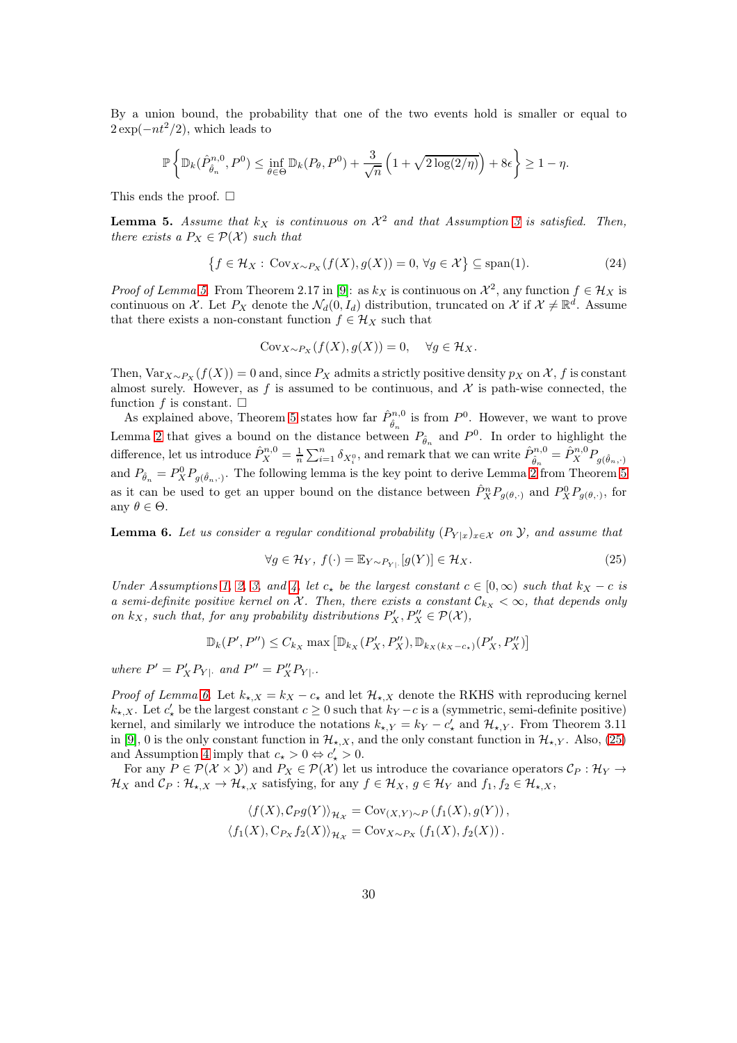By a union bound, the probability that one of the two events hold is smaller or equal to $2\exp(-nt^2/2)$, which leads to

$$\mathbb{P}\left\{\mathbb{D}_k(\hat{P}^{n,0}_{\hat{\theta}_n}, P^0) \leq \inf_{\theta\in\Theta} \mathbb{D}_k(P_\theta, P^0) + \frac{3}{\sqrt{n}}\left(1+\sqrt{2\log(2/\eta)}\right) + 8\epsilon\right\} \geq 1-\eta.$$

This ends the proof. □

**Lemma 5.** *Assume that $k_X$ is continuous on $\mathcal{X}^2$ and that Assumption 3 is satisfied. Then, there exists a $P_X \in \mathcal{P}(\mathcal{X})$ such that*

$$\left\{f \in \mathcal{H}_X : \operatorname{Cov}_{X\sim P_X}(f(X), g(X)) = 0,\, \forall g \in \mathcal{X}\right\} \subseteq \operatorname{span}(1). \tag{24}$$

*Proof of Lemma 5.* From Theorem 2.17 in [9]: as $k_X$ is continuous on $\mathcal{X}^2$, any function $f \in \mathcal{H}_X$ is continuous on $\mathcal{X}$. Let $P_X$ denote the $\mathcal{N}_d(0, I_d)$ distribution, truncated on $\mathcal{X}$ if $\mathcal{X} \neq \mathbb{R}^d$. Assume that there exists a non-constant function $f \in \mathcal{H}_X$ such that

$$\operatorname{Cov}_{X\sim P_X}(f(X), g(X)) = 0, \quad \forall g \in \mathcal{H}_X.$$

Then, $\operatorname{Var}_{X\sim P_X}(f(X)) = 0$ and, since $P_X$ admits a strictly positive density $p_X$ on $\mathcal{X}$, $f$ is constant almost surely. However, as $f$ is assumed to be continuous, and $\mathcal{X}$ is path-wise connected, the function $f$ is constant. □

As explained above, Theorem 5 states how far $\hat{P}^{n,0}_{\hat{\theta}_n}$ is from $P^0$. However, we want to prove Lemma 2 that gives a bound on the distance between $P_{\hat{\theta}_n}$ and $P^0$. In order to highlight the difference, let us introduce $\hat{P}^{n,0}_X = \frac{1}{n}\sum_{i=1}^n \delta_{X_i^0}$, and remark that we can write $\hat{P}^{n,0}_{\hat{\theta}_n} = \hat{P}^{n,0}_X P_{g(\hat{\theta}_n,\cdot)}$ and $P_{\hat{\theta}_n} = P^0_X P_{g(\hat{\theta}_n,\cdot)}$. The following lemma is the key point to derive Lemma 2 from Theorem 5 as it can be used to get an upper bound on the distance between $\hat{P}^n_X P_{g(\theta,\cdot)}$ and $P^0_X P_{g(\theta,\cdot)}$, for any $\theta \in \Theta$.

**Lemma 6.** *Let us consider a regular conditional probability $(P_{Y|x})_{x\in\mathcal{X}}$ on $\mathcal{Y}$, and assume that*

$$\forall g \in \mathcal{H}_Y,\; f(\cdot) = \mathbb{E}_{Y\sim P_{Y|\cdot}}[g(Y)] \in \mathcal{H}_X. \tag{25}$$

*Under Assumptions 1, 2, 3, and 4, let $c_\star$ be the largest constant $c \in [0, \infty)$ such that $k_X - c$ is a semi-definite positive kernel on $\mathcal{X}$. Then, there exists a constant $\mathcal{C}_{k_X} < \infty$, that depends only on $k_X$, such that, for any probability distributions $P'_X, P''_X \in \mathcal{P}(\mathcal{X})$,*

$$\mathbb{D}_k(P', P'') \leq C_{k_X} \max\left[\mathbb{D}_{k_X}(P'_X, P''_X), \mathbb{D}_{k_X(k_X - c_\star)}(P'_X, P''_X)\right]$$

*where $P' = P'_X P_{Y|\cdot}$ and $P'' = P''_X P_{Y|\cdot}$.*

*Proof of Lemma 6.* Let $k_{\star,X} = k_X - c_\star$ and let $\mathcal{H}_{\star,X}$ denote the RKHS with reproducing kernel $k_{\star,X}$. Let $c'_\star$ be the largest constant $c \geq 0$ such that $k_Y - c$ is a (symmetric, semi-definite positive) kernel, and similarly we introduce the notations $k_{\star,Y} = k_Y - c'_\star$ and $\mathcal{H}_{\star,Y}$. From Theorem 3.11 in [9], 0 is the only constant function in $\mathcal{H}_{\star,X}$, and the only constant function in $\mathcal{H}_{\star,Y}$. Also, (25) and Assumption 4 imply that $c_\star > 0 \Leftrightarrow c'_\star > 0$.

For any $P \in \mathcal{P}(\mathcal{X}\times\mathcal{Y})$ and $P_X \in \mathcal{P}(\mathcal{X})$ let us introduce the covariance operators $\mathcal{C}_P : \mathcal{H}_Y \to \mathcal{H}_X$ and $\mathcal{C}_P : \mathcal{H}_{\star,X} \to \mathcal{H}_{\star,X}$ satisfying, for any $f \in \mathcal{H}_X$, $g \in \mathcal{H}_Y$ and $f_1, f_2 \in \mathcal{H}_{\star,X}$,

$$\begin{aligned}
\langle f(X), \mathcal{C}_P g(Y)\rangle_{\mathcal{H}_X} &= \operatorname{Cov}_{(X,Y)\sim P}\left(f_1(X), g(Y)\right),\\
\langle f_1(X), \mathrm{C}_{P_X} f_2(X)\rangle_{\mathcal{H}_X} &= \operatorname{Cov}_{X\sim P_X}\left(f_1(X), f_2(X)\right).
\end{aligned}$$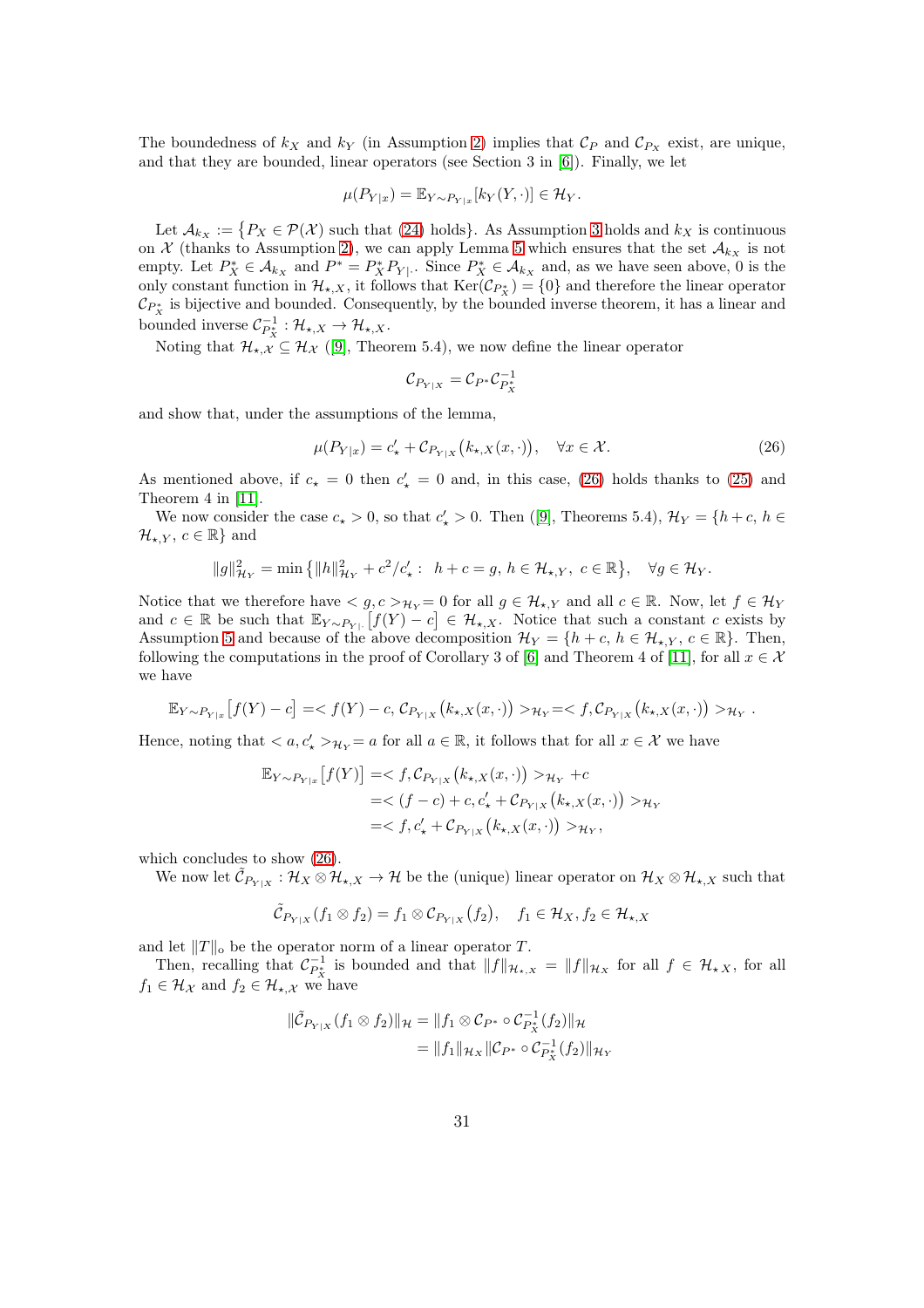The boundedness of $k_X$ and $k_Y$ (in Assumption 2) implies that $\mathcal{C}_P$ and $\mathcal{C}_{P_X}$ exist, are unique, and that they are bounded, linear operators (see Section 3 in [6]). Finally, we let

$$\mu(P_{Y|x}) = \mathbb{E}_{Y\sim P_{Y|x}}[k_Y(Y,\cdot)] \in \mathcal{H}_Y.$$

Let $\mathcal{A}_{k_X} := \{P_X \in \mathcal{P}(\mathcal{X}) \text{ such that (24) holds}\}$. As Assumption 3 holds and $k_X$ is continuous on $\mathcal{X}$ (thanks to Assumption 2), we can apply Lemma 5 which ensures that the set $\mathcal{A}_{k_X}$ is not empty. Let $P_X^* \in \mathcal{A}_{k_X}$ and $P^* = P_X^* P_{Y|\cdot}$. Since $P_X^* \in \mathcal{A}_{k_X}$ and, as we have seen above, 0 is the only constant function in $\mathcal{H}_{\star,X}$, it follows that $\mathrm{Ker}(\mathcal{C}_{P_X^*}) = \{0\}$ and therefore the linear operator $\mathcal{C}_{P_X^*}$ is bijective and bounded. Consequently, by the bounded inverse theorem, it has a linear and bounded inverse $\mathcal{C}_{P_X^*}^{-1} : \mathcal{H}_{\star,X} \to \mathcal{H}_{\star,X}$.

Noting that $\mathcal{H}_{\star,\mathcal{X}} \subseteq \mathcal{H}_{\mathcal{X}}$ ([9], Theorem 5.4), we now define the linear operator

$$\mathcal{C}_{P_{Y|X}} = \mathcal{C}_{P^*}\mathcal{C}_{P_X^*}^{-1}$$

and show that, under the assumptions of the lemma,

$$\mu(P_{Y|x}) = c'_\star + \mathcal{C}_{P_{Y|X}}\big(k_{\star,X}(x,\cdot)\big), \quad \forall x \in \mathcal{X}. \tag{26}$$

As mentioned above, if $c_\star = 0$ then $c'_\star = 0$ and, in this case, (26) holds thanks to (25) and Theorem 4 in [11].

We now consider the case $c_\star > 0$, so that $c'_\star > 0$. Then ([9], Theorems 5.4), $\mathcal{H}_Y = \{h + c,\ h \in \mathcal{H}_{\star,Y},\ c \in \mathbb{R}\}$ and

$$\|g\|^2_{\mathcal{H}_Y} = \min\big\{\|h\|^2_{\mathcal{H}_Y} + c^2/c'_\star : \ h + c = g,\ h \in \mathcal{H}_{\star,Y},\ c \in \mathbb{R}\big\}, \quad \forall g \in \mathcal{H}_Y.$$

Notice that we therefore have $< g, c >_{\mathcal{H}_Y} = 0$ for all $g \in \mathcal{H}_{\star,Y}$ and all $c \in \mathbb{R}$. Now, let $f \in \mathcal{H}_Y$ and $c \in \mathbb{R}$ be such that $\mathbb{E}_{Y\sim P_{Y|\cdot}}\big[f(Y) - c\big] \in \mathcal{H}_{\star,X}$. Notice that such a constant $c$ exists by Assumption 5 and because of the above decomposition $\mathcal{H}_Y = \{h + c,\ h \in \mathcal{H}_{\star,Y},\ c \in \mathbb{R}\}$. Then, following the computations in the proof of Corollary 3 of [6] and Theorem 4 of [11], for all $x \in \mathcal{X}$ we have

$$\mathbb{E}_{Y\sim P_{Y|x}}\big[f(Y) - c\big] = < f(Y) - c, \mathcal{C}_{P_{Y|X}}\big(k_{\star,X}(x,\cdot)\big) >_{\mathcal{H}_Y} = < f, \mathcal{C}_{P_{Y|X}}\big(k_{\star,X}(x,\cdot)\big) >_{\mathcal{H}_Y}.$$

Hence, noting that $< a, c'_\star >_{\mathcal{H}_Y} = a$ for all $a \in \mathbb{R}$, it follows that for all $x \in \mathcal{X}$ we have

$$\begin{aligned}
\mathbb{E}_{Y\sim P_{Y|x}}\big[f(Y)\big] &= < f, \mathcal{C}_{P_{Y|X}}\big(k_{\star,X}(x,\cdot)\big) >_{\mathcal{H}_Y} + c \\
&= < (f - c) + c, c'_\star + \mathcal{C}_{P_{Y|X}}\big(k_{\star,X}(x,\cdot)\big) >_{\mathcal{H}_Y} \\
&= < f, c'_\star + \mathcal{C}_{P_{Y|X}}\big(k_{\star,X}(x,\cdot)\big) >_{\mathcal{H}_Y},
\end{aligned}$$

which concludes to show (26).

We now let $\tilde{\mathcal{C}}_{P_{Y|X}} : \mathcal{H}_X \otimes \mathcal{H}_{\star,X} \to \mathcal{H}$ be the (unique) linear operator on $\mathcal{H}_X \otimes \mathcal{H}_{\star,X}$ such that

$$\tilde{\mathcal{C}}_{P_{Y|X}}(f_1 \otimes f_2) = f_1 \otimes \mathcal{C}_{P_{Y|X}}(f_2), \quad f_1 \in \mathcal{H}_X, f_2 \in \mathcal{H}_{\star,X}$$

and let $\|T\|_{\mathrm{o}}$ be the operator norm of a linear operator $T$.

Then, recalling that $\mathcal{C}_{P_X^*}^{-1}$ is bounded and that $\|f\|_{\mathcal{H}_{\star,X}} = \|f\|_{\mathcal{H}_X}$ for all $f \in \mathcal{H}_{\star X}$, for all $f_1 \in \mathcal{H}_{\mathcal{X}}$ and $f_2 \in \mathcal{H}_{\star,\mathcal{X}}$ we have

$$\begin{aligned}
\|\tilde{\mathcal{C}}_{P_{Y|X}}(f_1 \otimes f_2)\|_{\mathcal{H}} &= \|f_1 \otimes \mathcal{C}_{P^*} \circ \mathcal{C}_{P_X^*}^{-1}(f_2)\|_{\mathcal{H}} \\
&= \|f_1\|_{\mathcal{H}_X} \|\mathcal{C}_{P^*} \circ \mathcal{C}_{P_X^*}^{-1}(f_2)\|_{\mathcal{H}_Y}
\end{aligned}$$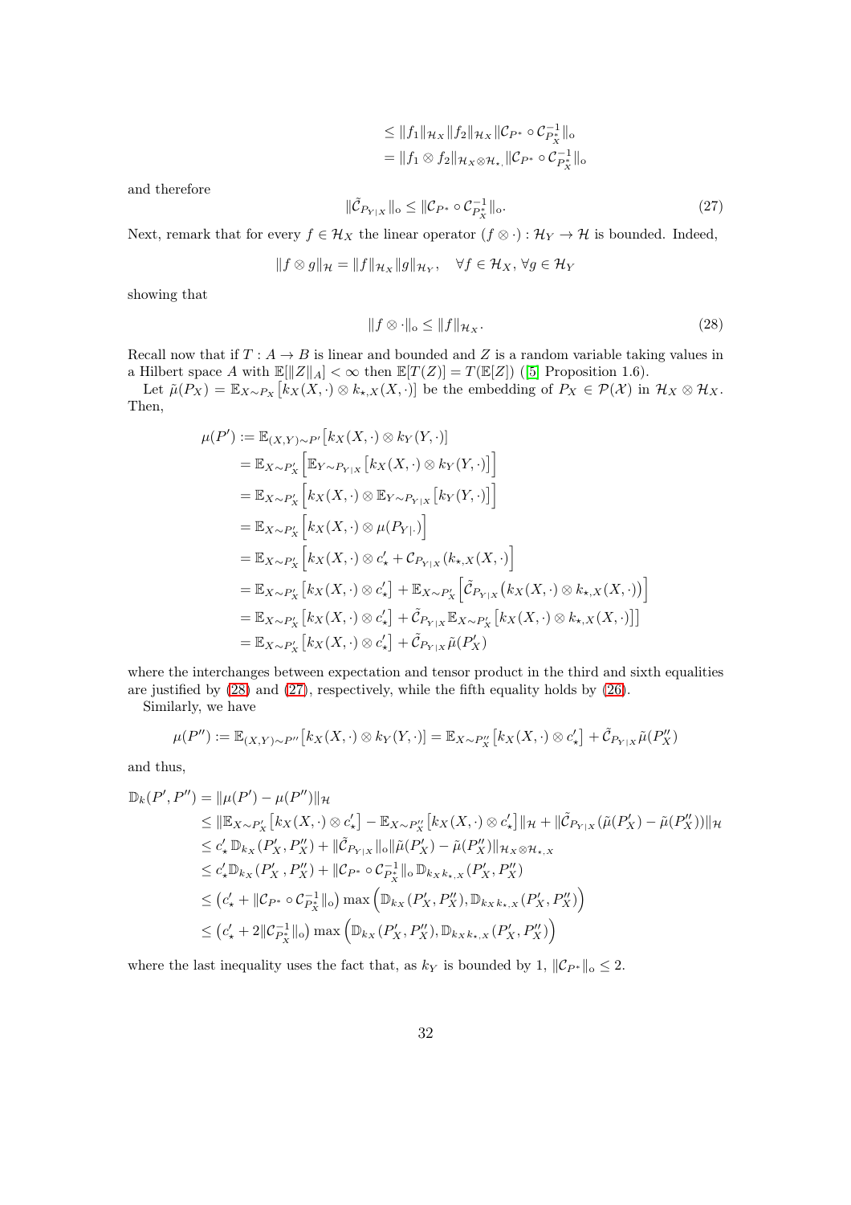$$
\begin{aligned}
&\leq \|f_1\|_{\mathcal{H}_X} \|f_2\|_{\mathcal{H}_X} \|\mathcal{C}_{P^*} \circ \mathcal{C}_{P_X^*}^{-1}\|_{\circ} \\
&= \|f_1 \otimes f_2\|_{\mathcal{H}_X \otimes \mathcal{H}_{\star,}} \|\mathcal{C}_{P^*} \circ \mathcal{C}_{P_X^*}^{-1}\|_{\circ}
\end{aligned}
$$

and therefore

$$
\|\tilde{\mathcal{C}}_{P_{Y|X}}\|_{\circ} \leq \|\mathcal{C}_{P^*} \circ \mathcal{C}_{P_X^*}^{-1}\|_{\circ}. \tag{27}
$$

Next, remark that for every $f \in \mathcal{H}_X$ the linear operator $(f \otimes \cdot) : \mathcal{H}_Y \to \mathcal{H}$ is bounded. Indeed,

$$
\|f \otimes g\|_{\mathcal{H}} = \|f\|_{\mathcal{H}_X} \|g\|_{\mathcal{H}_Y}, \quad \forall f \in \mathcal{H}_X, \forall g \in \mathcal{H}_Y
$$

showing that

$$
\|f \otimes \cdot\|_{\circ} \leq \|f\|_{\mathcal{H}_X}. \tag{28}
$$

Recall now that if $T : A \to B$ is linear and bounded and $Z$ is a random variable taking values in a Hilbert space $A$ with $\mathbb{E}[\|Z\|_A] < \infty$ then $\mathbb{E}[T(Z)] = T(\mathbb{E}[Z])$ ([5] Proposition 1.6).

Let $\tilde{\mu}(P_X) = \mathbb{E}_{X \sim P_X}\big[k_X(X, \cdot) \otimes k_{\star,X}(X, \cdot)\big]$ be the embedding of $P_X \in \mathcal{P}(\mathcal{X})$ in $\mathcal{H}_X \otimes \mathcal{H}_X$. Then,

$$
\begin{aligned}
\mu(P') &:= \mathbb{E}_{(X,Y)\sim P'}\big[k_X(X, \cdot) \otimes k_Y(Y, \cdot)\big] \\
&= \mathbb{E}_{X \sim P'_X}\Big[\mathbb{E}_{Y \sim P_{Y|X}}\big[k_X(X, \cdot) \otimes k_Y(Y, \cdot)\big]\Big] \\
&= \mathbb{E}_{X \sim P'_X}\Big[k_X(X, \cdot) \otimes \mathbb{E}_{Y \sim P_{Y|X}}\big[k_Y(Y, \cdot)\big]\Big] \\
&= \mathbb{E}_{X \sim P'_X}\Big[k_X(X, \cdot) \otimes \mu(P_{Y|\cdot})\Big] \\
&= \mathbb{E}_{X \sim P'_X}\Big[k_X(X, \cdot) \otimes c'_\star + \mathcal{C}_{P_{Y|X}}(k_{\star,X}(X, \cdot)\Big] \\
&= \mathbb{E}_{X \sim P'_X}\big[k_X(X, \cdot) \otimes c'_\star\big] + \mathbb{E}_{X \sim P'_X}\Big[\tilde{\mathcal{C}}_{P_{Y|X}}\big(k_X(X, \cdot) \otimes k_{\star,X}(X, \cdot)\big)\Big] \\
&= \mathbb{E}_{X \sim P'_X}\big[k_X(X, \cdot) \otimes c'_\star\big] + \tilde{\mathcal{C}}_{P_{Y|X}} \mathbb{E}_{X \sim P'_X}\big[k_X(X, \cdot) \otimes k_{\star,X}(X, \cdot)\big]\big] \\
&= \mathbb{E}_{X \sim P'_X}\big[k_X(X, \cdot) \otimes c'_\star\big] + \tilde{\mathcal{C}}_{P_{Y|X}} \tilde{\mu}(P'_X)
\end{aligned}
$$

where the interchanges between expectation and tensor product in the third and sixth equalities are justified by (28) and (27), respectively, while the fifth equality holds by (26).

Similarly, we have

$$
\mu(P'') := \mathbb{E}_{(X,Y)\sim P''}\big[k_X(X, \cdot) \otimes k_Y(Y, \cdot)\big] = \mathbb{E}_{X \sim P''_X}\big[k_X(X, \cdot) \otimes c'_\star\big] + \tilde{\mathcal{C}}_{P_{Y|X}} \tilde{\mu}(P''_X)
$$

and thus,

$$
\begin{aligned}
\mathbb{D}_k(P', P'') &= \|\mu(P') - \mu(P'')\|_{\mathcal{H}} \\
&\leq \|\mathbb{E}_{X \sim P'_X}\big[k_X(X, \cdot) \otimes c'_\star\big] - \mathbb{E}_{X \sim P''_X}\big[k_X(X, \cdot) \otimes c'_\star\big]\|_{\mathcal{H}} + \|\tilde{\mathcal{C}}_{P_{Y|X}}(\tilde{\mu}(P'_X) - \tilde{\mu}(P''_X))\|_{\mathcal{H}} \\
&\leq c'_\star \, \mathbb{D}_{k_X}(P'_X, P''_X) + \|\tilde{\mathcal{C}}_{P_{Y|X}}\|_{\circ} \|\tilde{\mu}(P'_X) - \tilde{\mu}(P''_X)\|_{\mathcal{H}_X \otimes \mathcal{H}_{\star,X}} \\
&\leq c'_\star \mathbb{D}_{k_X}(P'_X, P''_X) + \|\mathcal{C}_{P^*} \circ \mathcal{C}_{P_X^*}^{-1}\|_{\circ} \, \mathbb{D}_{k_X k_{\star,X}}(P'_X, P''_X) \\
&\leq \big(c'_\star + \|\mathcal{C}_{P^*} \circ \mathcal{C}_{P_X^*}^{-1}\|_{\circ}\big) \max\Big(\mathbb{D}_{k_X}(P'_X, P''_X), \mathbb{D}_{k_X k_{\star,X}}(P'_X, P''_X)\Big) \\
&\leq \big(c'_\star + 2\|\mathcal{C}_{P_X^*}^{-1}\|_{\circ}\big) \max\Big(\mathbb{D}_{k_X}(P'_X, P''_X), \mathbb{D}_{k_X k_{\star,X}}(P'_X, P''_X)\Big)
\end{aligned}
$$

where the last inequality uses the fact that, as $k_Y$ is bounded by 1, $\|\mathcal{C}_{P^*}\|_{\circ} \leq 2$.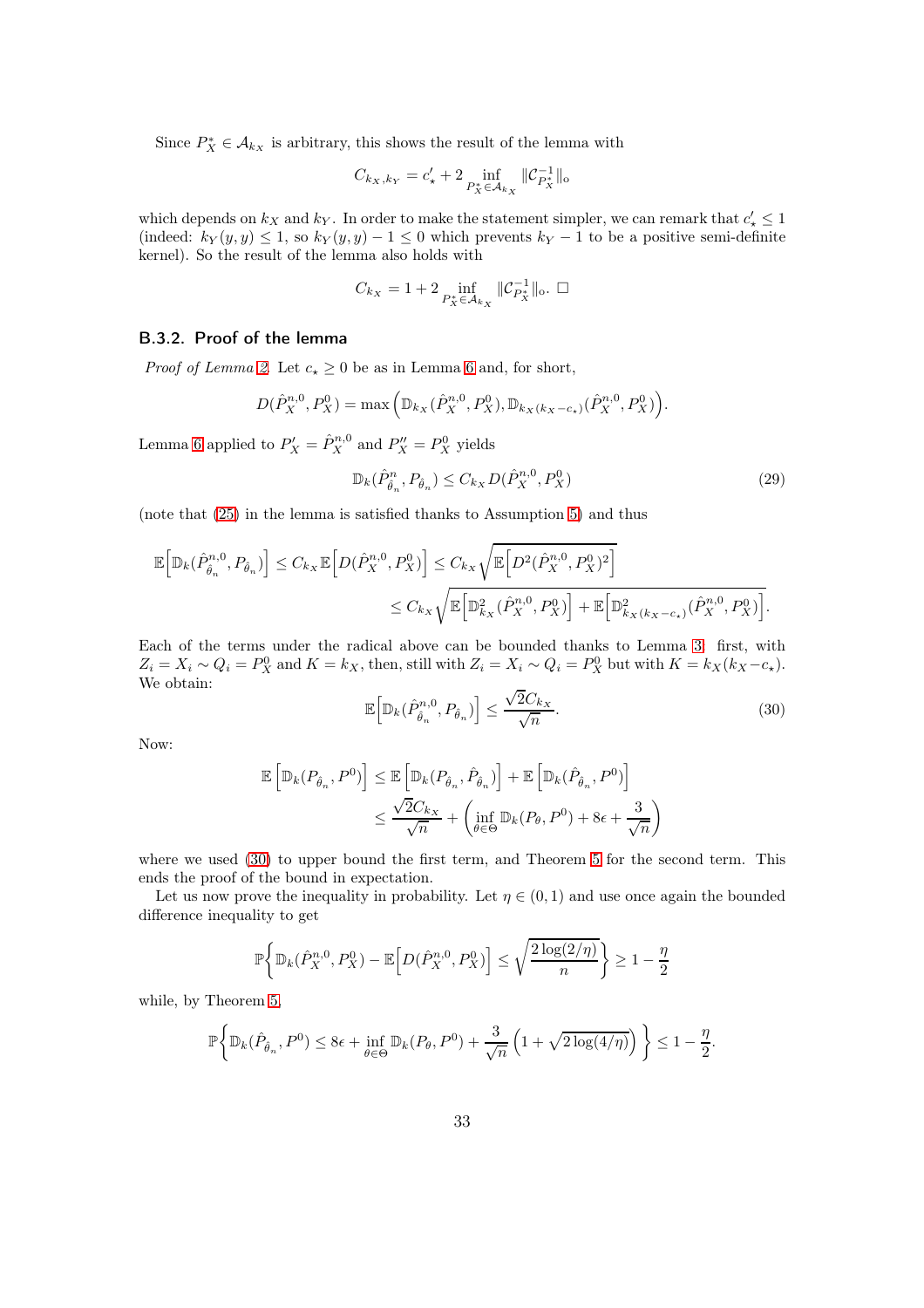Since $P_X^* \in \mathcal{A}_{k_X}$ is arbitrary, this shows the result of the lemma with

$$C_{k_X,k_Y} = c'_\star + 2 \inf_{P_X^* \in \mathcal{A}_{k_X}} \|\mathcal{C}_{P_X^*}^{-1}\|_{\mathrm{o}}$$

which depends on $k_X$ and $k_Y$. In order to make the statement simpler, we can remark that $c'_\star \leq 1$ (indeed: $k_Y(y,y) \leq 1$, so $k_Y(y,y) - 1 \leq 0$ which prevents $k_Y - 1$ to be a positive semi-definite kernel). So the result of the lemma also holds with

$$C_{k_X} = 1 + 2 \inf_{P_X^* \in \mathcal{A}_{k_X}} \|\mathcal{C}_{P_X^*}^{-1}\|_{\mathrm{o}}. \ \square$$

### B.3.2. Proof of the lemma

*Proof of Lemma 2.* Let $c_\star \geq 0$ be as in Lemma 6 and, for short,

$$D(\hat{P}_X^{n,0}, P_X^0) = \max\Big(\mathbb{D}_{k_X}(\hat{P}_X^{n,0}, P_X^0), \mathbb{D}_{k_X(k_X - c_\star)}(\hat{P}_X^{n,0}, P_X^0)\Big).$$

Lemma 6 applied to $P'_X = \hat{P}_X^{n,0}$ and $P''_X = P_X^0$ yields

$$\mathbb{D}_k(\hat{P}_{\hat{\theta}_n}^n, P_{\hat{\theta}_n}) \leq C_{k_X} D(\hat{P}_X^{n,0}, P_X^0) \tag{29}$$

(note that (25) in the lemma is satisfied thanks to Assumption 5) and thus

$$\mathbb{E}\Big[\mathbb{D}_k(\hat{P}_{\hat{\theta}_n}^{n,0}, P_{\hat{\theta}_n})\Big] \leq C_{k_X} \mathbb{E}\Big[D(\hat{P}_X^{n,0}, P_X^0)\Big] \leq C_{k_X} \sqrt{\mathbb{E}\Big[D^2(\hat{P}_X^{n,0}, P_X^0)^2\Big]}$$
$$\leq C_{k_X} \sqrt{\mathbb{E}\Big[\mathbb{D}_{k_X}^2(\hat{P}_X^{n,0}, P_X^0)\Big] + \mathbb{E}\Big[\mathbb{D}_{k_X(k_X - c_\star)}^2(\hat{P}_X^{n,0}, P_X^0)\Big]}.$$

Each of the terms under the radical above can be bounded thanks to Lemma 3: first, with $Z_i = X_i \sim Q_i = P_X^0$ and $K = k_X$, then, still with $Z_i = X_i \sim Q_i = P_X^0$ but with $K = k_X(k_X - c_\star)$. We obtain:

$$\mathbb{E}\Big[\mathbb{D}_k(\hat{P}_{\hat{\theta}_n}^{n,0}, P_{\hat{\theta}_n})\Big] \leq \frac{\sqrt{2} C_{k_X}}{\sqrt{n}}. \tag{30}$$

Now:

$$\mathbb{E}\left[\mathbb{D}_k(P_{\hat{\theta}_n}, P^0)\right] \leq \mathbb{E}\left[\mathbb{D}_k(P_{\hat{\theta}_n}, \hat{P}_{\hat{\theta}_n})\right] + \mathbb{E}\left[\mathbb{D}_k(\hat{P}_{\hat{\theta}_n}, P^0)\right]$$
$$\leq \frac{\sqrt{2} C_{k_X}}{\sqrt{n}} + \left(\inf_{\theta \in \Theta} \mathbb{D}_k(P_\theta, P^0) + 8\epsilon + \frac{3}{\sqrt{n}}\right)$$

where we used (30) to upper bound the first term, and Theorem 5 for the second term. This ends the proof of the bound in expectation.

Let us now prove the inequality in probability. Let $\eta \in (0,1)$ and use once again the bounded difference inequality to get

$$\mathbb{P}\bigg\{\mathbb{D}_k(\hat{P}_X^{n,0}, P_X^0) - \mathbb{E}\Big[D(\hat{P}_X^{n,0}, P_X^0)\Big] \leq \sqrt{\frac{2\log(2/\eta)}{n}}\bigg\} \geq 1 - \frac{\eta}{2}$$

while, by Theorem 5,

$$\mathbb{P}\bigg\{\mathbb{D}_k(\hat{P}_{\hat{\theta}_n}, P^0) \leq 8\epsilon + \inf_{\theta \in \Theta} \mathbb{D}_k(P_\theta, P^0) + \frac{3}{\sqrt{n}}\left(1 + \sqrt{2\log(4/\eta)}\right)\bigg\} \leq 1 - \frac{\eta}{2}.$$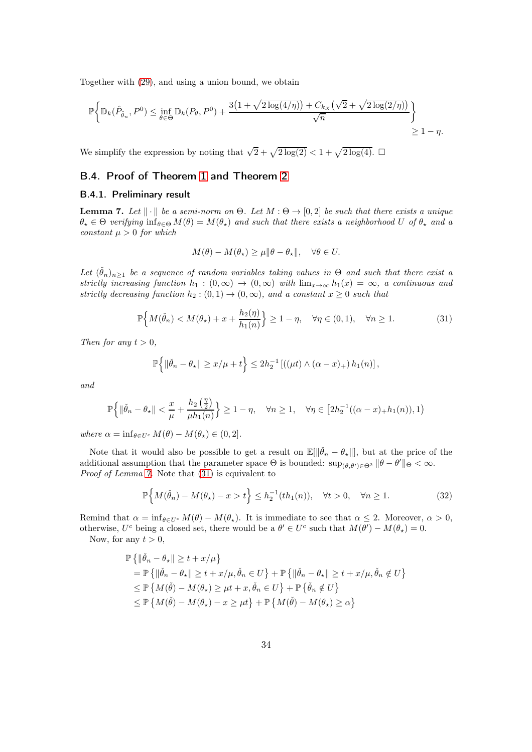Together with (29), and using a union bound, we obtain

$$\mathbb{P}\bigg\{\mathbb{D}_k(\hat{P}_{\hat{\theta}_n}, P^0) \leq \inf_{\theta \in \Theta} \mathbb{D}_k(P_\theta, P^0) + \frac{3\big(1+\sqrt{2\log(4/\eta)}\big) + C_{k_X}\big(\sqrt{2}+\sqrt{2\log(2/\eta)}\big)}{\sqrt{n}}\bigg\} \geq 1-\eta.$$

We simplify the expression by noting that $\sqrt{2}+\sqrt{2\log(2)} < 1+\sqrt{2\log(4)}$. □

## B.4. Proof of Theorem 1 and Theorem 2

### B.4.1. Preliminary result

**Lemma 7.** *Let $\|\cdot\|$ be a semi-norm on $\Theta$. Let $M : \Theta \to [0, 2]$ be such that there exists a unique $\theta_\star \in \Theta$ verifying $\inf_{\theta\in\Theta} M(\theta) = M(\theta_\star)$ and such that there exists a neighborhood $U$ of $\theta_\star$ and a constant $\mu > 0$ for which*

$$M(\theta) - M(\theta_\star) \geq \mu\|\theta - \theta_\star\|, \quad \forall \theta \in U.$$

*Let $(\check{\theta}_n)_{n\geq 1}$ be a sequence of random variables taking values in $\Theta$ and such that there exist a strictly increasing function $h_1 : (0,\infty) \to (0,\infty)$ with $\lim_{x\to\infty} h_1(x) = \infty$, a continuous and strictly decreasing function $h_2 : (0, 1) \to (0,\infty)$, and a constant $x \geq 0$ such that*

$$\mathbb{P}\Big\{M(\check{\theta}_n) < M(\theta_\star) + x + \frac{h_2(\eta)}{h_1(n)}\Big\} \geq 1-\eta, \quad \forall \eta \in (0, 1), \quad \forall n \geq 1. \tag{31}$$

*Then for any $t > 0$,*

$$\mathbb{P}\Big\{\|\check{\theta}_n - \theta_\star\| \geq x/\mu + t\Big\} \leq 2h_2^{-1}\left[((\mu t) \wedge (\alpha - x)_+)\, h_1(n)\right],$$

*and*

$$\mathbb{P}\Big\{\|\check{\theta}_n - \theta_\star\| < \frac{x}{\mu} + \frac{h_2\left(\frac{\eta}{2}\right)}{\mu h_1(n)}\Big\} \geq 1-\eta, \quad \forall n \geq 1, \quad \forall \eta \in \big[2h_2^{-1}((\alpha - x)_+ h_1(n)), 1\big)$$

*where $\alpha = \inf_{\theta\in U^c} M(\theta) - M(\theta_\star) \in (0, 2]$.*

Note that it would also be possible to get a result on $\mathbb{E}[\|\check{\theta}_n - \theta_\star\|]$, but at the price of the additional assumption that the parameter space $\Theta$ is bounded: $\sup_{(\theta,\theta')\in\Theta^2} \|\theta - \theta'\|_\Theta < \infty$.

*Proof of Lemma 7.* Note that (31) is equivalent to

$$\mathbb{P}\Big\{M(\check{\theta}_n) - M(\theta_\star) - x > t\Big\} \leq h_2^{-1}(t h_1(n)), \quad \forall t > 0, \quad \forall n \geq 1. \tag{32}$$

Remind that $\alpha = \inf_{\theta\in U^c} M(\theta) - M(\theta_\star)$. It is immediate to see that $\alpha \leq 2$. Moreover, $\alpha > 0$, otherwise, $U^c$ being a closed set, there would be a $\theta' \in U^c$ such that $M(\theta') - M(\theta_\star) = 0$.

Now, for any $t > 0$,

$$\begin{aligned}
&\mathbb{P}\left\{\|\check{\theta}_n - \theta_\star\| \geq t + x/\mu\right\} \\
&= \mathbb{P}\left\{\|\check{\theta}_n - \theta_\star\| \geq t + x/\mu, \check{\theta}_n \in U\right\} + \mathbb{P}\left\{\|\check{\theta}_n - \theta_\star\| \geq t + x/\mu, \check{\theta}_n \notin U\right\} \\
&\leq \mathbb{P}\left\{M(\check{\theta}) - M(\theta_\star) \geq \mu t + x, \check{\theta}_n \in U\right\} + \mathbb{P}\left\{\check{\theta}_n \notin U\right\} \\
&\leq \mathbb{P}\left\{M(\check{\theta}) - M(\theta_\star) - x \geq \mu t\right\} + \mathbb{P}\left\{M(\check{\theta}) - M(\theta_\star) \geq \alpha\right\}
\end{aligned}$$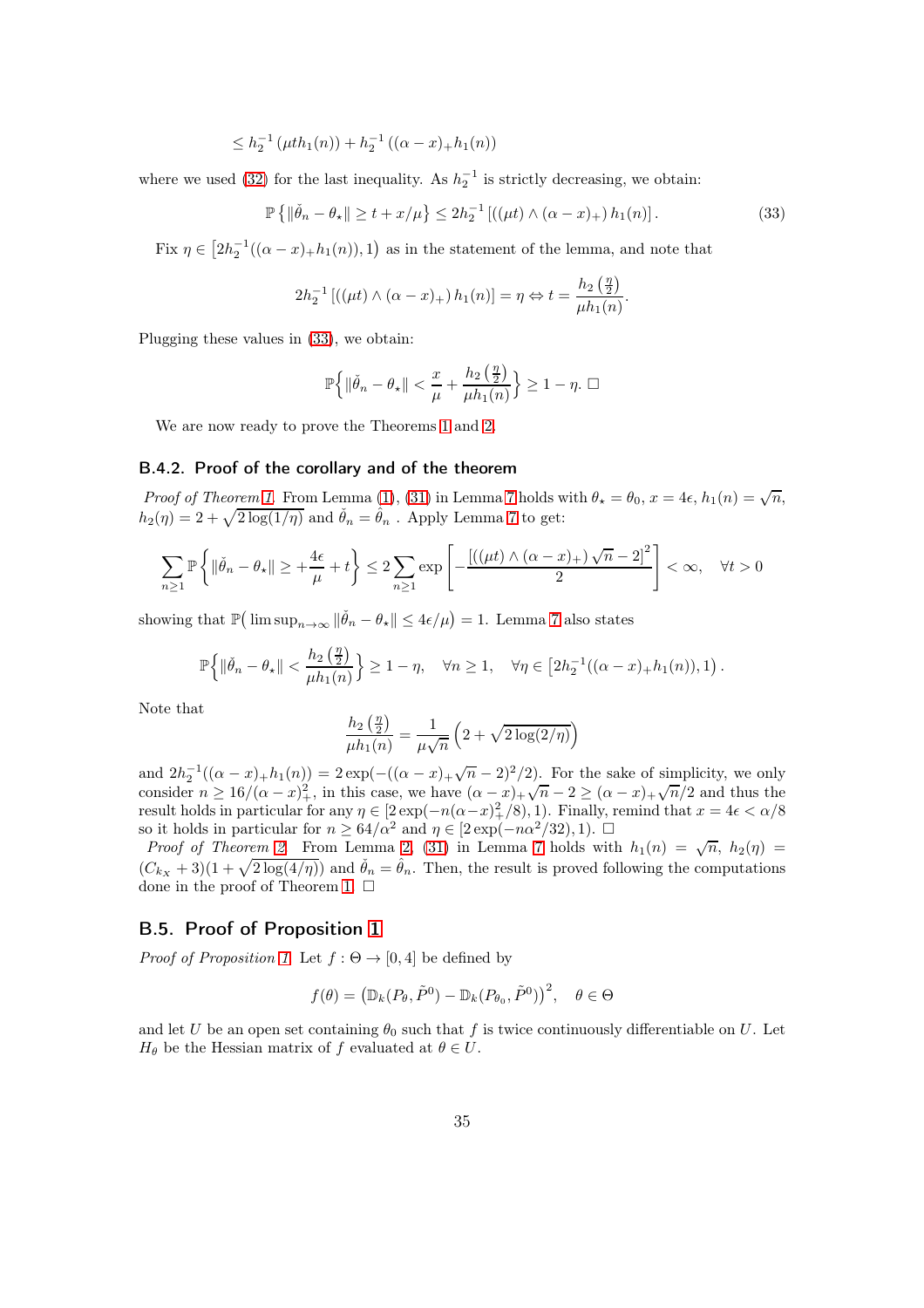$$\leq h_2^{-1}\left(\mu t h_1(n)\right) + h_2^{-1}\left((\alpha - x)_+ h_1(n)\right)$$

where we used (32) for the last inequality. As $h_2^{-1}$ is strictly decreasing, we obtain:

$$\mathbb{P}\left\{\|\check{\theta}_n - \theta_\star\| \geq t + x/\mu\right\} \leq 2h_2^{-1}\left[\left((\mu t) \wedge (\alpha - x)_+\right) h_1(n)\right]. \tag{33}$$

Fix $\eta \in \left[2h_2^{-1}((\alpha - x)_+ h_1(n)), 1\right)$ as in the statement of the lemma, and note that

$$2h_2^{-1}\left[\left((\mu t) \wedge (\alpha - x)_+\right) h_1(n)\right] = \eta \Leftrightarrow t = \frac{h_2\left(\frac{\eta}{2}\right)}{\mu h_1(n)}.$$

Plugging these values in (33), we obtain:

$$\mathbb{P}\Big\{\|\check{\theta}_n - \theta_\star\| < \frac{x}{\mu} + \frac{h_2\left(\frac{\eta}{2}\right)}{\mu h_1(n)}\Big\} \geq 1 - \eta. \;\square$$

We are now ready to prove the Theorems 1 and 2.

### B.4.2. Proof of the corollary and of the theorem

*Proof of Theorem 1.* From Lemma (1), (31) in Lemma 7 holds with $\theta_\star = \theta_0$, $x = 4\epsilon$, $h_1(n) = \sqrt{n}$, $h_2(\eta) = 2 + \sqrt{2\log(1/\eta)}$ and $\check{\theta}_n = \hat{\theta}_n$ . Apply Lemma 7 to get:

$$\sum_{n\geq 1} \mathbb{P}\left\{\|\check{\theta}_n - \theta_\star\| \geq +\frac{4\epsilon}{\mu} + t\right\} \leq 2\sum_{n\geq 1} \exp\left[-\frac{\left[\left((\mu t) \wedge (\alpha - x)_+\right)\sqrt{n} - 2\right]^2}{2}\right] < \infty, \quad \forall t > 0$$

showing that $\mathbb{P}\big(\limsup_{n\to\infty} \|\check{\theta}_n - \theta_\star\| \leq 4\epsilon/\mu\big) = 1$. Lemma 7 also states

$$\mathbb{P}\Big\{\|\check{\theta}_n - \theta_\star\| < \frac{h_2\left(\frac{\eta}{2}\right)}{\mu h_1(n)}\Big\} \geq 1 - \eta, \quad \forall n \geq 1, \quad \forall \eta \in \left[2h_2^{-1}((\alpha - x)_+ h_1(n)), 1\right).$$

Note that

$$\frac{h_2\left(\frac{\eta}{2}\right)}{\mu h_1(n)} = \frac{1}{\mu\sqrt{n}}\left(2 + \sqrt{2\log(2/\eta)}\right)$$

and $2h_2^{-1}((\alpha - x)_+ h_1(n)) = 2\exp(-((\alpha - x)_+\sqrt{n} - 2)^2/2)$. For the sake of simplicity, we only consider $n \geq 16/(\alpha - x)_+^2$, in this case, we have $(\alpha - x)_+\sqrt{n} - 2 \geq (\alpha - x)_+\sqrt{n}/2$ and thus the result holds in particular for any $\eta \in [2\exp(-n(\alpha - x)_+^2/8), 1)$. Finally, remind that $x = 4\epsilon < \alpha/8$ so it holds in particular for $n \geq 64/\alpha^2$ and $\eta \in [2\exp(-n\alpha^2/32), 1)$. $\square$

*Proof of Theorem 2.* From Lemma 2, (31) in Lemma 7 holds with $h_1(n) = \sqrt{n}$, $h_2(\eta) = (C_{k_X} + 3)(1 + \sqrt{2\log(4/\eta)})$ and $\check{\theta}_n = \hat{\theta}_n$. Then, the result is proved following the computations done in the proof of Theorem 1. $\square$

## B.5. Proof of Proposition 1

*Proof of Proposition 1.* Let $f : \Theta \to [0, 4]$ be defined by

$$f(\theta) = \left(\mathbb{D}_k(P_\theta, \tilde{P}^0) - \mathbb{D}_k(P_{\theta_0}, \tilde{P}^0)\right)^2, \quad \theta \in \Theta$$

and let $U$ be an open set containing $\theta_0$ such that $f$ is twice continuously differentiable on $U$. Let $H_\theta$ be the Hessian matrix of $f$ evaluated at $\theta \in U$.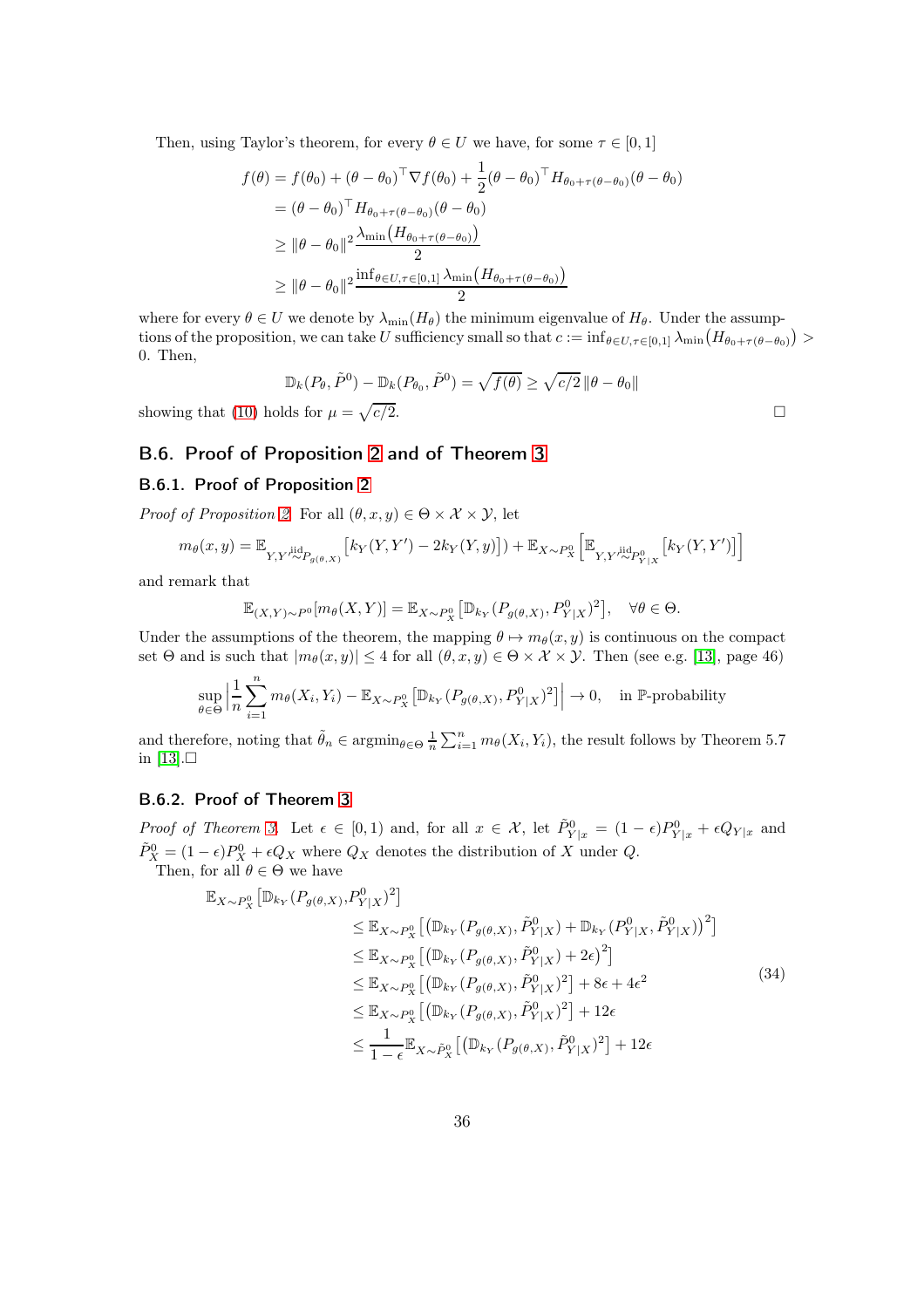Then, using Taylor's theorem, for every $\theta \in U$ we have, for some $\tau \in [0,1]$

$$
\begin{aligned}
f(\theta) &= f(\theta_0) + (\theta-\theta_0)^\top \nabla f(\theta_0) + \frac{1}{2}(\theta-\theta_0)^\top H_{\theta_0+\tau(\theta-\theta_0)}(\theta-\theta_0) \\
&= (\theta-\theta_0)^\top H_{\theta_0+\tau(\theta-\theta_0)}(\theta-\theta_0) \\
&\geq \|\theta-\theta_0\|^2 \frac{\lambda_{\min}\big(H_{\theta_0+\tau(\theta-\theta_0)}\big)}{2} \\
&\geq \|\theta-\theta_0\|^2 \frac{\inf_{\theta\in U,\tau\in[0,1]} \lambda_{\min}\big(H_{\theta_0+\tau(\theta-\theta_0)}\big)}{2}
\end{aligned}
$$

where for every $\theta \in U$ we denote by $\lambda_{\min}(H_\theta)$ the minimum eigenvalue of $H_\theta$. Under the assumptions of the proposition, we can take $U$ sufficiency small so that $c := \inf_{\theta\in U,\tau\in[0,1]} \lambda_{\min}\big(H_{\theta_0+\tau(\theta-\theta_0)}\big) > 0$. Then,

$$
\mathbb{D}_k(P_\theta, \tilde{P}^0) - \mathbb{D}_k(P_{\theta_0}, \tilde{P}^0) = \sqrt{f(\theta)} \geq \sqrt{c/2}\, \|\theta-\theta_0\|
$$

showing that (10) holds for $\mu = \sqrt{c/2}$. □

## B.6. Proof of Proposition 2 and of Theorem 3

### B.6.1. Proof of Proposition 2

*Proof of Proposition 2.* For all $(\theta, x, y) \in \Theta \times \mathcal{X} \times \mathcal{Y}$, let

$$
m_\theta(x,y) = \mathbb{E}_{Y,Y' \overset{\text{iid}}{\sim} P_{g(\theta,X)}}\big[k_Y(Y,Y') - 2k_Y(Y,y)\big]\big) + \mathbb{E}_{X\sim P_X^0}\Big[\mathbb{E}_{Y,Y' \overset{\text{iid}}{\sim} P^0_{Y|X}}\big[k_Y(Y,Y')\big]\Big]
$$

and remark that

$$
\mathbb{E}_{(X,Y)\sim P^0}[m_\theta(X,Y)] = \mathbb{E}_{X\sim P_X^0}\big[\mathbb{D}_{k_Y}(P_{g(\theta,X)}, P^0_{Y|X})^2\big], \quad \forall \theta \in \Theta.
$$

Under the assumptions of the theorem, the mapping $\theta \mapsto m_\theta(x,y)$ is continuous on the compact set $\Theta$ and is such that $|m_\theta(x,y)| \leq 4$ for all $(\theta,x,y) \in \Theta \times \mathcal{X} \times \mathcal{Y}$. Then (see e.g. [13], page 46)

$$
\sup_{\theta\in\Theta}\Big|\frac{1}{n}\sum_{i=1}^n m_\theta(X_i,Y_i) - \mathbb{E}_{X\sim P_X^0}\big[\mathbb{D}_{k_Y}(P_{g(\theta,X)}, P^0_{Y|X})^2\big]\Big| \to 0, \quad \text{in } \mathbb{P}\text{-probability}
$$

and therefore, noting that $\tilde{\theta}_n \in \operatorname{argmin}_{\theta\in\Theta} \frac{1}{n}\sum_{i=1}^n m_\theta(X_i,Y_i)$, the result follows by Theorem 5.7 in [13].□

### B.6.2. Proof of Theorem 3

*Proof of Theorem 3.* Let $\epsilon \in [0,1)$ and, for all $x \in \mathcal{X}$, let $\tilde{P}^0_{Y|x} = (1-\epsilon)P^0_{Y|x} + \epsilon Q_{Y|x}$ and $\tilde{P}^0_X = (1-\epsilon)P^0_X + \epsilon Q_X$ where $Q_X$ denotes the distribution of $X$ under $Q$.

Then, for all $\theta \in \Theta$ we have

$$
\begin{aligned}
\mathbb{E}_{X\sim P_X^0}&\big[\mathbb{D}_{k_Y}(P_{g(\theta,X)}, P^0_{Y|X})^2\big] \\
&\leq \mathbb{E}_{X\sim P_X^0}\big[\big(\mathbb{D}_{k_Y}(P_{g(\theta,X)}, \tilde{P}^0_{Y|X}) + \mathbb{D}_{k_Y}(P^0_{Y|X}, \tilde{P}^0_{Y|X})\big)^2\big] \\
&\leq \mathbb{E}_{X\sim P_X^0}\big[\big(\mathbb{D}_{k_Y}(P_{g(\theta,X)}, \tilde{P}^0_{Y|X}) + 2\epsilon\big)^2\big] \\
&\leq \mathbb{E}_{X\sim P_X^0}\big[\big(\mathbb{D}_{k_Y}(P_{g(\theta,X)}, \tilde{P}^0_{Y|X})^2\big] + 8\epsilon + 4\epsilon^2 \\
&\leq \mathbb{E}_{X\sim P_X^0}\big[\big(\mathbb{D}_{k_Y}(P_{g(\theta,X)}, \tilde{P}^0_{Y|X})^2\big] + 12\epsilon \\
&\leq \frac{1}{1-\epsilon}\mathbb{E}_{X\sim \tilde{P}_X^0}\big[\big(\mathbb{D}_{k_Y}(P_{g(\theta,X)}, \tilde{P}^0_{Y|X})^2\big] + 12\epsilon
\end{aligned} \tag{34}
$$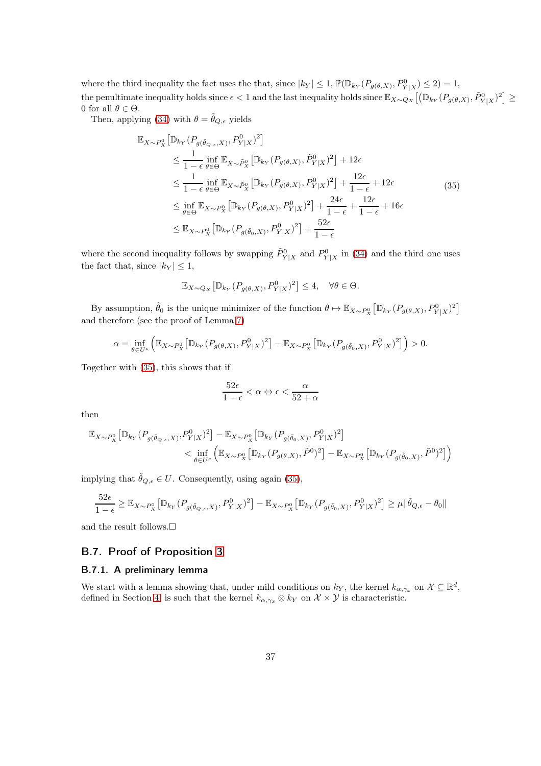where the third inequality the fact uses the that, since $|k_Y| \leq 1$, $\mathbb{P}(\mathbb{D}_{k_Y}(P_{g(\theta,X)}, P^0_{Y|X}) \leq 2) = 1$, the penultimate inequality holds since $\epsilon < 1$ and the last inequality holds since $\mathbb{E}_{X\sim Q_X}\left[(\mathbb{D}_{k_Y}(P_{g(\theta,X)}, \tilde{P}^0_{Y|X})^2\right] \geq 0$ for all $\theta \in \Theta$.

Then, applying (34) with $\theta = \tilde{\theta}_{Q,\epsilon}$ yields

$$
\begin{aligned}
&\mathbb{E}_{X\sim P^0_X}\left[\mathbb{D}_{k_Y}(P_{g(\tilde{\theta}_{Q,\epsilon},X)}, P^0_{Y|X})^2\right] \\
&\quad\leq \frac{1}{1-\epsilon}\inf_{\theta\in\Theta}\mathbb{E}_{X\sim \tilde{P}^0_X}\left[\mathbb{D}_{k_Y}(P_{g(\theta,X)}, \tilde{P}^0_{Y|X})^2\right] + 12\epsilon \\
&\quad\leq \frac{1}{1-\epsilon}\inf_{\theta\in\Theta}\mathbb{E}_{X\sim \tilde{P}^0_X}\left[\mathbb{D}_{k_Y}(P_{g(\theta,X)}, P^0_{Y|X})^2\right] + \frac{12\epsilon}{1-\epsilon} + 12\epsilon \\
&\quad\leq \inf_{\theta\in\Theta}\mathbb{E}_{X\sim P^0_X}\left[\mathbb{D}_{k_Y}(P_{g(\theta,X)}, P^0_{Y|X})^2\right] + \frac{24\epsilon}{1-\epsilon} + \frac{12\epsilon}{1-\epsilon} + 16\epsilon \\
&\quad\leq \mathbb{E}_{X\sim P^0_X}\left[\mathbb{D}_{k_Y}(P_{g(\tilde{\theta}_0,X)}, P^0_{Y|X})^2\right] + \frac{52\epsilon}{1-\epsilon}
\end{aligned}
\tag{35}
$$

where the second inequality follows by swapping $\tilde{P}^0_{Y|X}$ and $P^0_{Y|X}$ in (34) and the third one uses the fact that, since $|k_Y| \leq 1$,

$$
\mathbb{E}_{X\sim Q_X}\left[\mathbb{D}_{k_Y}(P_{g(\theta,X)}, P^0_{Y|X})^2\right] \leq 4, \quad \forall \theta \in \Theta.
$$

By assumption, $\tilde{\theta}_0$ is the unique minimizer of the function $\theta \mapsto \mathbb{E}_{X\sim P^0_X}\left[\mathbb{D}_{k_Y}(P_{g(\theta,X)}, P^0_{Y|X})^2\right]$ and therefore (see the proof of Lemma 7)

$$
\alpha = \inf_{\theta\in U^c}\left(\mathbb{E}_{X\sim P^0_X}\left[\mathbb{D}_{k_Y}(P_{g(\theta,X)}, P^0_{Y|X})^2\right] - \mathbb{E}_{X\sim P^0_X}\left[\mathbb{D}_{k_Y}(P_{g(\tilde{\theta}_0,X)}, P^0_{Y|X})^2\right]\right) > 0.
$$

Together with (35), this shows that if

$$
\frac{52\epsilon}{1-\epsilon} < \alpha \Leftrightarrow \epsilon < \frac{\alpha}{52+\alpha}
$$

then

$$
\begin{aligned}
&\mathbb{E}_{X\sim P^0_X}\left[\mathbb{D}_{k_Y}(P_{g(\tilde{\theta}_{Q,\epsilon},X)}, P^0_{Y|X})^2\right] - \mathbb{E}_{X\sim P^0_X}\left[\mathbb{D}_{k_Y}(P_{g(\tilde{\theta}_0,X)}, P^0_{Y|X})^2\right] \\
&\qquad < \inf_{\theta\in U^c}\left(\mathbb{E}_{X\sim P^0_X}\left[\mathbb{D}_{k_Y}(P_{g(\theta,X)}, \tilde{P}^0)^2\right] - \mathbb{E}_{X\sim P^0_X}\left[\mathbb{D}_{k_Y}(P_{g(\tilde{\theta}_0,X)}, \tilde{P}^0)^2\right]\right)
\end{aligned}
$$

implying that $\tilde{\theta}_{Q,\epsilon} \in U$. Consequently, using again (35),

$$
\frac{52\epsilon}{1-\epsilon} \geq \mathbb{E}_{X\sim P^0_X}\left[\mathbb{D}_{k_Y}(P_{g(\tilde{\theta}_{Q,\epsilon},X)}, P^0_{Y|X})^2\right] - \mathbb{E}_{X\sim P^0_X}\left[\mathbb{D}_{k_Y}(P_{g(\tilde{\theta}_0,X)}, P^0_{Y|X})^2\right] \geq \mu\|\tilde{\theta}_{Q,\epsilon} - \theta_0\|
$$

and the result follows.□

## B.7. Proof of Proposition 3

### B.7.1. A preliminary lemma

We start with a lemma showing that, under mild conditions on $k_Y$, the kernel $k_{\alpha,\gamma_x}$ on $\mathcal{X} \subseteq \mathbb{R}^d$, defined in Section 4, is such that the kernel $k_{\alpha,\gamma_x} \otimes k_Y$ on $\mathcal{X} \times \mathcal{Y}$ is characteristic.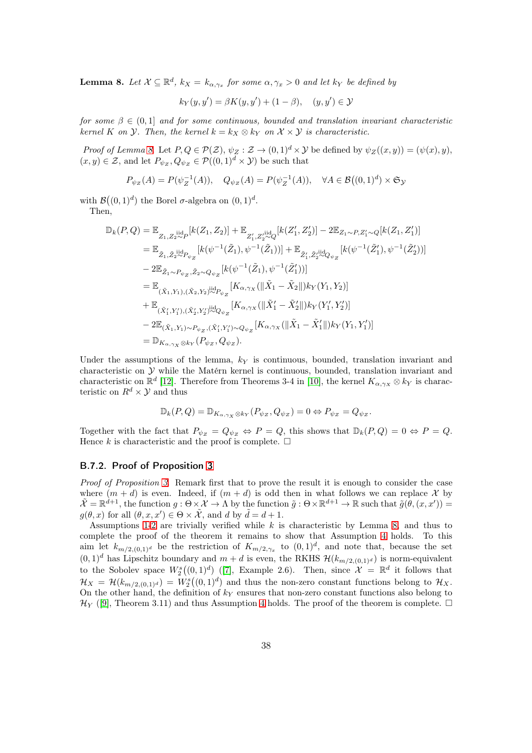**Lemma 8.** *Let $\mathcal{X} \subseteq \mathbb{R}^d$, $k_X = k_{\alpha,\gamma_x}$ for some $\alpha, \gamma_x > 0$ and let $k_Y$ be defined by*

$$k_Y(y, y') = \beta K(y, y') + (1 - \beta), \quad (y, y') \in \mathcal{Y}$$

*for some $\beta \in (0, 1]$ and for some continuous, bounded and translation invariant characteristic kernel $K$ on $\mathcal{Y}$. Then, the kernel $k = k_X \otimes k_Y$ on $\mathcal{X} \times \mathcal{Y}$ is characteristic.*

*Proof of Lemma 8.* Let $P, Q \in \mathcal{P}(\mathcal{Z})$, $\psi_Z : \mathcal{Z} \to (0, 1)^d \times \mathcal{Y}$ be defined by $\psi_Z((x, y)) = (\psi(x), y)$, $(x, y) \in \mathcal{Z}$, and let $P_{\psi_Z}, Q_{\psi_Z} \in \mathcal{P}((0, 1)^d \times \mathcal{Y})$ be such that

$$P_{\psi_Z}(A) = P(\psi_Z^{-1}(A)), \quad Q_{\psi_Z}(A) = P(\psi_Z^{-1}(A)), \quad \forall A \in \mathcal{B}\big((0, 1)^d\big) \times \mathfrak{S}_{\mathcal{Y}}$$

with $\mathcal{B}\big((0, 1)^d\big)$ the Borel $\sigma$-algebra on $(0, 1)^d$.

Then,

$$\begin{aligned}
\mathbb{D}_k(P, Q) &= \mathbb{E}_{Z_1, Z_2 \overset{\text{iid}}{\sim} P}[k(Z_1, Z_2)] + \mathbb{E}_{Z_1', Z_2' \overset{\text{iid}}{\sim} Q}[k(Z_1', Z_2')] - 2\mathbb{E}_{Z_1 \sim P, Z_1' \sim Q}[k(Z_1, Z_1')] \\
&= \mathbb{E}_{\tilde{Z}_1, \tilde{Z}_2 \overset{\text{iid}}{\sim} P_{\psi_Z}}[k(\psi^{-1}(\tilde{Z}_1), \psi^{-1}(\tilde{Z}_1))] + \mathbb{E}_{\tilde{Z}_1', \tilde{Z}_2' \overset{\text{iid}}{\sim} Q_{\psi_Z}}[k(\psi^{-1}(\tilde{Z}_1'), \psi^{-1}(\tilde{Z}_2'))] \\
&\quad - 2\mathbb{E}_{\tilde{Z}_1 \sim P_{\psi_Z}, \tilde{Z}_2 \sim Q_{\psi_Z}}[k(\psi^{-1}(\tilde{Z}_1), \psi^{-1}(\tilde{Z}_1'))] \\
&= \mathbb{E}_{(\tilde{X}_1, Y_1), (\tilde{X}_2, Y_2) \overset{\text{iid}}{\sim} P_{\psi_Z}}[K_{\alpha,\gamma_X}(\|\tilde{X}_1 - \tilde{X}_2\|) k_Y(Y_1, Y_2)] \\
&\quad + \mathbb{E}_{(\tilde{X}_1', Y_1'), (\tilde{X}_2', Y_2') \overset{\text{iid}}{\sim} Q_{\psi_Z}}[K_{\alpha,\gamma_X}(\|\tilde{X}_1' - \tilde{X}_2'\|) k_Y(Y_1', Y_2')] \\
&\quad - 2\mathbb{E}_{(\tilde{X}_1, Y_1) \sim P_{\psi_Z}, (\tilde{X}_1', Y_1') \sim Q_{\psi_Z}}[K_{\alpha,\gamma_X}(\|\tilde{X}_1 - \tilde{X}_1'\|) k_Y(Y_1, Y_1')] \\
&= \mathbb{D}_{K_{\alpha,\gamma_X} \otimes k_Y}(P_{\psi_Z}, Q_{\psi_Z}).
\end{aligned}$$

Under the assumptions of the lemma, $k_Y$ is continuous, bounded, translation invariant and characteristic on $\mathcal{Y}$ while the Matérn kernel is continuous, bounded, translation invariant and characteristic on $\mathbb{R}^d$ [12]. Therefore from Theorems 3-4 in [10], the kernel $K_{\alpha,\gamma_X} \otimes k_Y$ is characteristic on $R^d \times \mathcal{Y}$ and thus

$$\mathbb{D}_k(P, Q) = \mathbb{D}_{K_{\alpha,\gamma_X} \otimes k_Y}(P_{\psi_Z}, Q_{\psi_Z}) = 0 \Leftrightarrow P_{\psi_Z} = Q_{\psi_Z}.$$

Together with the fact that $P_{\psi_Z} = Q_{\psi_Z} \Leftrightarrow P = Q$, this shows that $\mathbb{D}_k(P, Q) = 0 \Leftrightarrow P = Q$. Hence $k$ is characteristic and the proof is complete. □

### B.7.2. Proof of Proposition 3

*Proof of Proposition 3.* Remark first that to prove the result it is enough to consider the case where $(m + d)$ is even. Indeed, if $(m + d)$ is odd then in what follows we can replace $\mathcal{X}$ by $\tilde{\mathcal{X}} = \mathbb{R}^{d+1}$, the function $g : \Theta \times \mathcal{X} \to \Lambda$ by the function $\tilde{g} : \Theta \times \mathbb{R}^{d+1} \to \mathbb{R}$ such that $\tilde{g}(\theta, (x, x')) = g(\theta, x)$ for all $(\theta, x, x') \in \Theta \times \tilde{\mathcal{X}}$, and $d$ by $\tilde{d} = d + 1$.

Assumptions 1-2 are trivially verified while $k$ is characteristic by Lemma 8, and thus to complete the proof of the theorem it remains to show that Assumption 4 holds. To this aim let $k_{m/2,(0,1)^d}$ be the restriction of $K_{m/2,\gamma_x}$ to $(0, 1)^d$, and note that, because the set $(0, 1)^d$ has Lipschitz boundary and $m + d$ is even, the RKHS $\mathcal{H}(k_{m/2,(0,1)^d})$ is norm-equivalent to the Sobolev space $W_2^s\big((0, 1)^d\big)$ ([7], Example 2.6). Then, since $\mathcal{X} = \mathbb{R}^d$ it follows that $\mathcal{H}_X = \mathcal{H}(k_{m/2,(0,1)^d}) = W_2^s\big((0, 1)^d\big)$ and thus the non-zero constant functions belong to $\mathcal{H}_X$. On the other hand, the definition of $k_Y$ ensures that non-zero constant functions also belong to $\mathcal{H}_Y$ ([9], Theorem 3.11) and thus Assumption 4 holds. The proof of the theorem is complete. □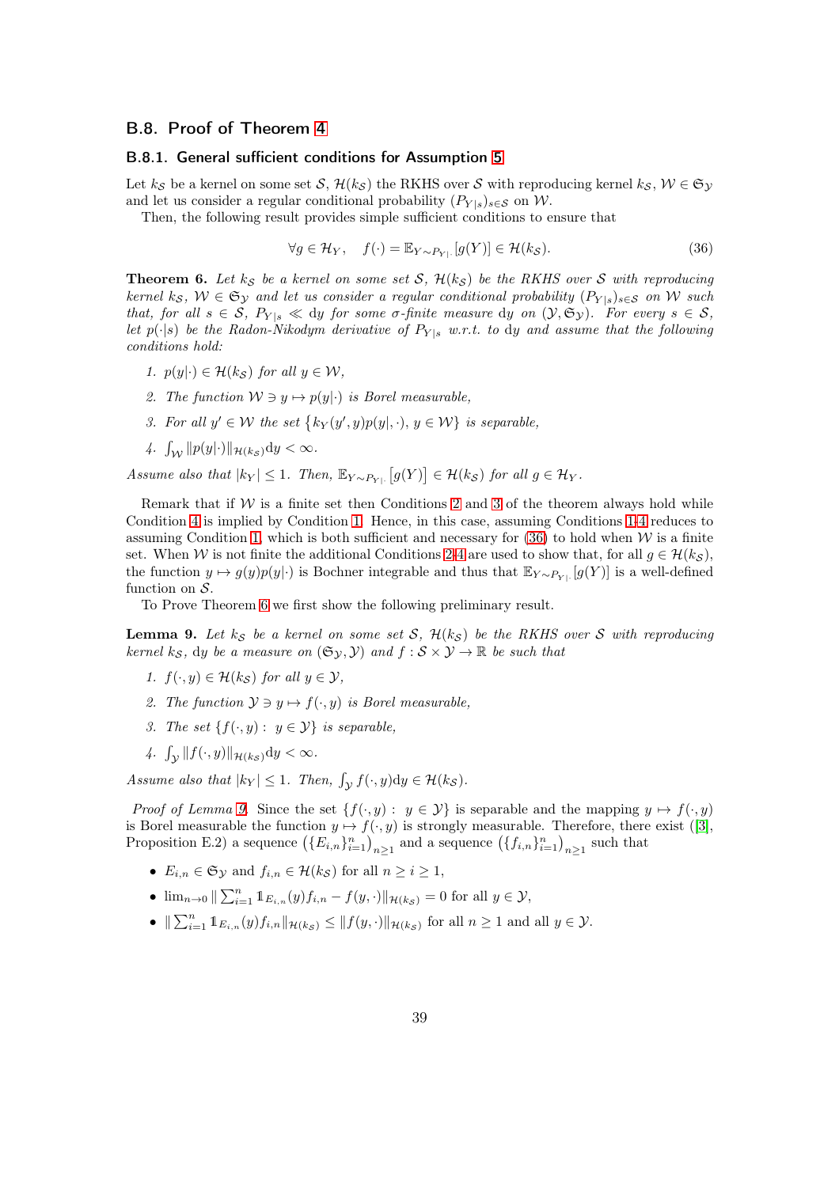## B.8. Proof of Theorem 4

### B.8.1. General sufficient conditions for Assumption 5

Let $k_{\mathcal{S}}$ be a kernel on some set $\mathcal{S}$, $\mathcal{H}(k_{\mathcal{S}})$ the RKHS over $\mathcal{S}$ with reproducing kernel $k_{\mathcal{S}}$, $\mathcal{W} \in \mathfrak{S}_{\mathcal{Y}}$ and let us consider a regular conditional probability $(P_{Y|s})_{s\in\mathcal{S}}$ on $\mathcal{W}$.

Then, the following result provides simple sufficient conditions to ensure that

$$\forall g \in \mathcal{H}_Y, \quad f(\cdot) = \mathbb{E}_{Y\sim P_{Y|\cdot}}[g(Y)] \in \mathcal{H}(k_{\mathcal{S}}). \tag{36}$$

**Theorem 6.** *Let $k_{\mathcal{S}}$ be a kernel on some set $\mathcal{S}$, $\mathcal{H}(k_{\mathcal{S}})$ be the RKHS over $\mathcal{S}$ with reproducing kernel $k_{\mathcal{S}}$, $\mathcal{W} \in \mathfrak{S}_{\mathcal{Y}}$ and let us consider a regular conditional probability $(P_{Y|s})_{s\in\mathcal{S}}$ on $\mathcal{W}$ such that, for all $s \in \mathcal{S}$, $P_{Y|s} \ll \mathrm{d}y$ for some $\sigma$-finite measure $\mathrm{d}y$ on $(\mathcal{Y}, \mathfrak{S}_{\mathcal{Y}})$. For every $s \in \mathcal{S}$, let $p(\cdot|s)$ be the Radon-Nikodym derivative of $P_{Y|s}$ w.r.t. to $\mathrm{d}y$ and assume that the following conditions hold:*

1. *$p(y|\cdot) \in \mathcal{H}(k_{\mathcal{S}})$ for all $y \in \mathcal{W}$,*
2. *The function $\mathcal{W} \ni y \mapsto p(y|\cdot)$ is Borel measurable,*
3. *For all $y' \in \mathcal{W}$ the set $\{k_Y(y', y)p(y|,\cdot),\ y \in \mathcal{W}\}$ is separable,*
4. *$\int_{\mathcal{W}} \|p(y|\cdot)\|_{\mathcal{H}(k_{\mathcal{S}})}\mathrm{d}y < \infty$.*

*Assume also that $|k_Y| \leq 1$. Then, $\mathbb{E}_{Y\sim P_{Y|\cdot}}\big[g(Y)\big] \in \mathcal{H}(k_{\mathcal{S}})$ for all $g \in \mathcal{H}_Y$.*

Remark that if $\mathcal{W}$ is a finite set then Conditions 2 and 3 of the theorem always hold while Condition 4 is implied by Condition 1. Hence, in this case, assuming Conditions 1-4 reduces to assuming Condition 1, which is both sufficient and necessary for (36) to hold when $\mathcal{W}$ is a finite set. When $\mathcal{W}$ is not finite the additional Conditions 2-4 are used to show that, for all $g \in \mathcal{H}(k_{\mathcal{S}})$, the function $y \mapsto g(y)p(y|\cdot)$ is Bochner integrable and thus that $\mathbb{E}_{Y\sim P_{Y|\cdot}}[g(Y)]$ is a well-defined function on $\mathcal{S}$.

To Prove Theorem 6 we first show the following preliminary result.

**Lemma 9.** *Let $k_{\mathcal{S}}$ be a kernel on some set $\mathcal{S}$, $\mathcal{H}(k_{\mathcal{S}})$ be the RKHS over $\mathcal{S}$ with reproducing kernel $k_{\mathcal{S}}$, $\mathrm{d}y$ be a measure on $(\mathfrak{S}_{\mathcal{Y}}, \mathcal{Y})$ and $f : \mathcal{S} \times \mathcal{Y} \to \mathbb{R}$ be such that*

1. *$f(\cdot, y) \in \mathcal{H}(k_{\mathcal{S}})$ for all $y \in \mathcal{Y}$,*
2. *The function $\mathcal{Y} \ni y \mapsto f(\cdot, y)$ is Borel measurable,*
3. *The set $\{f(\cdot, y) :\ y \in \mathcal{Y}\}$ is separable,*
4. *$\int_{\mathcal{Y}} \|f(\cdot, y)\|_{\mathcal{H}(k_{\mathcal{S}})}\mathrm{d}y < \infty$.*

*Assume also that $|k_Y| \leq 1$. Then, $\int_{\mathcal{Y}} f(\cdot, y)\mathrm{d}y \in \mathcal{H}(k_{\mathcal{S}})$.*

*Proof of Lemma 9.* Since the set $\{f(\cdot, y) :\ y \in \mathcal{Y}\}$ is separable and the mapping $y \mapsto f(\cdot, y)$ is Borel measurable the function $y \mapsto f(\cdot, y)$ is strongly measurable. Therefore, there exist ([3], Proposition E.2) a sequence $\big(\{E_{i,n}\}_{i=1}^n\big)_{n\geq 1}$ and a sequence $\big(\{f_{i,n}\}_{i=1}^n\big)_{n\geq 1}$ such that

- $E_{i,n} \in \mathfrak{S}_{\mathcal{Y}}$ and $f_{i,n} \in \mathcal{H}(k_{\mathcal{S}})$ for all $n \geq i \geq 1$,
- $\lim_{n\to 0} \| \sum_{i=1}^n \mathbb{1}_{E_{i,n}}(y) f_{i,n} - f(y, \cdot)\|_{\mathcal{H}(k_{\mathcal{S}})} = 0$ for all $y \in \mathcal{Y}$,
- $\| \sum_{i=1}^n \mathbb{1}_{E_{i,n}}(y) f_{i,n}\|_{\mathcal{H}(k_{\mathcal{S}})} \leq \|f(y, \cdot)\|_{\mathcal{H}(k_{\mathcal{S}})}$ for all $n \geq 1$ and all $y \in \mathcal{Y}$.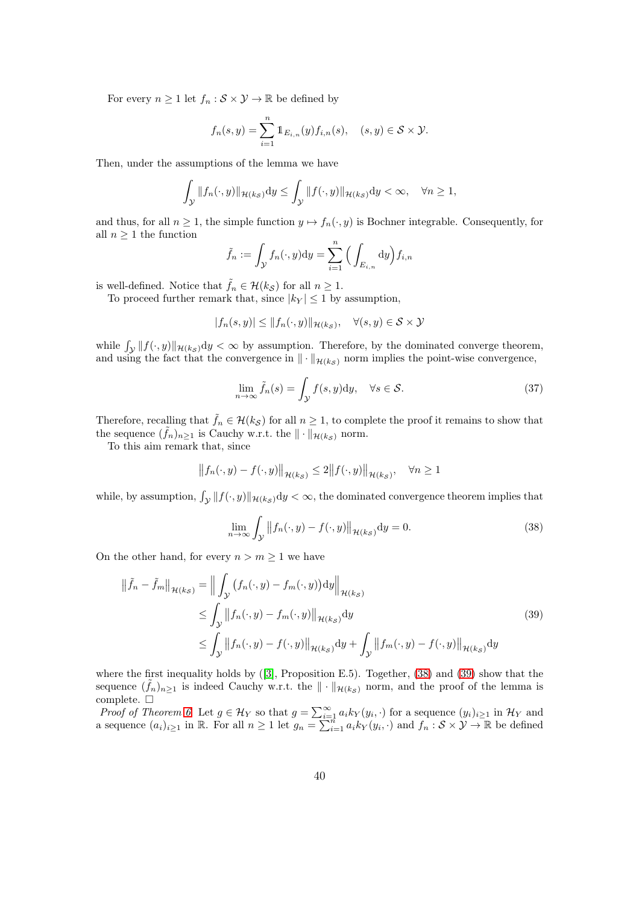For every $n \geq 1$ let $f_n : \mathcal{S} \times \mathcal{Y} \to \mathbb{R}$ be defined by

$$f_n(s, y) = \sum_{i=1}^{n} \mathbb{1}_{E_{i,n}}(y) f_{i,n}(s), \quad (s, y) \in \mathcal{S} \times \mathcal{Y}.$$

Then, under the assumptions of the lemma we have

$$\int_{\mathcal{Y}} \|f_n(\cdot, y)\|_{\mathcal{H}(k_\mathcal{S})} \mathrm{d}y \leq \int_{\mathcal{Y}} \|f(\cdot, y)\|_{\mathcal{H}(k_\mathcal{S})} \mathrm{d}y < \infty, \quad \forall n \geq 1,$$

and thus, for all $n \geq 1$, the simple function $y \mapsto f_n(\cdot, y)$ is Bochner integrable. Consequently, for all $n \geq 1$ the function

$$\tilde{f}_n := \int_{\mathcal{Y}} f_n(\cdot, y) \mathrm{d}y = \sum_{i=1}^{n} \Big( \int_{E_{i,n}} \mathrm{d}y \Big) f_{i,n}$$

is well-defined. Notice that $\tilde{f}_n \in \mathcal{H}(k_\mathcal{S})$ for all $n \geq 1$.

To proceed further remark that, since $|k_Y| \leq 1$ by assumption,

$$|f_n(s, y)| \leq \|f_n(\cdot, y)\|_{\mathcal{H}(k_\mathcal{S})}, \quad \forall (s, y) \in \mathcal{S} \times \mathcal{Y}$$

while $\int_{\mathcal{Y}} \|f(\cdot, y)\|_{\mathcal{H}(k_\mathcal{S})} \mathrm{d}y < \infty$ by assumption. Therefore, by the dominated converge theorem, and using the fact that the convergence in $\|\cdot\|_{\mathcal{H}(k_\mathcal{S})}$ norm implies the point-wise convergence,

$$\lim_{n \to \infty} \tilde{f}_n(s) = \int_{\mathcal{Y}} f(s, y) \mathrm{d}y, \quad \forall s \in \mathcal{S}. \tag{37}$$

Therefore, recalling that $\tilde{f}_n \in \mathcal{H}(k_\mathcal{S})$ for all $n \geq 1$, to complete the proof it remains to show that the sequence $(\tilde{f}_n)_{n \geq 1}$ is Cauchy w.r.t. the $\|\cdot\|_{\mathcal{H}(k_\mathcal{S})}$ norm.

To this aim remark that, since

$$\big\| f_n(\cdot, y) - f(\cdot, y) \big\|_{\mathcal{H}(k_\mathcal{S})} \leq 2 \big\| f(\cdot, y) \big\|_{\mathcal{H}(k_\mathcal{S})}, \quad \forall n \geq 1$$

while, by assumption, $\int_{\mathcal{Y}} \|f(\cdot, y)\|_{\mathcal{H}(k_\mathcal{S})} \mathrm{d}y < \infty$, the dominated convergence theorem implies that

$$\lim_{n \to \infty} \int_{\mathcal{Y}} \big\| f_n(\cdot, y) - f(\cdot, y) \big\|_{\mathcal{H}(k_\mathcal{S})} \mathrm{d}y = 0. \tag{38}$$

On the other hand, for every $n > m \geq 1$ we have

$$\begin{aligned}
\big\| \tilde{f}_n - \tilde{f}_m \big\|_{\mathcal{H}(k_\mathcal{S})} &= \Big\| \int_{\mathcal{Y}} \big( f_n(\cdot, y) - f_m(\cdot, y) \big) \mathrm{d}y \Big\|_{\mathcal{H}(k_\mathcal{S})} \\
&\leq \int_{\mathcal{Y}} \big\| f_n(\cdot, y) - f_m(\cdot, y) \big\|_{\mathcal{H}(k_\mathcal{S})} \mathrm{d}y \\
&\leq \int_{\mathcal{Y}} \big\| f_n(\cdot, y) - f(\cdot, y) \big\|_{\mathcal{H}(k_\mathcal{S})} \mathrm{d}y + \int_{\mathcal{Y}} \big\| f_m(\cdot, y) - f(\cdot, y) \big\|_{\mathcal{H}(k_\mathcal{S})} \mathrm{d}y
\end{aligned} \tag{39}$$

where the first inequality holds by ([3], Proposition E.5). Together, (38) and (39) show that the sequence $(\tilde{f}_n)_{n \geq 1}$ is indeed Cauchy w.r.t. the $\|\cdot\|_{\mathcal{H}(k_\mathcal{S})}$ norm, and the proof of the lemma is complete. $\square$

*Proof of Theorem 6.* Let $g \in \mathcal{H}_Y$ so that $g = \sum_{i=1}^{\infty} a_i k_Y(y_i, \cdot)$ for a sequence $(y_i)_{i \geq 1}$ in $\mathcal{H}_Y$ and a sequence $(a_i)_{i \geq 1}$ in $\mathbb{R}$. For all $n \geq 1$ let $g_n = \sum_{i=1}^{n} a_i k_Y(y_i, \cdot)$ and $f_n : \mathcal{S} \times \mathcal{Y} \to \mathbb{R}$ be defined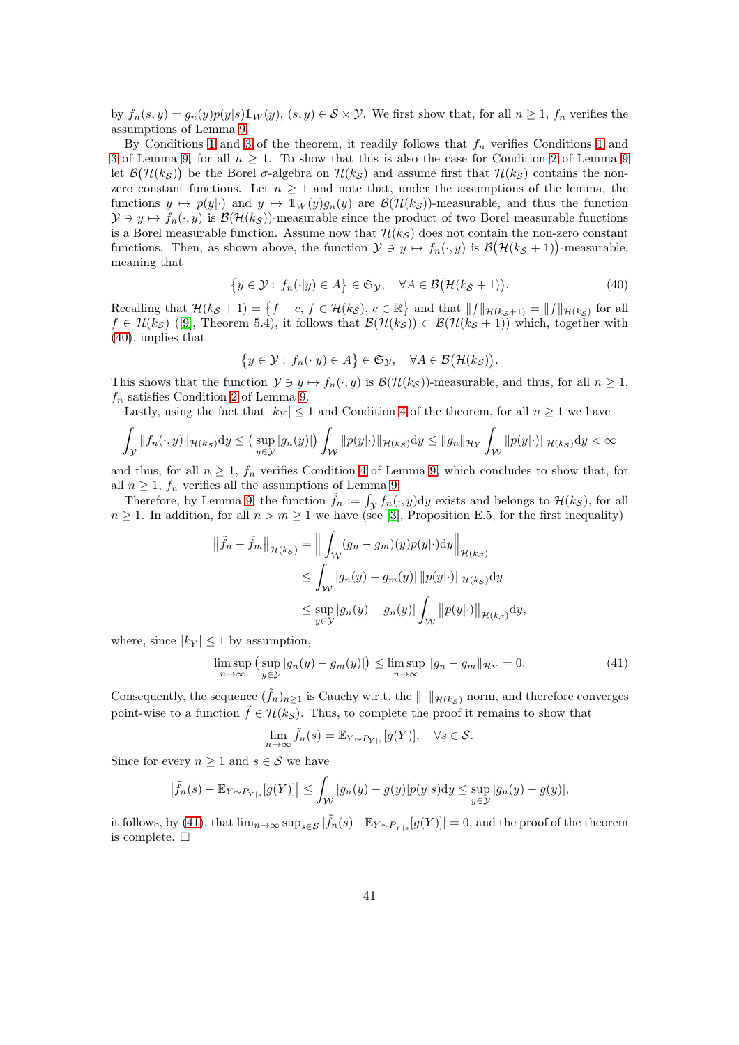by $f_n(s,y) = g_n(y)p(y|s)\mathbb{1}_W(y)$, $(s,y) \in \mathcal{S}\times\mathcal{Y}$. We first show that, for all $n \geq 1$, $f_n$ verifies the assumptions of Lemma 9.

By Conditions 1 and 3 of the theorem, it readily follows that $f_n$ verifies Conditions 1 and 3 of Lemma 9, for all $n \geq 1$. To show that this is also the case for Condition 2 of Lemma 9 let $\mathcal{B}\big(\mathcal{H}(k_\mathcal{S})\big)$ be the Borel $\sigma$-algebra on $\mathcal{H}(k_\mathcal{S})$ and assume first that $\mathcal{H}(k_\mathcal{S})$ contains the non-zero constant functions. Let $n \geq 1$ and note that, under the assumptions of the lemma, the functions $y \mapsto p(y|\cdot)$ and $y \mapsto \mathbb{1}_W(y)g_n(y)$ are $\mathcal{B}(\mathcal{H}(k_\mathcal{S}))$-measurable, and thus the function $\mathcal{Y} \ni y \mapsto f_n(\cdot,y)$ is $\mathcal{B}(\mathcal{H}(k_\mathcal{S}))$-measurable since the product of two Borel measurable functions is a Borel measurable function. Assume now that $\mathcal{H}(k_\mathcal{S})$ does not contain the non-zero constant functions. Then, as shown above, the function $\mathcal{Y} \ni y \mapsto f_n(\cdot,y)$ is $\mathcal{B}\big(\mathcal{H}(k_\mathcal{S}+1)\big)$-measurable, meaning that

$$\big\{y \in \mathcal{Y}:\ f_n(\cdot|y) \in A\big\} \in \mathfrak{S}_\mathcal{Y}, \quad \forall A \in \mathcal{B}\big(\mathcal{H}(k_\mathcal{S}+1)\big). \tag{40}$$

Recalling that $\mathcal{H}(k_\mathcal{S}+1) = \big\{f + c,\ f \in \mathcal{H}(k_\mathcal{S}),\ c \in \mathbb{R}\big\}$ and that $\|f\|_{\mathcal{H}(k_\mathcal{S}+1)} = \|f\|_{\mathcal{H}(k_\mathcal{S})}$ for all $f \in \mathcal{H}(k_\mathcal{S})$ ([9], Theorem 5.4), it follows that $\mathcal{B}(\mathcal{H}(k_\mathcal{S})) \subset \mathcal{B}(\mathcal{H}(k_\mathcal{S}+1))$ which, together with (40), implies that

$$\big\{y \in \mathcal{Y}:\ f_n(\cdot|y) \in A\big\} \in \mathfrak{S}_\mathcal{Y}, \quad \forall A \in \mathcal{B}\big(\mathcal{H}(k_\mathcal{S})\big).$$

This shows that the function $\mathcal{Y} \ni y \mapsto f_n(\cdot,y)$ is $\mathcal{B}(\mathcal{H}(k_\mathcal{S}))$-measurable, and thus, for all $n \geq 1$, $f_n$ satisfies Condition 2 of Lemma 9.

Lastly, using the fact that $|k_Y| \leq 1$ and Condition 4 of the theorem, for all $n \geq 1$ we have

$$\int_\mathcal{Y} \|f_n(\cdot,y)\|_{\mathcal{H}(k_\mathcal{S})}\mathrm{d}y \leq \big(\sup_{y\in\mathcal{Y}}|g_n(y)|\big)\int_\mathcal{W}\|p(y|\cdot)\|_{\mathcal{H}(k_\mathcal{S})}\mathrm{d}y \leq \|g_n\|_{\mathcal{H}_Y}\int_\mathcal{W}\|p(y|\cdot)\|_{\mathcal{H}(k_\mathcal{S})}\mathrm{d}y < \infty$$

and thus, for all $n \geq 1$, $f_n$ verifies Condition 4 of Lemma 9, which concludes to show that, for all $n \geq 1$, $f_n$ verifies all the assumptions of Lemma 9.

Therefore, by Lemma 9, the function $\tilde{f}_n := \int_\mathcal{Y} f_n(\cdot,y)\mathrm{d}y$ exists and belongs to $\mathcal{H}(k_\mathcal{S})$, for all $n \geq 1$. In addition, for all $n > m \geq 1$ we have (see [3], Proposition E.5, for the first inequality)

$$\begin{aligned}
\big\|\tilde{f}_n - \tilde{f}_m\big\|_{\mathcal{H}(k_\mathcal{S})} &= \Big\|\int_\mathcal{W}(g_n - g_m)(y)p(y|\cdot)\mathrm{d}y\Big\|_{\mathcal{H}(k_\mathcal{S})} \\
&\leq \int_\mathcal{W}|g_n(y) - g_m(y)|\,\|p(y|\cdot)\|_{\mathcal{H}(k_\mathcal{S})}\mathrm{d}y \\
&\leq \sup_{y\in\mathcal{Y}}|g_n(y) - g_n(y)|\int_\mathcal{W}\big\|p(y|\cdot)\big\|_{\mathcal{H}(k_\mathcal{S})}\mathrm{d}y,
\end{aligned}$$

where, since $|k_Y| \leq 1$ by assumption,

$$\limsup_{n\to\infty}\big(\sup_{y\in\mathcal{Y}}|g_n(y) - g_m(y)|\big) \leq \limsup_{n\to\infty}\|g_n - g_m\|_{\mathcal{H}_Y} = 0. \tag{41}$$

Consequently, the sequence $(\tilde{f}_n)_{n\geq1}$ is Cauchy w.r.t. the $\|\cdot\|_{\mathcal{H}(k_\mathcal{S})}$ norm, and therefore converges point-wise to a function $\tilde{f} \in \mathcal{H}(k_\mathcal{S})$. Thus, to complete the proof it remains to show that

$$\lim_{n\to\infty}\tilde{f}_n(s) = \mathbb{E}_{Y\sim P_{Y|s}}[g(Y)], \quad \forall s \in \mathcal{S}.$$

Since for every $n \geq 1$ and $s \in \mathcal{S}$ we have

$$\big|\tilde{f}_n(s) - \mathbb{E}_{Y\sim P_{Y|s}}[g(Y)]\big| \leq \int_\mathcal{W}|g_n(y) - g(y)|p(y|s)\mathrm{d}y \leq \sup_{y\in\mathcal{Y}}|g_n(y) - g(y)|,$$

it follows, by (41), that $\lim_{n\to\infty}\sup_{s\in\mathcal{S}}|\tilde{f}_n(s) - \mathbb{E}_{Y\sim P_{Y|s}}[g(Y)]| = 0$, and the proof of the theorem is complete. $\square$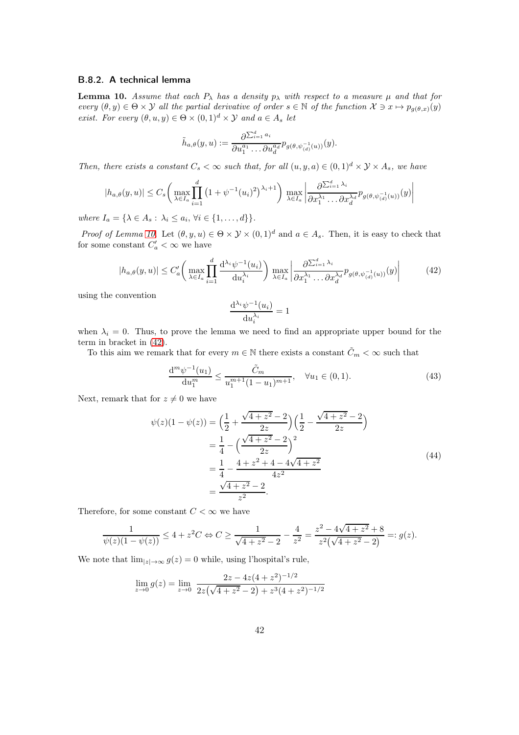#### B.8.2. A technical lemma

**Lemma 10.** *Assume that each $P_\lambda$ has a density $p_\lambda$ with respect to a measure $\mu$ and that for every $(\theta, y) \in \Theta \times \mathcal{Y}$ all the partial derivative of order $s \in \mathbb{N}$ of the function $\mathcal{X} \ni x \mapsto p_{g(\theta,x)}(y)$ exist. For every $(\theta, u, y) \in \Theta \times (0,1)^d \times \mathcal{Y}$ and $a \in A_s$ let*

$$\tilde{h}_{a,\theta}(y,u) := \frac{\partial^{\sum_{i=1}^d a_i}}{\partial u_1^{a_1} \dots \partial u_d^{a_d}} p_{g(\theta,\psi_{(d)}^{-1}(u))}(y).$$

*Then, there exists a constant $C_s < \infty$ such that, for all $(u, y, a) \in (0,1)^d \times \mathcal{Y} \times A_s$, we have*

$$|h_{a,\theta}(y,u)| \leq C_s \bigg( \max_{\lambda \in I_a} \prod_{i=1}^d \big(1 + \psi^{-1}(u_i)^2\big)^{\lambda_i + 1} \bigg) \max_{\lambda \in I_a} \bigg| \frac{\partial^{\sum_{i=1}^d \lambda_i}}{\partial x_1^{\lambda_1} \dots \partial x_d^{\lambda_d}} p_{g(\theta,\psi_{(d)}^{-1}(u))}(y) \bigg|$$

*where $I_a = \{\lambda \in A_s : \lambda_i \leq a_i, \ \forall i \in \{1, \dots, d\}\}$.*

*Proof of Lemma 10.* Let $(\theta, y, u) \in \Theta \times \mathcal{Y} \times (0,1)^d$ and $a \in A_s$. Then, it is easy to check that for some constant $C'_a < \infty$ we have

$$|h_{a,\theta}(y,u)| \leq C'_a \bigg( \max_{\lambda \in I_a} \prod_{i=1}^d \frac{\mathrm{d}^{\lambda_i} \psi^{-1}(u_i)}{\mathrm{d}u_i^{\lambda_i}} \bigg) \max_{\lambda \in I_a} \bigg| \frac{\partial^{\sum_{i=1}^d \lambda_i}}{\partial x_1^{\lambda_1} \dots \partial x_d^{\lambda_d}} p_{g(\theta,\psi_{(d)}^{-1}(u))}(y) \bigg| \tag{42}$$

using the convention

$$\frac{\mathrm{d}^{\lambda_i} \psi^{-1}(u_i)}{\mathrm{d}u_i^{\lambda_i}} = 1$$

when $\lambda_i = 0$. Thus, to prove the lemma we need to find an appropriate upper bound for the term in bracket in (42).

To this aim we remark that for every $m \in \mathbb{N}$ there exists a constant $\tilde{C}_m < \infty$ such that

$$\frac{\mathrm{d}^m \psi^{-1}(u_1)}{\mathrm{d}u_1^m} \leq \frac{\tilde{C}_m}{u_1^{m+1}(1-u_1)^{m+1}}, \quad \forall u_1 \in (0,1). \tag{43}$$

Next, remark that for $z \neq 0$ we have

$$\begin{aligned}
\psi(z)(1-\psi(z)) &= \Big(\frac{1}{2} + \frac{\sqrt{4+z^2}-2}{2z}\Big)\Big(\frac{1}{2} - \frac{\sqrt{4+z^2}-2}{2z}\Big) \\
&= \frac{1}{4} - \Big(\frac{\sqrt{4+z^2}-2}{2z}\Big)^2 \\
&= \frac{1}{4} - \frac{4 + z^2 + 4 - 4\sqrt{4+z^2}}{4z^2} \\
&= \frac{\sqrt{4+z^2}-2}{z^2}.
\end{aligned} \tag{44}$$

Therefore, for some constant $C < \infty$ we have

$$\frac{1}{\psi(z)(1-\psi(z))} \leq 4 + z^2 C \Leftrightarrow C \geq \frac{1}{\sqrt{4+z^2}-2} - \frac{4}{z^2} = \frac{z^2 - 4\sqrt{4+z^2} + 8}{z^2\big(\sqrt{4+z^2}-2\big)} =: g(z).$$

We note that $\lim_{|z|\to\infty} g(z) = 0$ while, using l'hospital's rule,

$$\lim_{z \to 0} g(z) = \lim_{z \to 0} \ \frac{2z - 4z(4+z^2)^{-1/2}}{2z\big(\sqrt{4+z^2}-2\big) + z^3(4+z^2)^{-1/2}}$$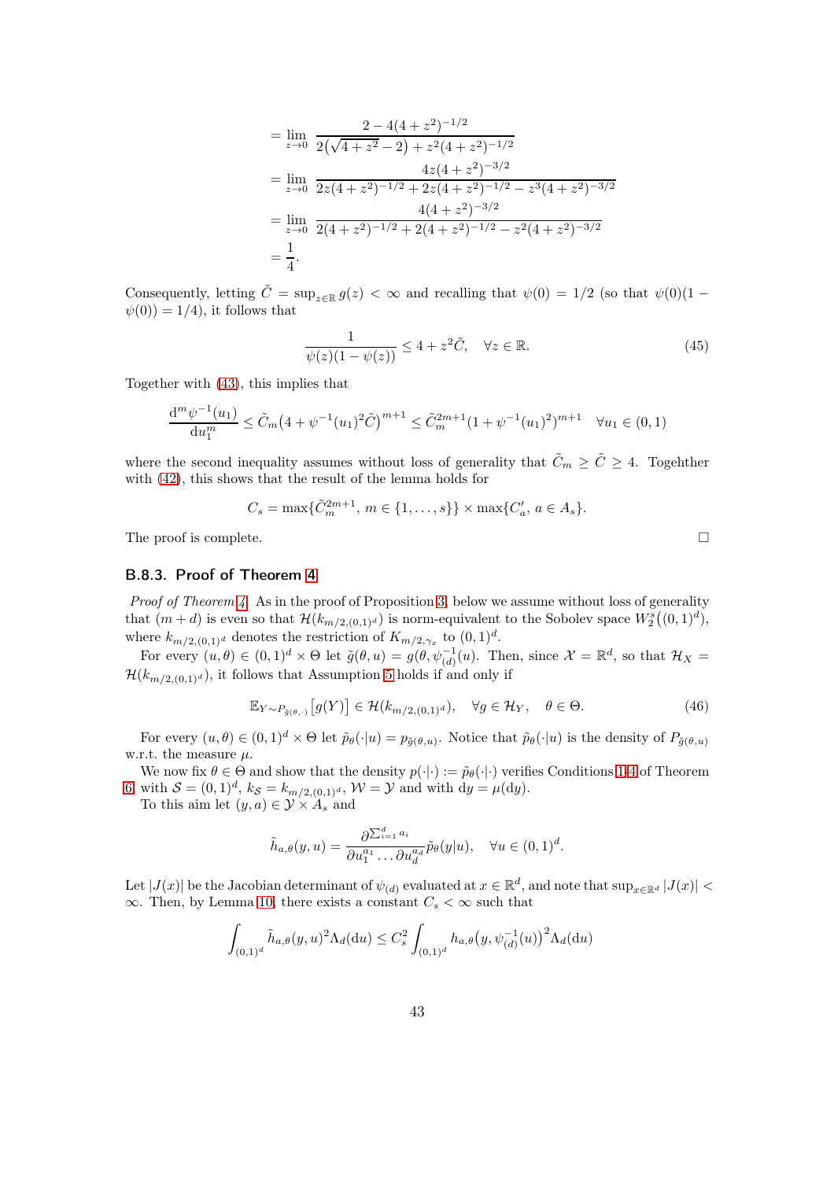$$
\begin{aligned}
&= \lim_{z\to 0} \frac{2 - 4(4+z^2)^{-1/2}}{2\big(\sqrt{4+z^2}-2\big) + z^2(4+z^2)^{-1/2}} \\
&= \lim_{z\to 0} \frac{4z(4+z^2)^{-3/2}}{2z(4+z^2)^{-1/2} + 2z(4+z^2)^{-1/2} - z^3(4+z^2)^{-3/2}} \\
&= \lim_{z\to 0} \frac{4(4+z^2)^{-3/2}}{2(4+z^2)^{-1/2} + 2(4+z^2)^{-1/2} - z^2(4+z^2)^{-3/2}} \\
&= \frac{1}{4}.
\end{aligned}
$$

Consequently, letting $\tilde{C} = \sup_{z\in\mathbb{R}} g(z) < \infty$ and recalling that $\psi(0) = 1/2$ (so that $\psi(0)(1 - \psi(0)) = 1/4$), it follows that

$$
\frac{1}{\psi(z)(1-\psi(z))} \leq 4 + z^2 \tilde{C}, \quad \forall z \in \mathbb{R}. \tag{45}
$$

Together with (43), this implies that

$$
\frac{\mathrm{d}^m \psi^{-1}(u_1)}{\mathrm{d}u_1^m} \leq \tilde{C}_m \big(4 + \psi^{-1}(u_1)^2 \tilde{C}\big)^{m+1} \leq \tilde{C}_m^{2m+1} (1 + \psi^{-1}(u_1)^2)^{m+1} \quad \forall u_1 \in (0,1)
$$

where the second inequality assumes without loss of generality that $\tilde{C}_m \geq \tilde{C} \geq 4$. Togehther with (42), this shows that the result of the lemma holds for

$$
C_s = \max\{\tilde{C}_m^{2m+1},\, m \in \{1,\dots,s\}\} \times \max\{C'_a,\, a \in A_s\}.
$$

The proof is complete. □

### B.8.3. Proof of Theorem 4

*Proof of Theorem 4.* As in the proof of Proposition 3, below we assume without loss of generality that $(m+d)$ is even so that $\mathcal{H}(k_{m/2,(0,1)^d})$ is norm-equivalent to the Sobolev space $W_2^s\big((0,1)^d\big)$, where $k_{m/2,(0,1)^d}$ denotes the restriction of $K_{m/2,\gamma_x}$ to $(0,1)^d$.

For every $(u,\theta) \in (0,1)^d \times \Theta$ let $\tilde{g}(\theta,u) = g(\theta, \psi_{(d)}^{-1}(u))$. Then, since $\mathcal{X} = \mathbb{R}^d$, so that $\mathcal{H}_X = \mathcal{H}(k_{m/2,(0,1)^d})$, it follows that Assumption 5 holds if and only if

$$
\mathbb{E}_{Y\sim P_{\tilde{g}(\theta,\cdot)}}\big[g(Y)\big] \in \mathcal{H}(k_{m/2,(0,1)^d}), \quad \forall g \in \mathcal{H}_Y, \quad \theta \in \Theta. \tag{46}
$$

For every $(u,\theta) \in (0,1)^d \times \Theta$ let $\tilde{p}_\theta(\cdot|u) = p_{\tilde{g}(\theta,u)}$. Notice that $\tilde{p}_\theta(\cdot|u)$ is the density of $P_{\tilde{g}(\theta,u)}$ w.r.t. the measure $\mu$.

We now fix $\theta \in \Theta$ and show that the density $p(\cdot|\cdot) := \tilde{p}_\theta(\cdot|\cdot)$ verifies Conditions 1-4 of Theorem 6, with $\mathcal{S} = (0,1)^d$, $k_\mathcal{S} = k_{m/2,(0,1)^d}$, $\mathcal{W} = \mathcal{Y}$ and with $\mathrm{d}y = \mu(\mathrm{d}y)$.

To this aim let $(y,a) \in \mathcal{Y} \times A_s$ and

$$
\tilde{h}_{a,\theta}(y,u) = \frac{\partial^{\sum_{i=1}^d a_i}}{\partial u_1^{a_1} \dots \partial u_d^{a_d}} \tilde{p}_\theta(y|u), \quad \forall u \in (0,1)^d.
$$

Let $|J(x)|$ be the Jacobian determinant of $\psi_{(d)}$ evaluated at $x \in \mathbb{R}^d$, and note that $\sup_{x\in\mathbb{R}^d} |J(x)| < \infty$. Then, by Lemma 10, there exists a constant $C_s < \infty$ such that

$$
\int_{(0,1)^d} \tilde{h}_{a,\theta}(y,u)^2 \Lambda_d(\mathrm{d}u) \leq C_s^2 \int_{(0,1)^d} h_{a,\theta}\big(y, \psi_{(d)}^{-1}(u)\big)^2 \Lambda_d(\mathrm{d}u)
$$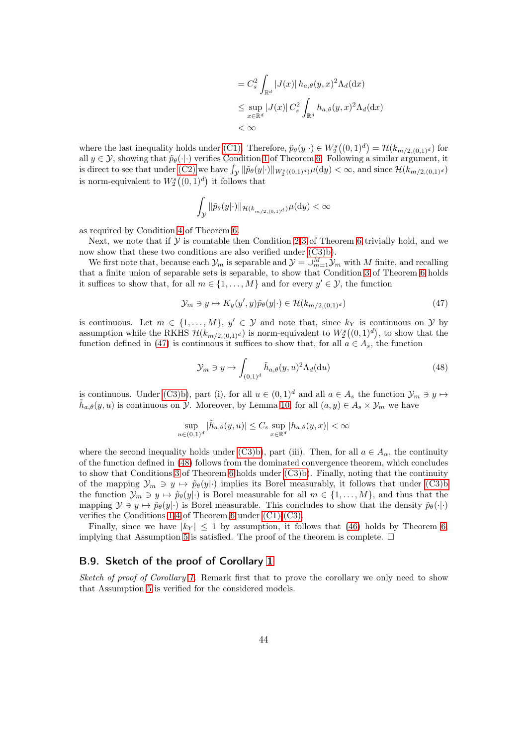$$
\begin{aligned}
&= C_s^2 \int_{\mathbb{R}^d} |J(x)|\, h_{a,\theta}(y,x)^2 \Lambda_d(\mathrm{d}x) \\
&\leq \sup_{x\in\mathbb{R}^d} |J(x)|\, C_s^2 \int_{\mathbb{R}^d} h_{a,\theta}(y,x)^2 \Lambda_d(\mathrm{d}x) \\
&< \infty
\end{aligned}
$$

where the last inequality holds under (C1). Therefore, $\tilde{p}_\theta(y|\cdot) \in W_2^s\big((0,1)^d\big) = \mathcal{H}(k_{m/2,(0,1)^d})$ for all $y \in \mathcal{Y}$, showing that $\tilde{p}_\theta(\cdot|\cdot)$ verifies Condition 1 of Theorem 6. Following a similar argument, it is direct to see that under (C2) we have $\int_{\mathcal{Y}} \|\tilde{p}_\theta(y|\cdot)\|_{W_2^s((0,1)^d)}\mu(\mathrm{d}y) < \infty$, and since $\mathcal{H}(k_{m/2,(0,1)^d})$ is norm-equivalent to $W_2^s\big((0,1)^d\big)$ it follows that

$$
\int_{\mathcal{Y}} \|\tilde{p}_\theta(y|\cdot)\|_{\mathcal{H}(k_{m/2,(0,1)^d})}\mu(\mathrm{d}y) < \infty
$$

as required by Condition 4 of Theorem 6.

Next, we note that if $\mathcal{Y}$ is countable then Condition 2-3 of Theorem 6 trivially hold, and we now show that these two conditions are also verified under (C3)b).

We first note that, because each $\mathcal{Y}_m$ is separable and $\mathcal{Y} = \cup_{m=1}^M \mathcal{Y}_m$ with $M$ finite, and recalling that a finite union of separable sets is separable, to show that Condition 3 of Theorem 6 holds it suffices to show that, for all $m \in \{1,\dots,M\}$ and for every $y' \in \mathcal{Y}$, the function

$$
\mathcal{Y}_m \ni y \mapsto K_y(y',y)\tilde{p}_\theta(y|\cdot) \in \mathcal{H}(k_{m/2,(0,1)^d}) \tag{47}
$$

is continuous. Let $m \in \{1,\dots,M\}$, $y' \in \mathcal{Y}$ and note that, since $k_Y$ is continuous on $\mathcal{Y}$ by assumption while the RKHS $\mathcal{H}(k_{m/2,(0,1)^d})$ is norm-equivalent to $W_2^s\big((0,1)^d\big)$, to show that the function defined in (47) is continuous it suffices to show that, for all $a \in A_s$, the function

$$
\mathcal{Y}_m \ni y \mapsto \int_{(0,1)^d} \tilde{h}_{a,\theta}(y,u)^2 \Lambda_d(\mathrm{d}u) \tag{48}
$$

is continuous. Under (C3)b), part (i), for all $u \in (0,1)^d$ and all $a \in A_s$ the function $\mathcal{Y}_m \ni y \mapsto \tilde{h}_{a,\theta}(y,u)$ is continuous on $\mathcal{Y}$. Moreover, by Lemma 10, for all $(a,y) \in A_s \times \mathcal{Y}_m$ we have

$$
\sup_{u\in(0,1)^d} |\tilde{h}_{a,\theta}(y,u)| \leq C_s \sup_{x\in\mathbb{R}^d} |h_{a,\theta}(y,x)| < \infty
$$

where the second inequality holds under (C3)b), part (iii). Then, for all $a \in A_\alpha$, the continuity of the function defined in (48) follows from the dominated convergence theorem, which concludes to show that Conditions 3 of Theorem 6 holds under (C3)b). Finally, noting that the continuity of the mapping $\mathcal{Y}_m \ni y \mapsto \tilde{p}_\theta(y|\cdot)$ implies its Borel measurably, it follows that under (C3)b the function $\mathcal{Y}_m \ni y \mapsto \tilde{p}_\theta(y|\cdot)$ is Borel measurable for all $m \in \{1,\dots,M\}$, and thus that the mapping $\mathcal{Y} \ni y \mapsto \tilde{p}_\theta(y|\cdot)$ is Borel measurable. This concludes to show that the density $\tilde{p}_\theta(\cdot|\cdot)$ verifies the Conditions 1-4 of Theorem 6 under (C1)-(C3).

Finally, since we have $|k_Y| \leq 1$ by assumption, it follows that (46) holds by Theorem 6, implying that Assumption 5 is satisfied. The proof of the theorem is complete. □

## B.9. Sketch of the proof of Corollary 1

*Sketch of proof of Corollary 1.* Remark first that to prove the corollary we only need to show that Assumption 5 is verified for the considered models.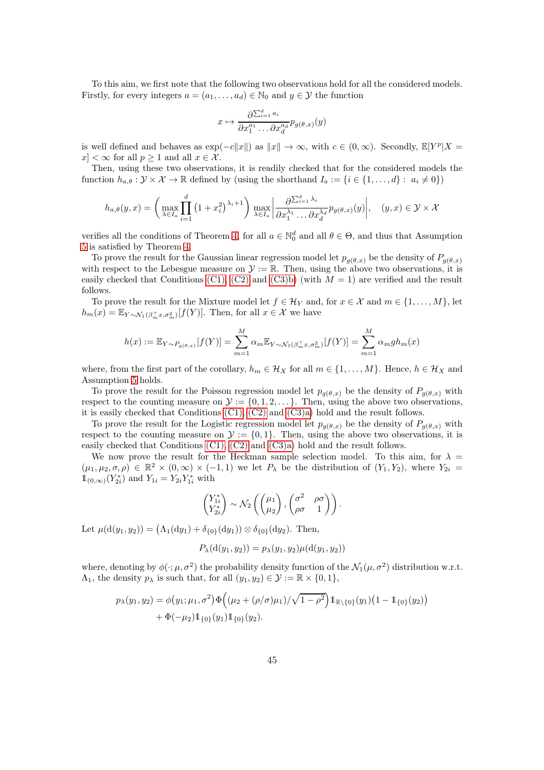To this aim, we first note that the following two observations hold for all the considered models. Firstly, for every integers $a = (a_1, \dots, a_d) \in \mathbb{N}_0$ and $y \in \mathcal{Y}$ the function

$$x \mapsto \frac{\partial^{\sum_{i=1}^d a_i}}{\partial x_1^{a_1} \dots \partial x_d^{a_d}} p_{g(\theta,x)}(y)$$

is well defined and behaves as $\exp(-c\|x\|)$ as $\|x\| \to \infty$, with $c \in (0,\infty)$. Secondly, $\mathbb{E}[Y^p|X = x] < \infty$ for all $p \geq 1$ and all $x \in \mathcal{X}$.

Then, using these two observations, it is readily checked that for the considered models the function $h_{a,\theta} : \mathcal{Y} \times \mathcal{X} \to \mathbb{R}$ defined by (using the shorthand $I_a := \{i \in \{1,\dots,d\} : a_i \neq 0\}$)

$$h_{a,\theta}(y,x) = \left( \max_{\lambda \in I_a} \prod_{i=1}^d \left(1 + x_i^2\right)^{\lambda_i + 1} \right) \max_{\lambda \in I_a} \left| \frac{\partial^{\sum_{i=1}^d \lambda_i}}{\partial x_1^{\lambda_1} \dots \partial x_d^{\lambda_d}} p_{g(\theta,x)}(y) \right|, \quad (y,x) \in \mathcal{Y} \times \mathcal{X}$$

verifies all the conditions of Theorem 4, for all $a \in \mathbb{N}_0^d$ and all $\theta \in \Theta$, and thus that Assumption 5 is satisfied by Theorem 4.

To prove the result for the Gaussian linear regression model let $p_{g(\theta,x)}$ be the density of $P_{g(\theta,x)}$ with respect to the Lebesgue measure on $\mathcal{Y} := \mathbb{R}$. Then, using the above two observations, it is easily checked that Conditions (C1), (C2) and (C3)b) (with $M = 1$) are verified and the result follows.

To prove the result for the Mixture model let $f \in \mathcal{H}_Y$ and, for $x \in \mathcal{X}$ and $m \in \{1,\dots,M\}$, let $h_m(x) = \mathbb{E}_{Y \sim \mathcal{N}_1(\beta_m^\top x, \sigma_m^2)}[f(Y)]$. Then, for all $x \in \mathcal{X}$ we have

$$h(x) := \mathbb{E}_{Y \sim P_{g(\theta,x)}}[f(Y)] = \sum_{m=1}^M \alpha_m \mathbb{E}_{Y \sim \mathcal{N}_1(\beta_m^\top x, \sigma_m^2)}[f(Y)] = \sum_{m=1}^M \alpha_m g h_m(x)$$

where, from the first part of the corollary, $h_m \in \mathcal{H}_X$ for all $m \in \{1,\dots,M\}$. Hence, $h \in \mathcal{H}_X$ and Assumption 5 holds.

To prove the result for the Poisson regression model let $p_{g(\theta,x)}$ be the density of $P_{g(\theta,x)}$ with respect to the counting measure on $\mathcal{Y} := \{0,1,2,\dots\}$. Then, using the above two observations, it is easily checked that Conditions (C1), (C2) and (C3)a) hold and the result follows.

To prove the result for the Logistic regression model let $p_{g(\theta,x)}$ be the density of $P_{g(\theta,x)}$ with respect to the counting measure on $\mathcal{Y} := \{0,1\}$. Then, using the above two observations, it is easily checked that Conditions (C1), (C2) and (C3)a) hold and the result follows.

We now prove the result for the Heckman sample selection model. To this aim, for $\lambda = (\mu_1,\mu_2,\sigma,\rho) \in \mathbb{R}^2 \times (0,\infty) \times (-1,1)$ we let $P_\lambda$ be the distribution of $(Y_1,Y_2)$, where $Y_{2i} = \mathbb{1}_{(0,\infty)}(Y_{2i}^*)$ and $Y_{1i} = Y_{2i} Y_{1i}^*$ with

$$\begin{pmatrix} Y_{1i}^* \\ Y_{2i}^* \end{pmatrix} \sim \mathcal{N}_2\left( \begin{pmatrix} \mu_1 \\ \mu_2 \end{pmatrix}, \begin{pmatrix} \sigma^2 & \rho\sigma \\ \rho\sigma & 1 \end{pmatrix} \right).$$

Let $\mu(\mathrm{d}(y_1,y_2)) = \big(\Lambda_1(\mathrm{d}y_1) + \delta_{\{0\}}(\mathrm{d}y_1)\big) \otimes \delta_{\{0\}}(\mathrm{d}y_2)$. Then,

$$P_\lambda(\mathrm{d}(y_1,y_2)) = p_\lambda(y_1,y_2)\mu(\mathrm{d}(y_1,y_2))$$

where, denoting by $\phi(\cdot;\mu,\sigma^2)$ the probability density function of the $\mathcal{N}_1(\mu,\sigma^2)$ distribution w.r.t. $\Lambda_1$, the density $p_\lambda$ is such that, for all $(y_1,y_2) \in \mathcal{Y} := \mathbb{R} \times \{0,1\}$,

$$\begin{aligned} p_\lambda(y_1,y_2) = {} & \phi\big(y_1;\mu_1,\sigma^2\big)\Phi\Big(\big(\mu_2 + (\rho/\sigma)\mu_1\big)/\sqrt{1-\rho^2}\Big)\mathbb{1}_{\mathbb{R}\setminus\{0\}}(y_1)\big(1 - \mathbb{1}_{\{0\}}(y_2)\big) \\ & + \Phi(-\mu_2)\mathbb{1}_{\{0\}}(y_1)\mathbb{1}_{\{0\}}(y_2). \end{aligned}$$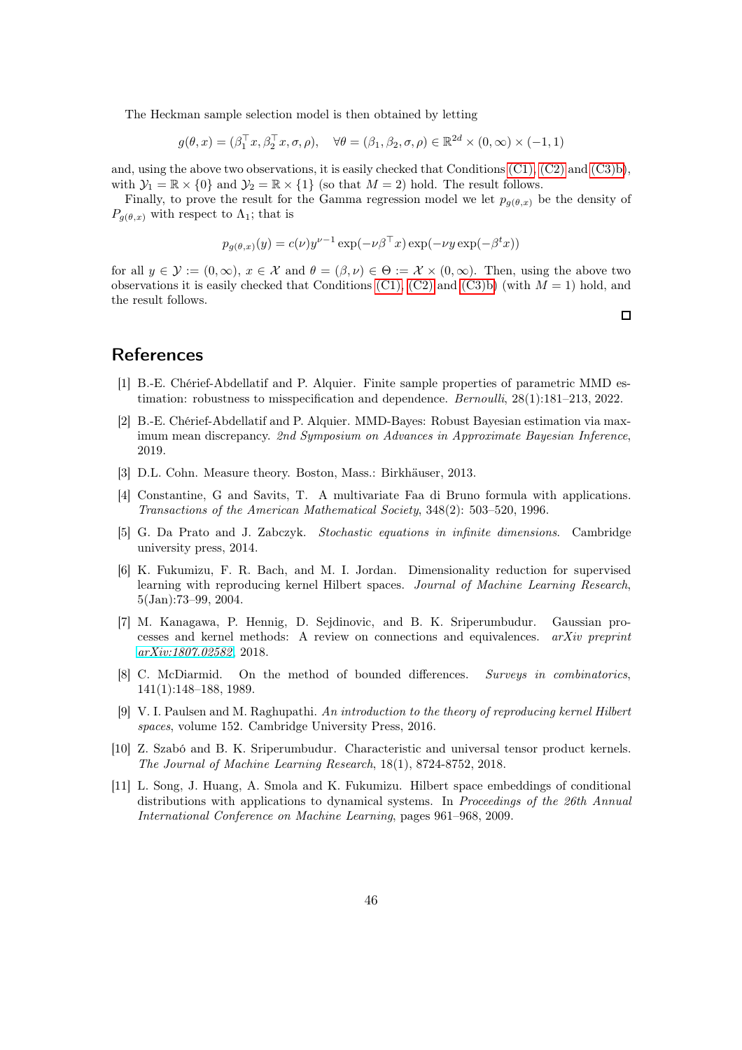The Heckman sample selection model is then obtained by letting

$$g(\theta, x) = (\beta_1^\top x, \beta_2^\top x, \sigma, \rho), \quad \forall \theta = (\beta_1, \beta_2, \sigma, \rho) \in \mathbb{R}^{2d} \times (0, \infty) \times (-1, 1)$$

and, using the above two observations, it is easily checked that Conditions (C1), (C2) and (C3)b), with $\mathcal{Y}_1 = \mathbb{R} \times \{0\}$ and $\mathcal{Y}_2 = \mathbb{R} \times \{1\}$ (so that $M = 2$) hold. The result follows.

Finally, to prove the result for the Gamma regression model we let $p_{g(\theta,x)}$ be the density of $P_{g(\theta,x)}$ with respect to $\Lambda_1$; that is

$$p_{g(\theta,x)}(y) = c(\nu) y^{\nu-1} \exp(-\nu \beta^\top x) \exp(-\nu y \exp(-\beta^t x))$$

for all $y \in \mathcal{Y} := (0, \infty)$, $x \in \mathcal{X}$ and $\theta = (\beta, \nu) \in \Theta := \mathcal{X} \times (0, \infty)$. Then, using the above two observations it is easily checked that Conditions (C1), (C2) and (C3)b) (with $M = 1$) hold, and the result follows.

□

## References

[1] B.-E. Chérief-Abdellatif and P. Alquier. Finite sample properties of parametric MMD estimation: robustness to misspecification and dependence. *Bernoulli*, 28(1):181–213, 2022.

[2] B.-E. Chérief-Abdellatif and P. Alquier. MMD-Bayes: Robust Bayesian estimation via maximum mean discrepancy. *2nd Symposium on Advances in Approximate Bayesian Inference*, 2019.

[3] D.L. Cohn. Measure theory. Boston, Mass.: Birkhäuser, 2013.

[4] Constantine, G and Savits, T. A multivariate Faa di Bruno formula with applications. *Transactions of the American Mathematical Society*, 348(2): 503–520, 1996.

[5] G. Da Prato and J. Zabczyk. *Stochastic equations in infinite dimensions*. Cambridge university press, 2014.

[6] K. Fukumizu, F. R. Bach, and M. I. Jordan. Dimensionality reduction for supervised learning with reproducing kernel Hilbert spaces. *Journal of Machine Learning Research*, 5(Jan):73–99, 2004.

[7] M. Kanagawa, P. Hennig, D. Sejdinovic, and B. K. Sriperumbudur. Gaussian processes and kernel methods: A review on connections and equivalences. *arXiv preprint arXiv:1807.02582*, 2018.

[8] C. McDiarmid. On the method of bounded differences. *Surveys in combinatorics*, 141(1):148–188, 1989.

[9] V. I. Paulsen and M. Raghupathi. *An introduction to the theory of reproducing kernel Hilbert spaces*, volume 152. Cambridge University Press, 2016.

[10] Z. Szabó and B. K. Sriperumbudur. Characteristic and universal tensor product kernels. *The Journal of Machine Learning Research*, 18(1), 8724-8752, 2018.

[11] L. Song, J. Huang, A. Smola and K. Fukumizu. Hilbert space embeddings of conditional distributions with applications to dynamical systems. In *Proceedings of the 26th Annual International Conference on Machine Learning*, pages 961–968, 2009.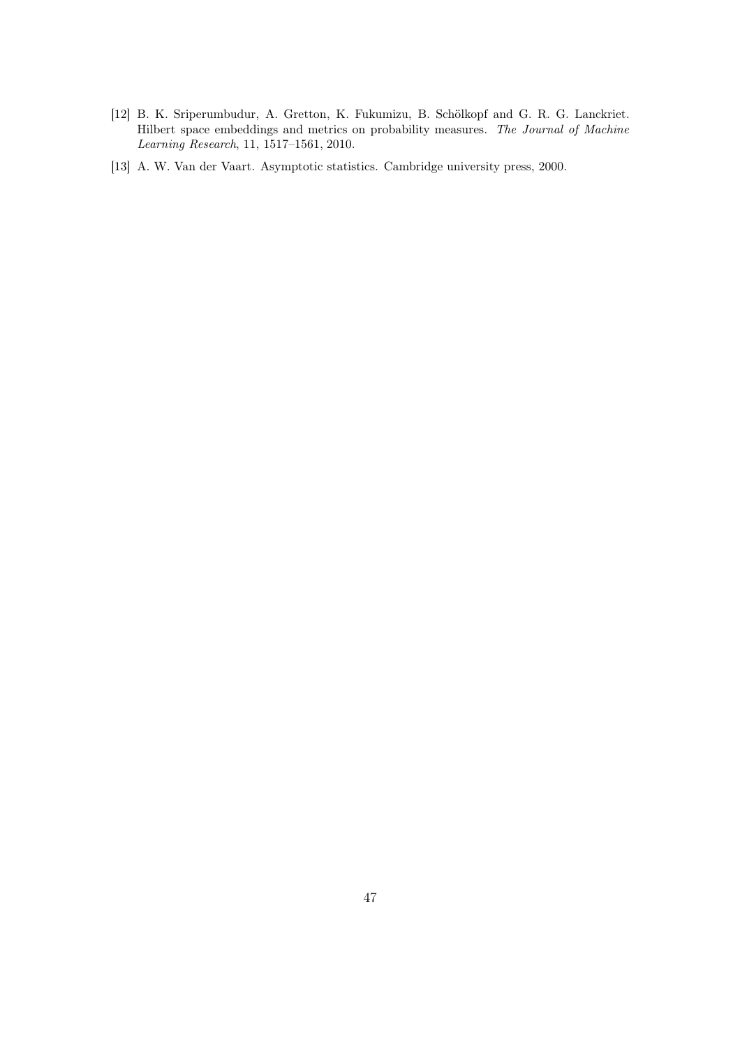[12] B. K. Sriperumbudur, A. Gretton, K. Fukumizu, B. Schölkopf and G. R. G. Lanckriet. Hilbert space embeddings and metrics on probability measures. *The Journal of Machine Learning Research*, 11, 1517–1561, 2010.

[13] A. W. Van der Vaart. Asymptotic statistics. Cambridge university press, 2000.